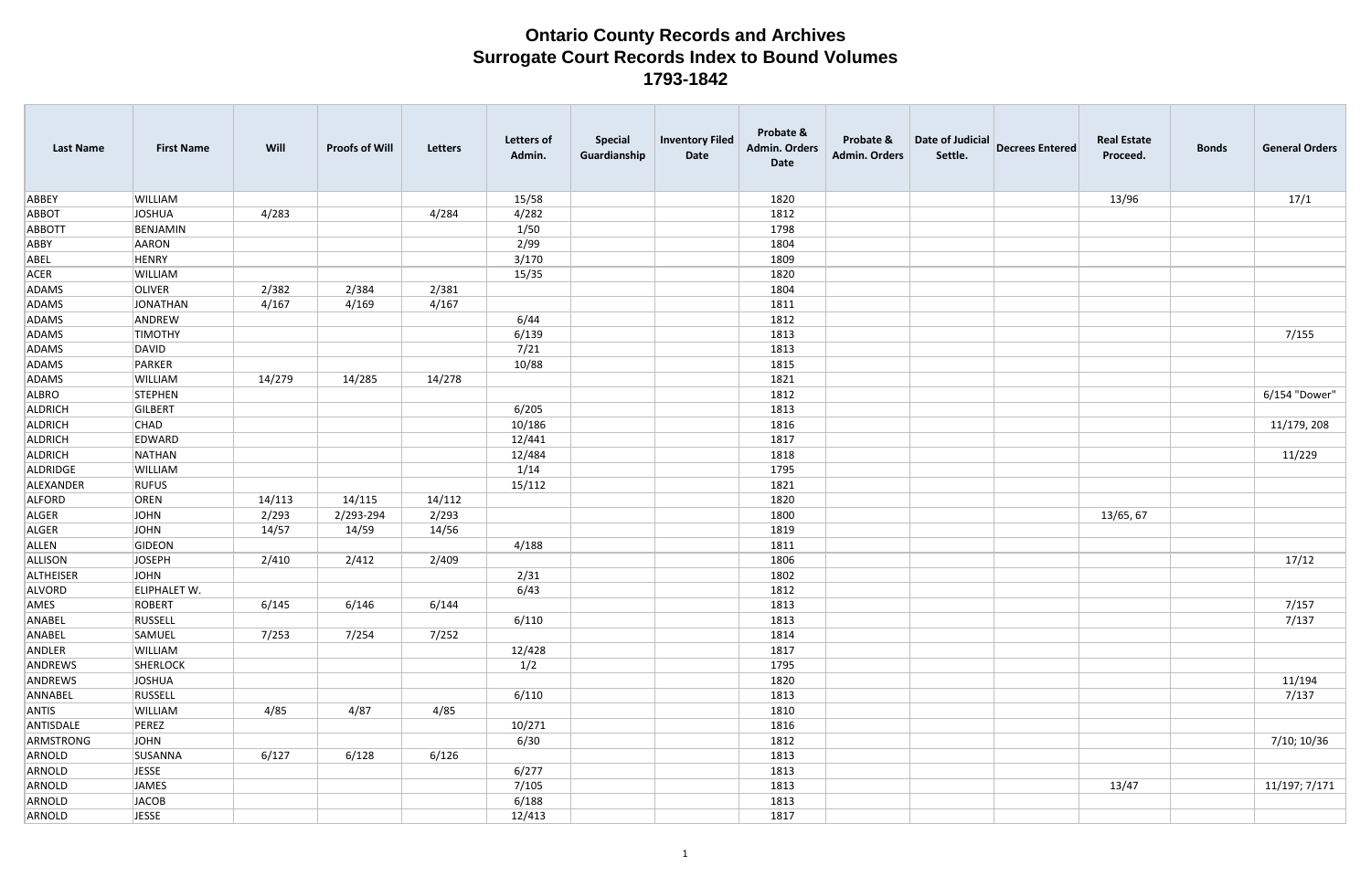# Ontario County Records and Archives
## Surrogate Court Records Index to Bound Volumes
### 1793-1842

| Last Name | First Name | Will | Proofs of Will | Letters | Letters of Admin. | Special Guardianship | Inventory Filed Date | Probate & Admin. Orders Date | Probate & Admin. Orders | Date of Judicial Settle. | Decrees Entered | Real Estate Proceed. | Bonds | General Orders |
|---|---|---|---|---|---|---|---|---|---|---|---|---|---|---|
| ABBEY | WILLIAM | | | | 15/58 | | | 1820 | | | | 13/96 | | 17/1 |
| ABBOT | JOSHUA | 4/283 | | 4/284 | 4/282 | | | 1812 | | | | | | |
| ABBOTT | BENJAMIN | | | | 1/50 | | | 1798 | | | | | | |
| ABBY | AARON | | | | 2/99 | | | 1804 | | | | | | |
| ABEL | HENRY | | | | 3/170 | | | 1809 | | | | | | |
| ACER | WILLIAM | | | | 15/35 | | | 1820 | | | | | | |
| ADAMS | OLIVER | 2/382 | 2/384 | 2/381 | | | | 1804 | | | | | | |
| ADAMS | JONATHAN | 4/167 | 4/169 | 4/167 | | | | 1811 | | | | | | |
| ADAMS | ANDREW | | | | 6/44 | | | 1812 | | | | | | |
| ADAMS | TIMOTHY | | | | 6/139 | | | 1813 | | | | | | 7/155 |
| ADAMS | DAVID | | | | 7/21 | | | 1813 | | | | | | |
| ADAMS | PARKER | | | | 10/88 | | | 1815 | | | | | | |
| ADAMS | WILLIAM | 14/279 | 14/285 | 14/278 | | | | 1821 | | | | | | |
| ALBRO | STEPHEN | | | | | | | 1812 | | | | | | 6/154 "Dower" |
| ALDRICH | GILBERT | | | | 6/205 | | | 1813 | | | | | | |
| ALDRICH | CHAD | | | | 10/186 | | | 1816 | | | | | | 11/179, 208 |
| ALDRICH | EDWARD | | | | 12/441 | | | 1817 | | | | | | |
| ALDRICH | NATHAN | | | | 12/484 | | | 1818 | | | | | | 11/229 |
| ALDRIDGE | WILLIAM | | | | 1/14 | | | 1795 | | | | | | |
| ALEXANDER | RUFUS | | | | 15/112 | | | 1821 | | | | | | |
| ALFORD | OREN | 14/113 | 14/115 | 14/112 | | | | 1820 | | | | | | |
| ALGER | JOHN | 2/293 | 2/293-294 | 2/293 | | | | 1800 | | | | 13/65, 67 | | |
| ALGER | JOHN | 14/57 | 14/59 | 14/56 | | | | 1819 | | | | | | |
| ALLEN | GIDEON | | | | 4/188 | | | 1811 | | | | | | |
| ALLISON | JOSEPH | 2/410 | 2/412 | 2/409 | | | | 1806 | | | | | | 17/12 |
| ALTHEISER | JOHN | | | | 2/31 | | | 1802 | | | | | | |
| ALVORD | ELIPHALET W. | | | | 6/43 | | | 1812 | | | | | | |
| AMES | ROBERT | 6/145 | 6/146 | 6/144 | | | | 1813 | | | | | | 7/157 |
| ANABEL | RUSSELL | | | | 6/110 | | | 1813 | | | | | | 7/137 |
| ANABEL | SAMUEL | 7/253 | 7/254 | 7/252 | | | | 1814 | | | | | | |
| ANDLER | WILLIAM | | | | 12/428 | | | 1817 | | | | | | |
| ANDREWS | SHERLOCK | | | | 1/2 | | | 1795 | | | | | | |
| ANDREWS | JOSHUA | | | | | | | 1820 | | | | | | 11/194 |
| ANNABEL | RUSSELL | | | | 6/110 | | | 1813 | | | | | | 7/137 |
| ANTIS | WILLIAM | 4/85 | 4/87 | 4/85 | | | | 1810 | | | | | | |
| ANTISDALE | PEREZ | | | | 10/271 | | | 1816 | | | | | | |
| ARMSTRONG | JOHN | | | | 6/30 | | | 1812 | | | | | | 7/10; 10/36 |
| ARNOLD | SUSANNA | 6/127 | 6/128 | 6/126 | | | | 1813 | | | | | | |
| ARNOLD | JESSE | | | | 6/277 | | | 1813 | | | | | | |
| ARNOLD | JAMES | | | | 7/105 | | | 1813 | | | | 13/47 | | 11/197; 7/171 |
| ARNOLD | JACOB | | | | 6/188 | | | 1813 | | | | | | |
| ARNOLD | JESSE | | | | 12/413 | | | 1817 | | | | | | |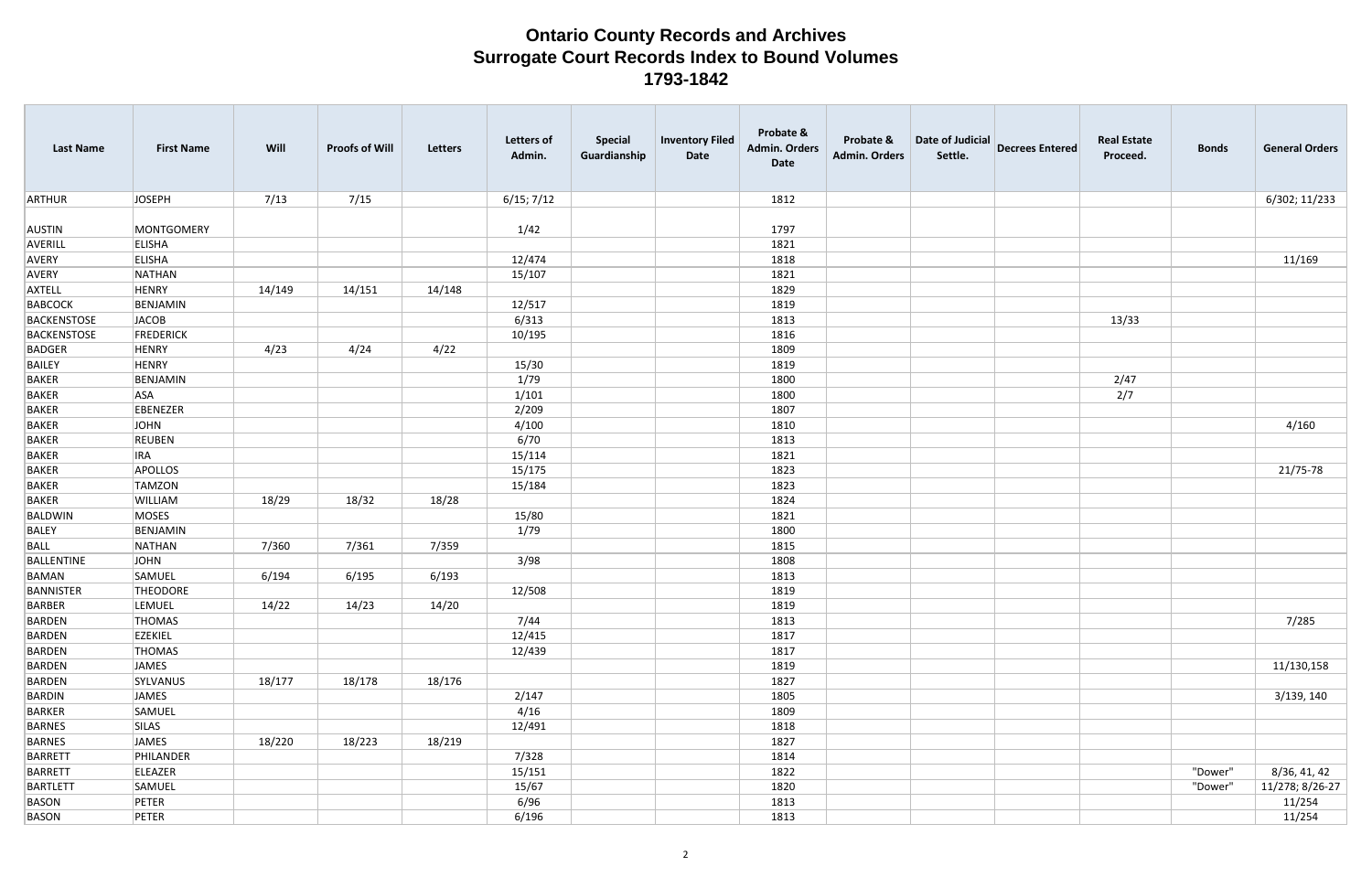# Ontario County Records and Archives
## Surrogate Court Records Index to Bound Volumes
### 1793-1842

| Last Name | First Name | Will | Proofs of Will | Letters | Letters of Admin. | Special Guardianship | Inventory Filed Date | Probate & Admin. Orders Date | Probate & Admin. Orders | Date of Judicial Settle. | Decrees Entered | Real Estate Proceed. | Bonds | General Orders |
|---|---|---|---|---|---|---|---|---|---|---|---|---|---|---|
| ARTHUR | JOSEPH | 7/13 | 7/15 | | 6/15; 7/12 | | | 1812 | | | | | | 6/302; 11/233 |
| AUSTIN | MONTGOMERY | | | | 1/42 | | | 1797 | | | | | | |
| AVERILL | ELISHA | | | | | | | 1821 | | | | | | |
| AVERY | ELISHA | | | | 12/474 | | | 1818 | | | | | | 11/169 |
| AVERY | NATHAN | | | | 15/107 | | | 1821 | | | | | | |
| AXTELL | HENRY | 14/149 | 14/151 | 14/148 | | | | 1829 | | | | | | |
| BABCOCK | BENJAMIN | | | | 12/517 | | | 1819 | | | | | | |
| BACKENSTOSE | JACOB | | | | 6/313 | | | 1813 | | | | 13/33 | | |
| BACKENSTOSE | FREDERICK | | | | 10/195 | | | 1816 | | | | | | |
| BADGER | HENRY | 4/23 | 4/24 | 4/22 | | | | 1809 | | | | | | |
| BAILEY | HENRY | | | | 15/30 | | | 1819 | | | | | | |
| BAKER | BENJAMIN | | | | 1/79 | | | 1800 | | | | 2/47 | | |
| BAKER | ASA | | | | 1/101 | | | 1800 | | | | 2/7 | | |
| BAKER | EBENEZER | | | | 2/209 | | | 1807 | | | | | | |
| BAKER | JOHN | | | | 4/100 | | | 1810 | | | | | | 4/160 |
| BAKER | REUBEN | | | | 6/70 | | | 1813 | | | | | | |
| BAKER | IRA | | | | 15/114 | | | 1821 | | | | | | |
| BAKER | APOLLOS | | | | 15/175 | | | 1823 | | | | | | 21/75-78 |
| BAKER | TAMZON | | | | 15/184 | | | 1823 | | | | | | |
| BAKER | WILLIAM | 18/29 | 18/32 | 18/28 | | | | 1824 | | | | | | |
| BALDWIN | MOSES | | | | 15/80 | | | 1821 | | | | | | |
| BALEY | BENJAMIN | | | | 1/79 | | | 1800 | | | | | | |
| BALL | NATHAN | 7/360 | 7/361 | 7/359 | | | | 1815 | | | | | | |
| BALLENTINE | JOHN | | | | 3/98 | | | 1808 | | | | | | |
| BAMAN | SAMUEL | 6/194 | 6/195 | 6/193 | | | | 1813 | | | | | | |
| BANNISTER | THEODORE | | | | 12/508 | | | 1819 | | | | | | |
| BARBER | LEMUEL | 14/22 | 14/23 | 14/20 | | | | 1819 | | | | | | |
| BARDEN | THOMAS | | | | 7/44 | | | 1813 | | | | | | 7/285 |
| BARDEN | EZEKIEL | | | | 12/415 | | | 1817 | | | | | | |
| BARDEN | THOMAS | | | | 12/439 | | | 1817 | | | | | | |
| BARDEN | JAMES | | | | | | | 1819 | | | | | | 11/130,158 |
| BARDEN | SYLVANUS | 18/177 | 18/178 | 18/176 | | | | 1827 | | | | | | |
| BARDIN | JAMES | | | | 2/147 | | | 1805 | | | | | | 3/139, 140 |
| BARKER | SAMUEL | | | | 4/16 | | | 1809 | | | | | | |
| BARNES | SILAS | | | | 12/491 | | | 1818 | | | | | | |
| BARNES | JAMES | 18/220 | 18/223 | 18/219 | | | | 1827 | | | | | | |
| BARRETT | PHILANDER | | | | 7/328 | | | 1814 | | | | | | |
| BARRETT | ELEAZER | | | | 15/151 | | | 1822 | | | | | "Dower" | 8/36, 41, 42 |
| BARTLETT | SAMUEL | | | | 15/67 | | | 1820 | | | | | "Dower" | 11/278; 8/26-27 |
| BASON | PETER | | | | 6/96 | | | 1813 | | | | | | 11/254 |
| BASON | PETER | | | | 6/196 | | | 1813 | | | | | | 11/254 |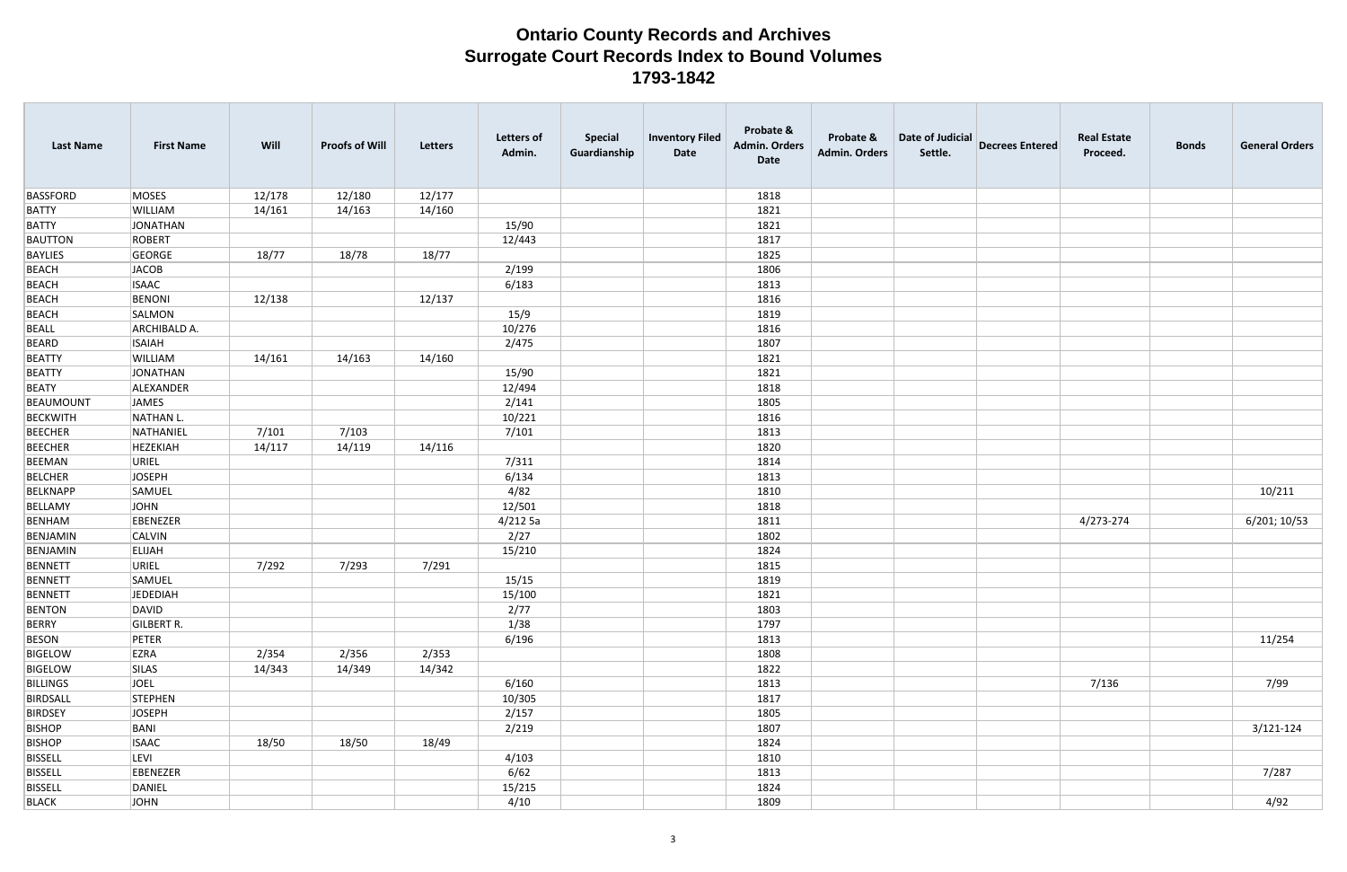# Ontario County Records and Archives
## Surrogate Court Records Index to Bound Volumes
## 1793-1842

| Last Name | First Name | Will | Proofs of Will | Letters | Letters of Admin. | Special Guardianship | Inventory Filed Date | Probate & Admin. Orders Date | Probate & Admin. Orders | Date of Judicial Settle. | Decrees Entered | Real Estate Proceed. | Bonds | General Orders |
|---|---|---|---|---|---|---|---|---|---|---|---|---|---|---|
| BASSFORD | MOSES | 12/178 | 12/180 | 12/177 | | | | 1818 | | | | | | |
| BATTY | WILLIAM | 14/161 | 14/163 | 14/160 | | | | 1821 | | | | | | |
| BATTY | JONATHAN | | | | 15/90 | | | 1821 | | | | | | |
| BAUTTON | ROBERT | | | | 12/443 | | | 1817 | | | | | | |
| BAYLIES | GEORGE | 18/77 | 18/78 | 18/77 | | | | 1825 | | | | | | |
| BEACH | JACOB | | | | 2/199 | | | 1806 | | | | | | |
| BEACH | ISAAC | | | | 6/183 | | | 1813 | | | | | | |
| BEACH | BENONI | 12/138 | | 12/137 | | | | 1816 | | | | | | |
| BEACH | SALMON | | | | 15/9 | | | 1819 | | | | | | |
| BEALL | ARCHIBALD A. | | | | 10/276 | | | 1816 | | | | | | |
| BEARD | ISAIAH | | | | 2/475 | | | 1807 | | | | | | |
| BEATTY | WILLIAM | 14/161 | 14/163 | 14/160 | | | | 1821 | | | | | | |
| BEATTY | JONATHAN | | | | 15/90 | | | 1821 | | | | | | |
| BEATY | ALEXANDER | | | | 12/494 | | | 1818 | | | | | | |
| BEAUMOUNT | JAMES | | | | 2/141 | | | 1805 | | | | | | |
| BECKWITH | NATHAN L. | | | | 10/221 | | | 1816 | | | | | | |
| BEECHER | NATHANIEL | 7/101 | 7/103 | | 7/101 | | | 1813 | | | | | | |
| BEECHER | HEZEKIAH | 14/117 | 14/119 | 14/116 | | | | 1820 | | | | | | |
| BEEMAN | URIEL | | | | 7/311 | | | 1814 | | | | | | |
| BELCHER | JOSEPH | | | | 6/134 | | | 1813 | | | | | | |
| BELKNAPP | SAMUEL | | | | 4/82 | | | 1810 | | | | | | 10/211 |
| BELLAMY | JOHN | | | | 12/501 | | | 1818 | | | | | | |
| BENHAM | EBENEZER | | | | 4/212 5a | | | 1811 | | | | 4/273-274 | | 6/201; 10/53 |
| BENJAMIN | CALVIN | | | | 2/27 | | | 1802 | | | | | | |
| BENJAMIN | ELIJAH | | | | 15/210 | | | 1824 | | | | | | |
| BENNETT | URIEL | 7/292 | 7/293 | 7/291 | | | | 1815 | | | | | | |
| BENNETT | SAMUEL | | | | 15/15 | | | 1819 | | | | | | |
| BENNETT | JEDEDIAH | | | | 15/100 | | | 1821 | | | | | | |
| BENTON | DAVID | | | | 2/77 | | | 1803 | | | | | | |
| BERRY | GILBERT R. | | | | 1/38 | | | 1797 | | | | | | |
| BESON | PETER | | | | 6/196 | | | 1813 | | | | | | 11/254 |
| BIGELOW | EZRA | 2/354 | 2/356 | 2/353 | | | | 1808 | | | | | | |
| BIGELOW | SILAS | 14/343 | 14/349 | 14/342 | | | | 1822 | | | | | | |
| BILLINGS | JOEL | | | | 6/160 | | | 1813 | | | | 7/136 | | 7/99 |
| BIRDSALL | STEPHEN | | | | 10/305 | | | 1817 | | | | | | |
| BIRDSEY | JOSEPH | | | | 2/157 | | | 1805 | | | | | | |
| BISHOP | BANI | | | | 2/219 | | | 1807 | | | | | | 3/121-124 |
| BISHOP | ISAAC | 18/50 | 18/50 | 18/49 | | | | 1824 | | | | | | |
| BISSELL | LEVI | | | | 4/103 | | | 1810 | | | | | | |
| BISSELL | EBENEZER | | | | 6/62 | | | 1813 | | | | | | 7/287 |
| BISSELL | DANIEL | | | | 15/215 | | | 1824 | | | | | | |
| BLACK | JOHN | | | | 4/10 | | | 1809 | | | | | | 4/92 |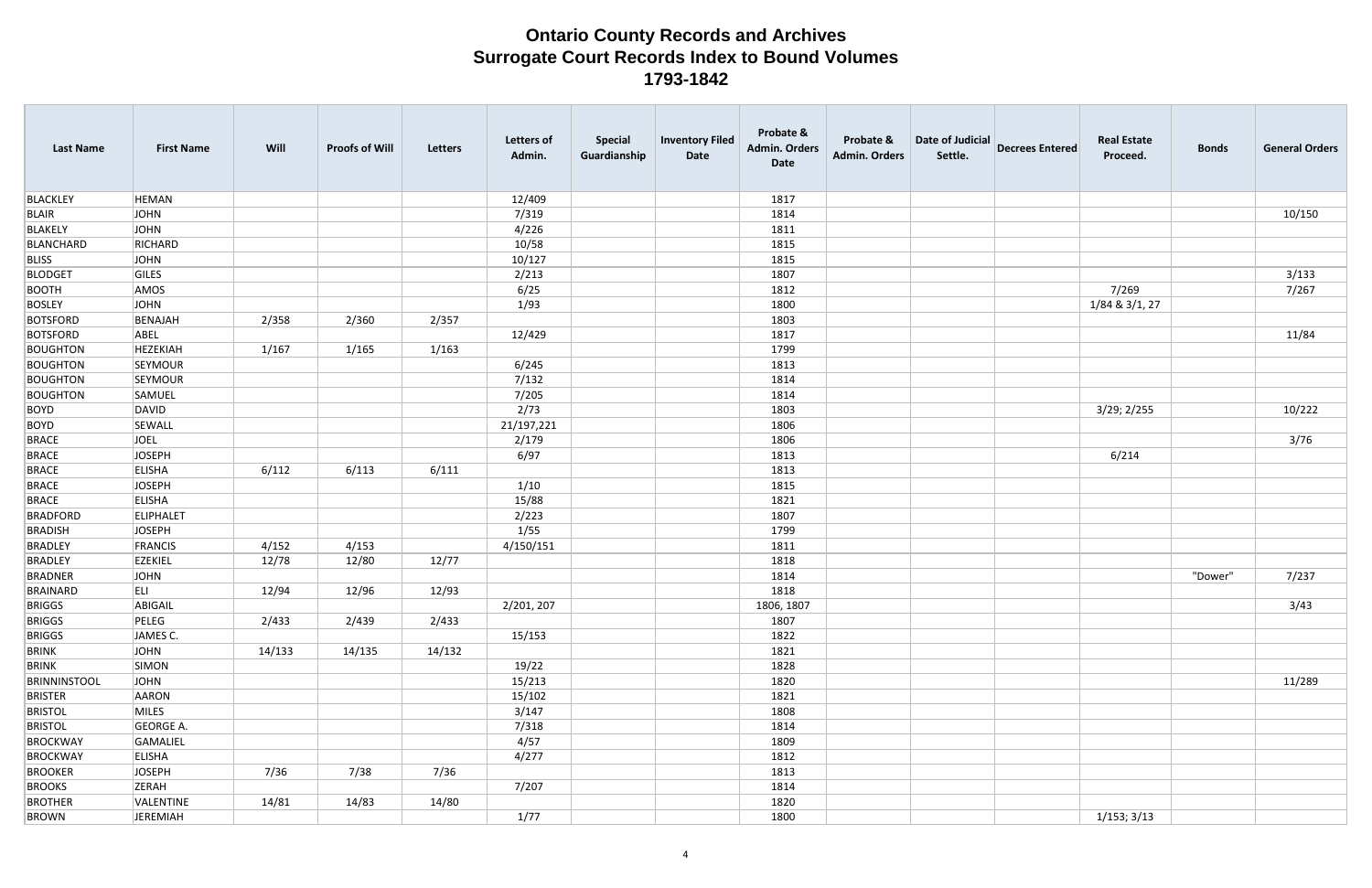# Ontario County Records and Archives
## Surrogate Court Records Index to Bound Volumes
### 1793-1842

| Last Name | First Name | Will | Proofs of Will | Letters | Letters of Admin. | Special Guardianship | Inventory Filed Date | Probate & Admin. Orders Date | Probate & Admin. Orders | Date of Judicial Settle. | Decrees Entered | Real Estate Proceed. | Bonds | General Orders |
|---|---|---|---|---|---|---|---|---|---|---|---|---|---|---|
| BLACKLEY | HEMAN | | | | 12/409 | | | 1817 | | | | | | |
| BLAIR | JOHN | | | | 7/319 | | | 1814 | | | | | | 10/150 |
| BLAKELY | JOHN | | | | 4/226 | | | 1811 | | | | | | |
| BLANCHARD | RICHARD | | | | 10/58 | | | 1815 | | | | | | |
| BLISS | JOHN | | | | 10/127 | | | 1815 | | | | | | |
| BLODGET | GILES | | | | 2/213 | | | 1807 | | | | | | 3/133 |
| BOOTH | AMOS | | | | 6/25 | | | 1812 | | | | 7/269 | | 7/267 |
| BOSLEY | JOHN | | | | 1/93 | | | 1800 | | | | 1/84 & 3/1, 27 | | |
| BOTSFORD | BENAJAH | 2/358 | 2/360 | 2/357 | | | | 1803 | | | | | | |
| BOTSFORD | ABEL | | | | 12/429 | | | 1817 | | | | | | 11/84 |
| BOUGHTON | HEZEKIAH | 1/167 | 1/165 | 1/163 | | | | 1799 | | | | | | |
| BOUGHTON | SEYMOUR | | | | 6/245 | | | 1813 | | | | | | |
| BOUGHTON | SEYMOUR | | | | 7/132 | | | 1814 | | | | | | |
| BOUGHTON | SAMUEL | | | | 7/205 | | | 1814 | | | | | | |
| BOYD | DAVID | | | | 2/73 | | | 1803 | | | | 3/29; 2/255 | | 10/222 |
| BOYD | SEWALL | | | | 21/197,221 | | | 1806 | | | | | | |
| BRACE | JOEL | | | | 2/179 | | | 1806 | | | | | | 3/76 |
| BRACE | JOSEPH | | | | 6/97 | | | 1813 | | | | 6/214 | | |
| BRACE | ELISHA | 6/112 | 6/113 | 6/111 | | | | 1813 | | | | | | |
| BRACE | JOSEPH | | | | 1/10 | | | 1815 | | | | | | |
| BRACE | ELISHA | | | | 15/88 | | | 1821 | | | | | | |
| BRADFORD | ELIPHALET | | | | 2/223 | | | 1807 | | | | | | |
| BRADISH | JOSEPH | | | | 1/55 | | | 1799 | | | | | | |
| BRADLEY | FRANCIS | 4/152 | 4/153 | | 4/150/151 | | | 1811 | | | | | | |
| BRADLEY | EZEKIEL | 12/78 | 12/80 | 12/77 | | | | 1818 | | | | | | |
| BRADNER | JOHN | | | | | | | 1814 | | | | | "Dower" | 7/237 |
| BRAINARD | ELI | 12/94 | 12/96 | 12/93 | | | | 1818 | | | | | | |
| BRIGGS | ABIGAIL | | | | 2/201, 207 | | | 1806, 1807 | | | | | | 3/43 |
| BRIGGS | PELEG | 2/433 | 2/439 | 2/433 | | | | 1807 | | | | | | |
| BRIGGS | JAMES C. | | | | 15/153 | | | 1822 | | | | | | |
| BRINK | JOHN | 14/133 | 14/135 | 14/132 | | | | 1821 | | | | | | |
| BRINK | SIMON | | | | 19/22 | | | 1828 | | | | | | |
| BRINNINSTOOL | JOHN | | | | 15/213 | | | 1820 | | | | | | 11/289 |
| BRISTER | AARON | | | | 15/102 | | | 1821 | | | | | | |
| BRISTOL | MILES | | | | 3/147 | | | 1808 | | | | | | |
| BRISTOL | GEORGE A. | | | | 7/318 | | | 1814 | | | | | | |
| BROCKWAY | GAMALIEL | | | | 4/57 | | | 1809 | | | | | | |
| BROCKWAY | ELISHA | | | | 4/277 | | | 1812 | | | | | | |
| BROOKER | JOSEPH | 7/36 | 7/38 | 7/36 | | | | 1813 | | | | | | |
| BROOKS | ZERAH | | | | 7/207 | | | 1814 | | | | | | |
| BROTHER | VALENTINE | 14/81 | 14/83 | 14/80 | | | | 1820 | | | | | | |
| BROWN | JEREMIAH | | | | 1/77 | | | 1800 | | | | 1/153; 3/13 | | |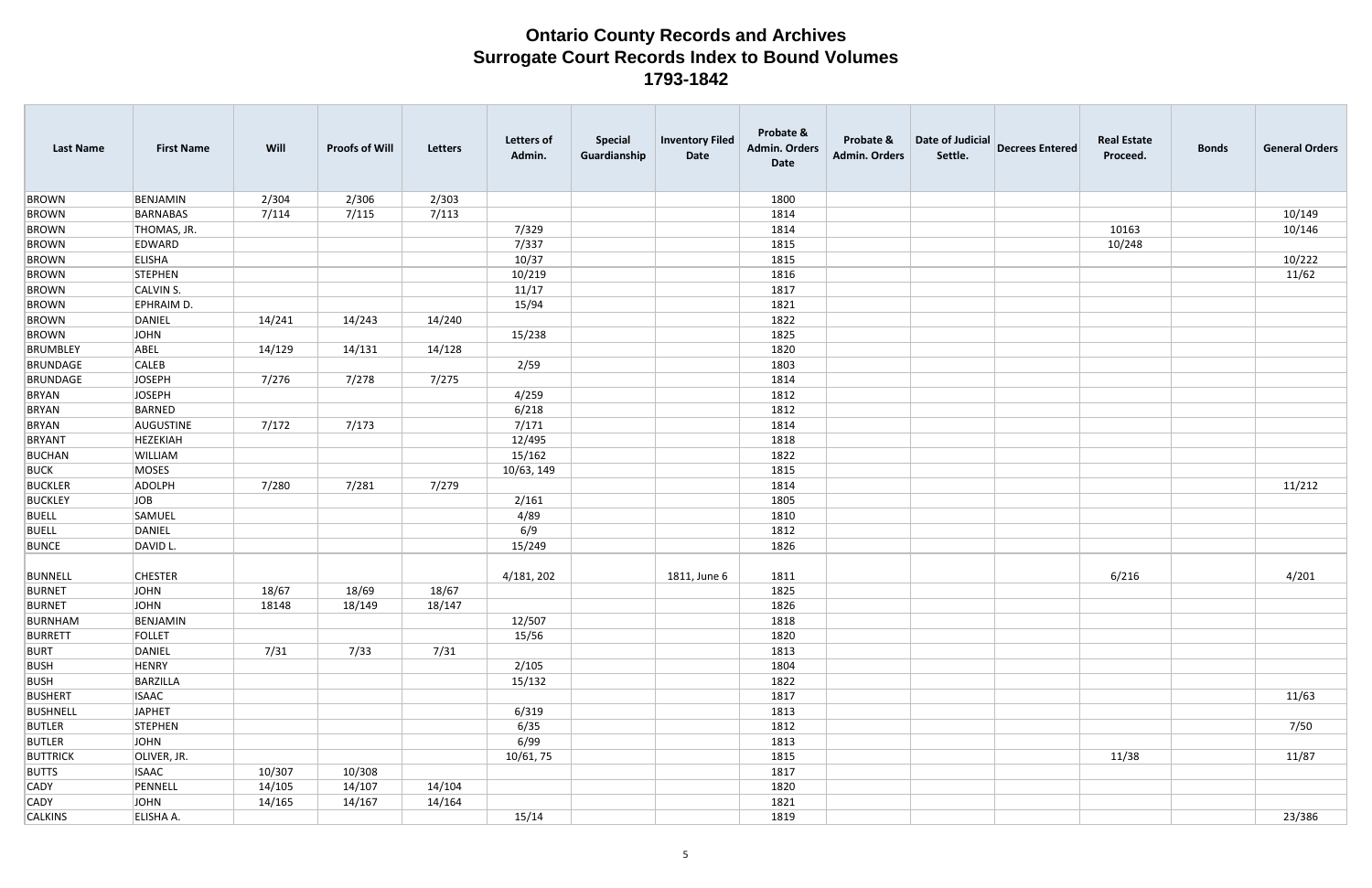# Ontario County Records and Archives
## Surrogate Court Records Index to Bound Volumes
### 1793-1842

| Last Name | First Name | Will | Proofs of Will | Letters | Letters of Admin. | Special Guardianship | Inventory Filed Date | Probate & Admin. Orders Date | Probate & Admin. Orders | Date of Judicial Settle. | Decrees Entered | Real Estate Proceed. | Bonds | General Orders |
|---|---|---|---|---|---|---|---|---|---|---|---|---|---|---|
| BROWN | BENJAMIN | 2/304 | 2/306 | 2/303 | | | | 1800 | | | | | | |
| BROWN | BARNABAS | 7/114 | 7/115 | 7/113 | | | | 1814 | | | | | | 10/149 |
| BROWN | THOMAS, JR. | | | | 7/329 | | | 1814 | | | | 10163 | | 10/146 |
| BROWN | EDWARD | | | | 7/337 | | | 1815 | | | | 10/248 | | |
| BROWN | ELISHA | | | | 10/37 | | | 1815 | | | | | | 10/222 |
| BROWN | STEPHEN | | | | 10/219 | | | 1816 | | | | | | 11/62 |
| BROWN | CALVIN S. | | | | 11/17 | | | 1817 | | | | | | |
| BROWN | EPHRAIM D. | | | | 15/94 | | | 1821 | | | | | | |
| BROWN | DANIEL | 14/241 | 14/243 | 14/240 | | | | 1822 | | | | | | |
| BROWN | JOHN | | | | 15/238 | | | 1825 | | | | | | |
| BRUMBLEY | ABEL | 14/129 | 14/131 | 14/128 | | | | 1820 | | | | | | |
| BRUNDAGE | CALEB | | | | 2/59 | | | 1803 | | | | | | |
| BRUNDAGE | JOSEPH | 7/276 | 7/278 | 7/275 | | | | 1814 | | | | | | |
| BRYAN | JOSEPH | | | | 4/259 | | | 1812 | | | | | | |
| BRYAN | BARNED | | | | 6/218 | | | 1812 | | | | | | |
| BRYAN | AUGUSTINE | 7/172 | 7/173 | | 7/171 | | | 1814 | | | | | | |
| BRYANT | HEZEKIAH | | | | 12/495 | | | 1818 | | | | | | |
| BUCHAN | WILLIAM | | | | 15/162 | | | 1822 | | | | | | |
| BUCK | MOSES | | | | 10/63, 149 | | | 1815 | | | | | | |
| BUCKLER | ADOLPH | 7/280 | 7/281 | 7/279 | | | | 1814 | | | | | | 11/212 |
| BUCKLEY | JOB | | | | 2/161 | | | 1805 | | | | | | |
| BUELL | SAMUEL | | | | 4/89 | | | 1810 | | | | | | |
| BUELL | DANIEL | | | | 6/9 | | | 1812 | | | | | | |
| BUNCE | DAVID L. | | | | 15/249 | | | 1826 | | | | | | |
| BUNNELL | CHESTER | | | | 4/181, 202 | | 1811, June 6 | 1811 | | | | 6/216 | | 4/201 |
| BURNET | JOHN | 18/67 | 18/69 | 18/67 | | | | 1825 | | | | | | |
| BURNET | JOHN | 18148 | 18/149 | 18/147 | | | | 1826 | | | | | | |
| BURNHAM | BENJAMIN | | | | 12/507 | | | 1818 | | | | | | |
| BURRETT | FOLLET | | | | 15/56 | | | 1820 | | | | | | |
| BURT | DANIEL | 7/31 | 7/33 | 7/31 | | | | 1813 | | | | | | |
| BUSH | HENRY | | | | 2/105 | | | 1804 | | | | | | |
| BUSH | BARZILLA | | | | 15/132 | | | 1822 | | | | | | |
| BUSHERT | ISAAC | | | | | | | 1817 | | | | | | 11/63 |
| BUSHNELL | JAPHET | | | | 6/319 | | | 1813 | | | | | | |
| BUTLER | STEPHEN | | | | 6/35 | | | 1812 | | | | | | 7/50 |
| BUTLER | JOHN | | | | 6/99 | | | 1813 | | | | | | |
| BUTTRICK | OLIVER, JR. | | | | 10/61, 75 | | | 1815 | | | | 11/38 | | 11/87 |
| BUTTS | ISAAC | 10/307 | 10/308 | | | | | 1817 | | | | | | |
| CADY | PENNELL | 14/105 | 14/107 | 14/104 | | | | 1820 | | | | | | |
| CADY | JOHN | 14/165 | 14/167 | 14/164 | | | | 1821 | | | | | | |
| CALKINS | ELISHA A. | | | | 15/14 | | | 1819 | | | | | | 23/386 |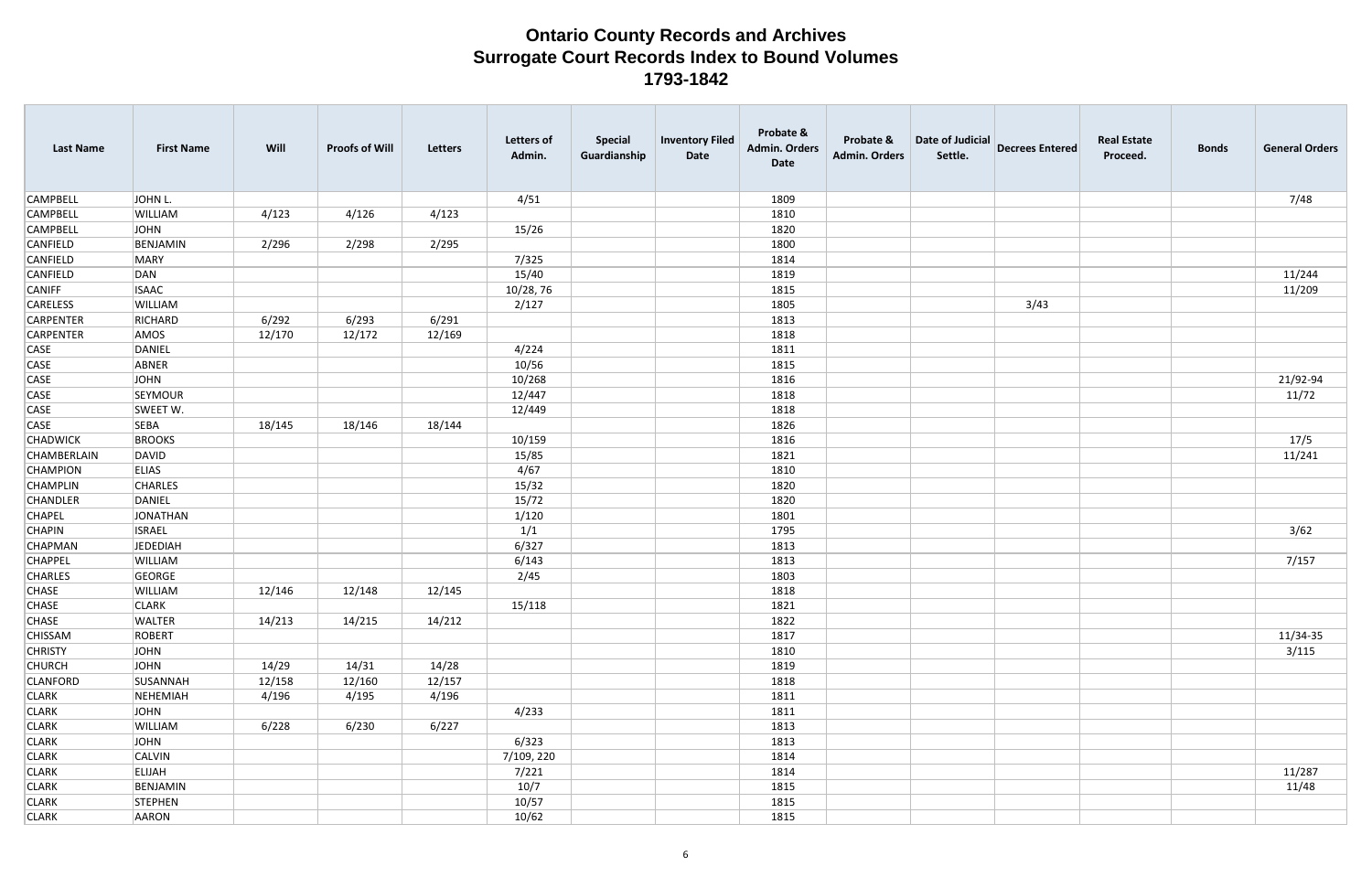# Ontario County Records and Archives
## Surrogate Court Records Index to Bound Volumes
### 1793-1842

| Last Name | First Name | Will | Proofs of Will | Letters | Letters of Admin. | Special Guardianship | Inventory Filed Date | Probate & Admin. Orders Date | Probate & Admin. Orders | Date of Judicial Settle. | Decrees Entered | Real Estate Proceed. | Bonds | General Orders |
|---|---|---|---|---|---|---|---|---|---|---|---|---|---|---|
| CAMPBELL | JOHN L. | | | | 4/51 | | | 1809 | | | | | | 7/48 |
| CAMPBELL | WILLIAM | 4/123 | 4/126 | 4/123 | | | | 1810 | | | | | | |
| CAMPBELL | JOHN | | | | 15/26 | | | 1820 | | | | | | |
| CANFIELD | BENJAMIN | 2/296 | 2/298 | 2/295 | | | | 1800 | | | | | | |
| CANFIELD | MARY | | | | 7/325 | | | 1814 | | | | | | |
| CANFIELD | DAN | | | | 15/40 | | | 1819 | | | | | | 11/244 |
| CANIFF | ISAAC | | | | 10/28, 76 | | | 1815 | | | | | | 11/209 |
| CARELESS | WILLIAM | | | | 2/127 | | | 1805 | | | 3/43 | | | |
| CARPENTER | RICHARD | 6/292 | 6/293 | 6/291 | | | | 1813 | | | | | | |
| CARPENTER | AMOS | 12/170 | 12/172 | 12/169 | | | | 1818 | | | | | | |
| CASE | DANIEL | | | | 4/224 | | | 1811 | | | | | | |
| CASE | ABNER | | | | 10/56 | | | 1815 | | | | | | |
| CASE | JOHN | | | | 10/268 | | | 1816 | | | | | | 21/92-94 |
| CASE | SEYMOUR | | | | 12/447 | | | 1818 | | | | | | 11/72 |
| CASE | SWEET W. | | | | 12/449 | | | 1818 | | | | | | |
| CASE | SEBA | 18/145 | 18/146 | 18/144 | | | | 1826 | | | | | | |
| CHADWICK | BROOKS | | | | 10/159 | | | 1816 | | | | | | 17/5 |
| CHAMBERLAIN | DAVID | | | | 15/85 | | | 1821 | | | | | | 11/241 |
| CHAMPION | ELIAS | | | | 4/67 | | | 1810 | | | | | | |
| CHAMPLIN | CHARLES | | | | 15/32 | | | 1820 | | | | | | |
| CHANDLER | DANIEL | | | | 15/72 | | | 1820 | | | | | | |
| CHAPEL | JONATHAN | | | | 1/120 | | | 1801 | | | | | | |
| CHAPIN | ISRAEL | | | | 1/1 | | | 1795 | | | | | | 3/62 |
| CHAPMAN | JEDEDIAH | | | | 6/327 | | | 1813 | | | | | | |
| CHAPPEL | WILLIAM | | | | 6/143 | | | 1813 | | | | | | 7/157 |
| CHARLES | GEORGE | | | | 2/45 | | | 1803 | | | | | | |
| CHASE | WILLIAM | 12/146 | 12/148 | 12/145 | | | | 1818 | | | | | | |
| CHASE | CLARK | | | | 15/118 | | | 1821 | | | | | | |
| CHASE | WALTER | 14/213 | 14/215 | 14/212 | | | | 1822 | | | | | | |
| CHISSAM | ROBERT | | | | | | | 1817 | | | | | | 11/34-35 |
| CHRISTY | JOHN | | | | | | | 1810 | | | | | | 3/115 |
| CHURCH | JOHN | 14/29 | 14/31 | 14/28 | | | | 1819 | | | | | | |
| CLANFORD | SUSANNAH | 12/158 | 12/160 | 12/157 | | | | 1818 | | | | | | |
| CLARK | NEHEMIAH | 4/196 | 4/195 | 4/196 | | | | 1811 | | | | | | |
| CLARK | JOHN | | | | 4/233 | | | 1811 | | | | | | |
| CLARK | WILLIAM | 6/228 | 6/230 | 6/227 | | | | 1813 | | | | | | |
| CLARK | JOHN | | | | 6/323 | | | 1813 | | | | | | |
| CLARK | CALVIN | | | | 7/109, 220 | | | 1814 | | | | | | |
| CLARK | ELIJAH | | | | 7/221 | | | 1814 | | | | | | 11/287 |
| CLARK | BENJAMIN | | | | 10/7 | | | 1815 | | | | | | 11/48 |
| CLARK | STEPHEN | | | | 10/57 | | | 1815 | | | | | | |
| CLARK | AARON | | | | 10/62 | | | 1815 | | | | | | |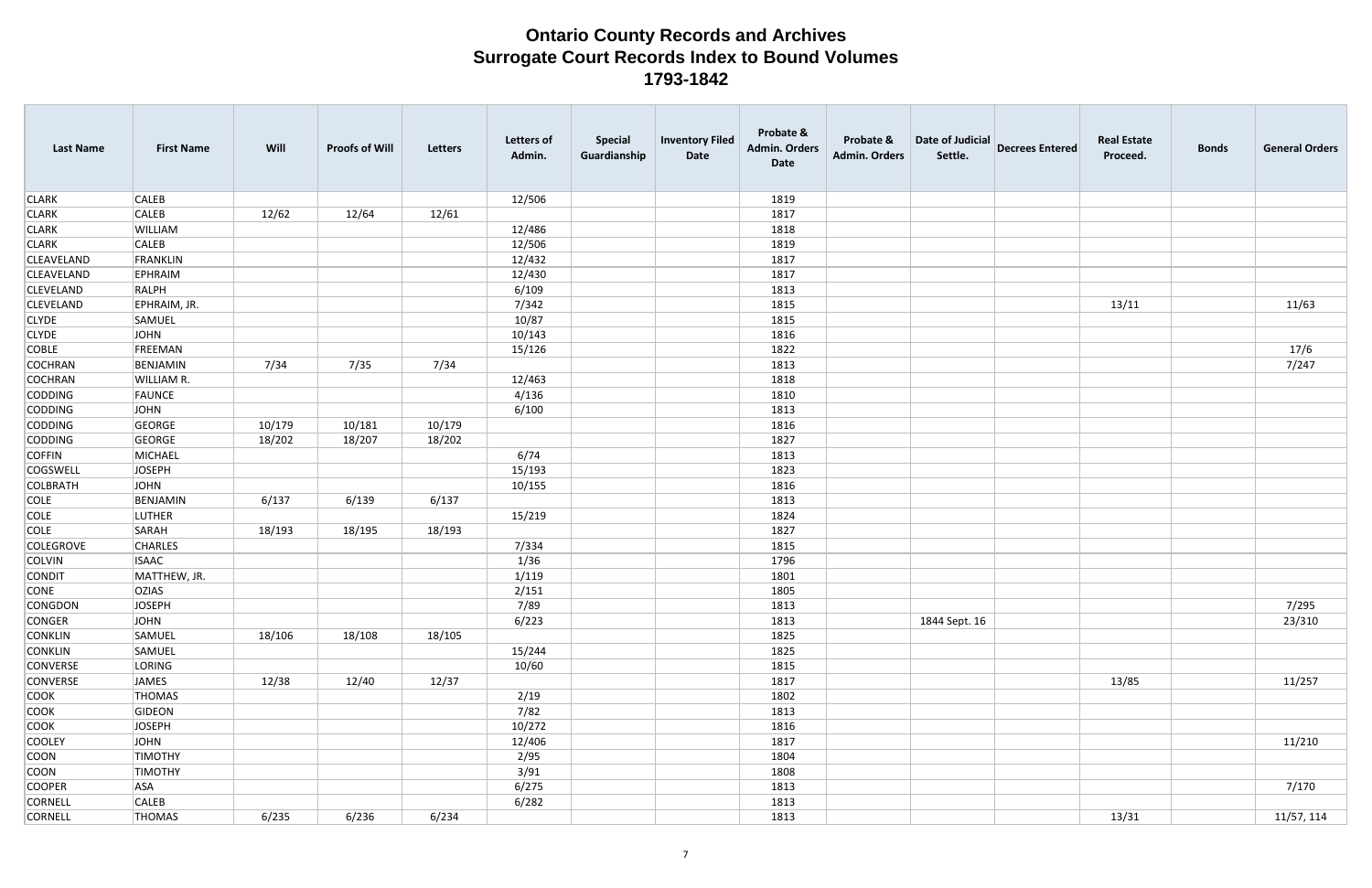# Ontario County Records and Archives
## Surrogate Court Records Index to Bound Volumes
### 1793-1842

| Last Name | First Name | Will | Proofs of Will | Letters | Letters of Admin. | Special Guardianship | Inventory Filed Date | Probate & Admin. Orders Date | Probate & Admin. Orders | Date of Judicial Settle. | Decrees Entered | Real Estate Proceed. | Bonds | General Orders |
|---|---|---|---|---|---|---|---|---|---|---|---|---|---|---|
| CLARK | CALEB | | | | 12/506 | | | 1819 | | | | | | |
| CLARK | CALEB | 12/62 | 12/64 | 12/61 | | | | 1817 | | | | | | |
| CLARK | WILLIAM | | | | 12/486 | | | 1818 | | | | | | |
| CLARK | CALEB | | | | 12/506 | | | 1819 | | | | | | |
| CLEAVELAND | FRANKLIN | | | | 12/432 | | | 1817 | | | | | | |
| CLEAVELAND | EPHRAIM | | | | 12/430 | | | 1817 | | | | | | |
| CLEVELAND | RALPH | | | | 6/109 | | | 1813 | | | | | | |
| CLEVELAND | EPHRAIM, JR. | | | | 7/342 | | | 1815 | | | | 13/11 | | 11/63 |
| CLYDE | SAMUEL | | | | 10/87 | | | 1815 | | | | | | |
| CLYDE | JOHN | | | | 10/143 | | | 1816 | | | | | | |
| COBLE | FREEMAN | | | | 15/126 | | | 1822 | | | | | | 17/6 |
| COCHRAN | BENJAMIN | 7/34 | 7/35 | 7/34 | | | | 1813 | | | | | | 7/247 |
| COCHRAN | WILLIAM R. | | | | 12/463 | | | 1818 | | | | | | |
| CODDING | FAUNCE | | | | 4/136 | | | 1810 | | | | | | |
| CODDING | JOHN | | | | 6/100 | | | 1813 | | | | | | |
| CODDING | GEORGE | 10/179 | 10/181 | 10/179 | | | | 1816 | | | | | | |
| CODDING | GEORGE | 18/202 | 18/207 | 18/202 | | | | 1827 | | | | | | |
| COFFIN | MICHAEL | | | | 6/74 | | | 1813 | | | | | | |
| COGSWELL | JOSEPH | | | | 15/193 | | | 1823 | | | | | | |
| COLBRATH | JOHN | | | | 10/155 | | | 1816 | | | | | | |
| COLE | BENJAMIN | 6/137 | 6/139 | 6/137 | | | | 1813 | | | | | | |
| COLE | LUTHER | | | | 15/219 | | | 1824 | | | | | | |
| COLE | SARAH | 18/193 | 18/195 | 18/193 | | | | 1827 | | | | | | |
| COLEGROVE | CHARLES | | | | 7/334 | | | 1815 | | | | | | |
| COLVIN | ISAAC | | | | 1/36 | | | 1796 | | | | | | |
| CONDIT | MATTHEW, JR. | | | | 1/119 | | | 1801 | | | | | | |
| CONE | OZIAS | | | | 2/151 | | | 1805 | | | | | | |
| CONGDON | JOSEPH | | | | 7/89 | | | 1813 | | | | | | 7/295 |
| CONGER | JOHN | | | | 6/223 | | | 1813 | | 1844 Sept. 16 | | | | 23/310 |
| CONKLIN | SAMUEL | 18/106 | 18/108 | 18/105 | | | | 1825 | | | | | | |
| CONKLIN | SAMUEL | | | | 15/244 | | | 1825 | | | | | | |
| CONVERSE | LORING | | | | 10/60 | | | 1815 | | | | | | |
| CONVERSE | JAMES | 12/38 | 12/40 | 12/37 | | | | 1817 | | | | 13/85 | | 11/257 |
| COOK | THOMAS | | | | 2/19 | | | 1802 | | | | | | |
| COOK | GIDEON | | | | 7/82 | | | 1813 | | | | | | |
| COOK | JOSEPH | | | | 10/272 | | | 1816 | | | | | | |
| COOLEY | JOHN | | | | 12/406 | | | 1817 | | | | | | 11/210 |
| COON | TIMOTHY | | | | 2/95 | | | 1804 | | | | | | |
| COON | TIMOTHY | | | | 3/91 | | | 1808 | | | | | | |
| COOPER | ASA | | | | 6/275 | | | 1813 | | | | | | 7/170 |
| CORNELL | CALEB | | | | 6/282 | | | 1813 | | | | | | |
| CORNELL | THOMAS | 6/235 | 6/236 | 6/234 | | | | 1813 | | | | 13/31 | | 11/57, 114 |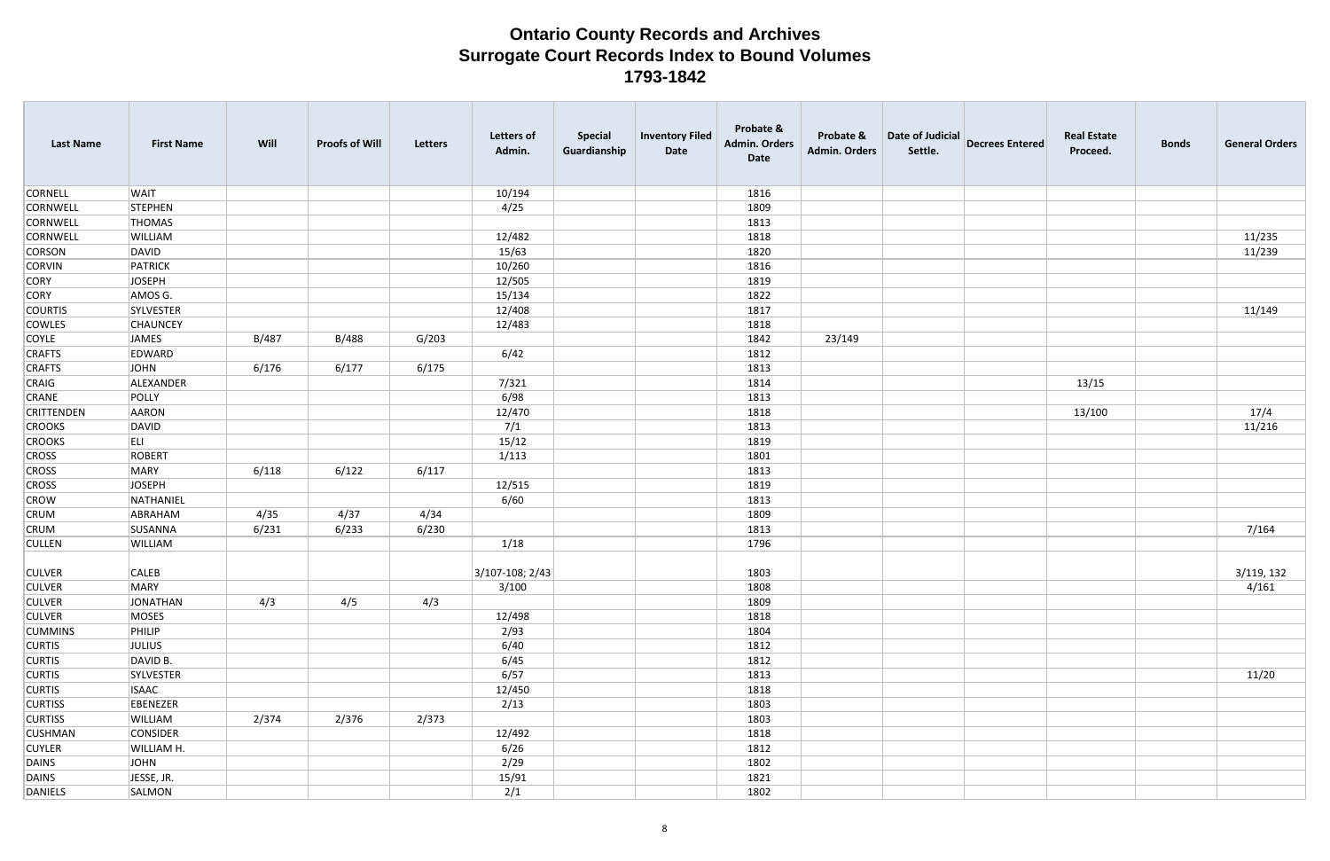# Ontario County Records and Archives
## Surrogate Court Records Index to Bound Volumes
### 1793-1842

| Last Name | First Name | Will | Proofs of Will | Letters | Letters of Admin. | Special Guardianship | Inventory Filed Date | Probate & Admin. Orders Date | Probate & Admin. Orders | Date of Judicial Settle. | Decrees Entered | Real Estate Proceed. | Bonds | General Orders |
|---|---|---|---|---|---|---|---|---|---|---|---|---|---|---|
| CORNELL | WAIT | | | | 10/194 | | | 1816 | | | | | | |
| CORNWELL | STEPHEN | | | | 4/25 | | | 1809 | | | | | | |
| CORNWELL | THOMAS | | | | | | | 1813 | | | | | | |
| CORNWELL | WILLIAM | | | | 12/482 | | | 1818 | | | | | | 11/235 |
| CORSON | DAVID | | | | 15/63 | | | 1820 | | | | | | 11/239 |
| CORVIN | PATRICK | | | | 10/260 | | | 1816 | | | | | | |
| CORY | JOSEPH | | | | 12/505 | | | 1819 | | | | | | |
| CORY | AMOS G. | | | | 15/134 | | | 1822 | | | | | | |
| COURTIS | SYLVESTER | | | | 12/408 | | | 1817 | | | | | | 11/149 |
| COWLES | CHAUNCEY | | | | 12/483 | | | 1818 | | | | | | |
| COYLE | JAMES | B/487 | B/488 | G/203 | | | | 1842 | 23/149 | | | | | |
| CRAFTS | EDWARD | | | | 6/42 | | | 1812 | | | | | | |
| CRAFTS | JOHN | 6/176 | 6/177 | 6/175 | | | | 1813 | | | | | | |
| CRAIG | ALEXANDER | | | | 7/321 | | | 1814 | | | | 13/15 | | |
| CRANE | POLLY | | | | 6/98 | | | 1813 | | | | | | |
| CRITTENDEN | AARON | | | | 12/470 | | | 1818 | | | | 13/100 | | 17/4 |
| CROOKS | DAVID | | | | 7/1 | | | 1813 | | | | | | 11/216 |
| CROOKS | ELI | | | | 15/12 | | | 1819 | | | | | | |
| CROSS | ROBERT | | | | 1/113 | | | 1801 | | | | | | |
| CROSS | MARY | 6/118 | 6/122 | 6/117 | | | | 1813 | | | | | | |
| CROSS | JOSEPH | | | | 12/515 | | | 1819 | | | | | | |
| CROW | NATHANIEL | | | | 6/60 | | | 1813 | | | | | | |
| CRUM | ABRAHAM | 4/35 | 4/37 | 4/34 | | | | 1809 | | | | | | |
| CRUM | SUSANNA | 6/231 | 6/233 | 6/230 | | | | 1813 | | | | | | 7/164 |
| CULLEN | WILLIAM | | | | 1/18 | | | 1796 | | | | | | |
| CULVER | CALEB | | | | 3/107-108; 2/43 | | | 1803 | | | | | | 3/119, 132 |
| CULVER | MARY | | | | 3/100 | | | 1808 | | | | | | 4/161 |
| CULVER | JONATHAN | 4/3 | 4/5 | 4/3 | | | | 1809 | | | | | | |
| CULVER | MOSES | | | | 12/498 | | | 1818 | | | | | | |
| CUMMINS | PHILIP | | | | 2/93 | | | 1804 | | | | | | |
| CURTIS | JULIUS | | | | 6/40 | | | 1812 | | | | | | |
| CURTIS | DAVID B. | | | | 6/45 | | | 1812 | | | | | | |
| CURTIS | SYLVESTER | | | | 6/57 | | | 1813 | | | | | | 11/20 |
| CURTIS | ISAAC | | | | 12/450 | | | 1818 | | | | | | |
| CURTISS | EBENEZER | | | | 2/13 | | | 1803 | | | | | | |
| CURTISS | WILLIAM | 2/374 | 2/376 | 2/373 | | | | 1803 | | | | | | |
| CUSHMAN | CONSIDER | | | | 12/492 | | | 1818 | | | | | | |
| CUYLER | WILLIAM H. | | | | 6/26 | | | 1812 | | | | | | |
| DAINS | JOHN | | | | 2/29 | | | 1802 | | | | | | |
| DAINS | JESSE, JR. | | | | 15/91 | | | 1821 | | | | | | |
| DANIELS | SALMON | | | | 2/1 | | | 1802 | | | | | | |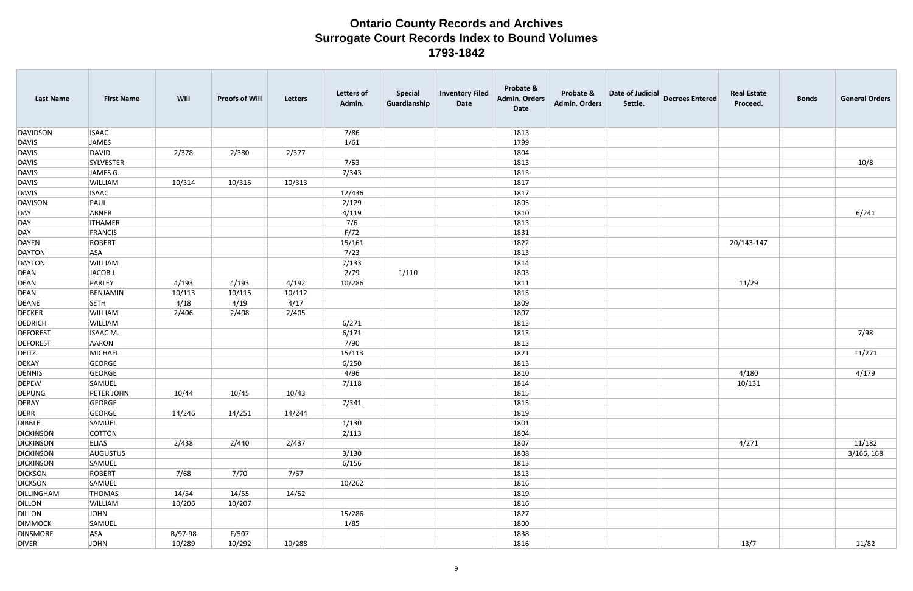# Ontario County Records and Archives
## Surrogate Court Records Index to Bound Volumes
### 1793-1842

| Last Name | First Name | Will | Proofs of Will | Letters | Letters of Admin. | Special Guardianship | Inventory Filed Date | Probate & Admin. Orders Date | Probate & Admin. Orders | Date of Judicial Settle. | Decrees Entered | Real Estate Proceed. | Bonds | General Orders |
|---|---|---|---|---|---|---|---|---|---|---|---|---|---|---|
| DAVIDSON | ISAAC | | | | 7/86 | | | 1813 | | | | | | |
| DAVIS | JAMES | | | | 1/61 | | | 1799 | | | | | | |
| DAVIS | DAVID | 2/378 | 2/380 | 2/377 | | | | 1804 | | | | | | |
| DAVIS | SYLVESTER | | | | 7/53 | | | 1813 | | | | | | 10/8 |
| DAVIS | JAMES G. | | | | 7/343 | | | 1813 | | | | | | |
| DAVIS | WILLIAM | 10/314 | 10/315 | 10/313 | | | | 1817 | | | | | | |
| DAVIS | ISAAC | | | | 12/436 | | | 1817 | | | | | | |
| DAVISON | PAUL | | | | 2/129 | | | 1805 | | | | | | |
| DAY | ABNER | | | | 4/119 | | | 1810 | | | | | | 6/241 |
| DAY | ITHAMER | | | | 7/6 | | | 1813 | | | | | | |
| DAY | FRANCIS | | | | F/72 | | | 1831 | | | | | | |
| DAYEN | ROBERT | | | | 15/161 | | | 1822 | | | | 20/143-147 | | |
| DAYTON | ASA | | | | 7/23 | | | 1813 | | | | | | |
| DAYTON | WILLIAM | | | | 7/133 | | | 1814 | | | | | | |
| DEAN | JACOB J. | | | | 2/79 | 1/110 | | 1803 | | | | | | |
| DEAN | PARLEY | 4/193 | 4/193 | 4/192 | 10/286 | | | 1811 | | | | 11/29 | | |
| DEAN | BENJAMIN | 10/113 | 10/115 | 10/112 | | | | 1815 | | | | | | |
| DEANE | SETH | 4/18 | 4/19 | 4/17 | | | | 1809 | | | | | | |
| DECKER | WILLIAM | 2/406 | 2/408 | 2/405 | | | | 1807 | | | | | | |
| DEDRICH | WILLIAM | | | | 6/271 | | | 1813 | | | | | | |
| DEFOREST | ISAAC M. | | | | 6/171 | | | 1813 | | | | | | 7/98 |
| DEFOREST | AARON | | | | 7/90 | | | 1813 | | | | | | |
| DEITZ | MICHAEL | | | | 15/113 | | | 1821 | | | | | | 11/271 |
| DEKAY | GEORGE | | | | 6/250 | | | 1813 | | | | | | |
| DENNIS | GEORGE | | | | 4/96 | | | 1810 | | | | 4/180 | | 4/179 |
| DEPEW | SAMUEL | | | | 7/118 | | | 1814 | | | | 10/131 | | |
| DEPUNG | PETER JOHN | 10/44 | 10/45 | 10/43 | | | | 1815 | | | | | | |
| DERAY | GEORGE | | | | 7/341 | | | 1815 | | | | | | |
| DERR | GEORGE | 14/246 | 14/251 | 14/244 | | | | 1819 | | | | | | |
| DIBBLE | SAMUEL | | | | 1/130 | | | 1801 | | | | | | |
| DICKINSON | COTTON | | | | 2/113 | | | 1804 | | | | | | |
| DICKINSON | ELIAS | 2/438 | 2/440 | 2/437 | | | | 1807 | | | | 4/271 | | 11/182 |
| DICKINSON | AUGUSTUS | | | | 3/130 | | | 1808 | | | | | | 3/166, 168 |
| DICKINSON | SAMUEL | | | | 6/156 | | | 1813 | | | | | | |
| DICKSON | ROBERT | 7/68 | 7/70 | 7/67 | | | | 1813 | | | | | | |
| DICKSON | SAMUEL | | | | 10/262 | | | 1816 | | | | | | |
| DILLINGHAM | THOMAS | 14/54 | 14/55 | 14/52 | | | | 1819 | | | | | | |
| DILLON | WILLIAM | 10/206 | 10/207 | | | | | 1816 | | | | | | |
| DILLON | JOHN | | | | 15/286 | | | 1827 | | | | | | |
| DIMMOCK | SAMUEL | | | | 1/85 | | | 1800 | | | | | | |
| DINSMORE | ASA | B/97-98 | F/507 | | | | | 1838 | | | | | | |
| DIVER | JOHN | 10/289 | 10/292 | 10/288 | | | | 1816 | | | | 13/7 | | 11/82 |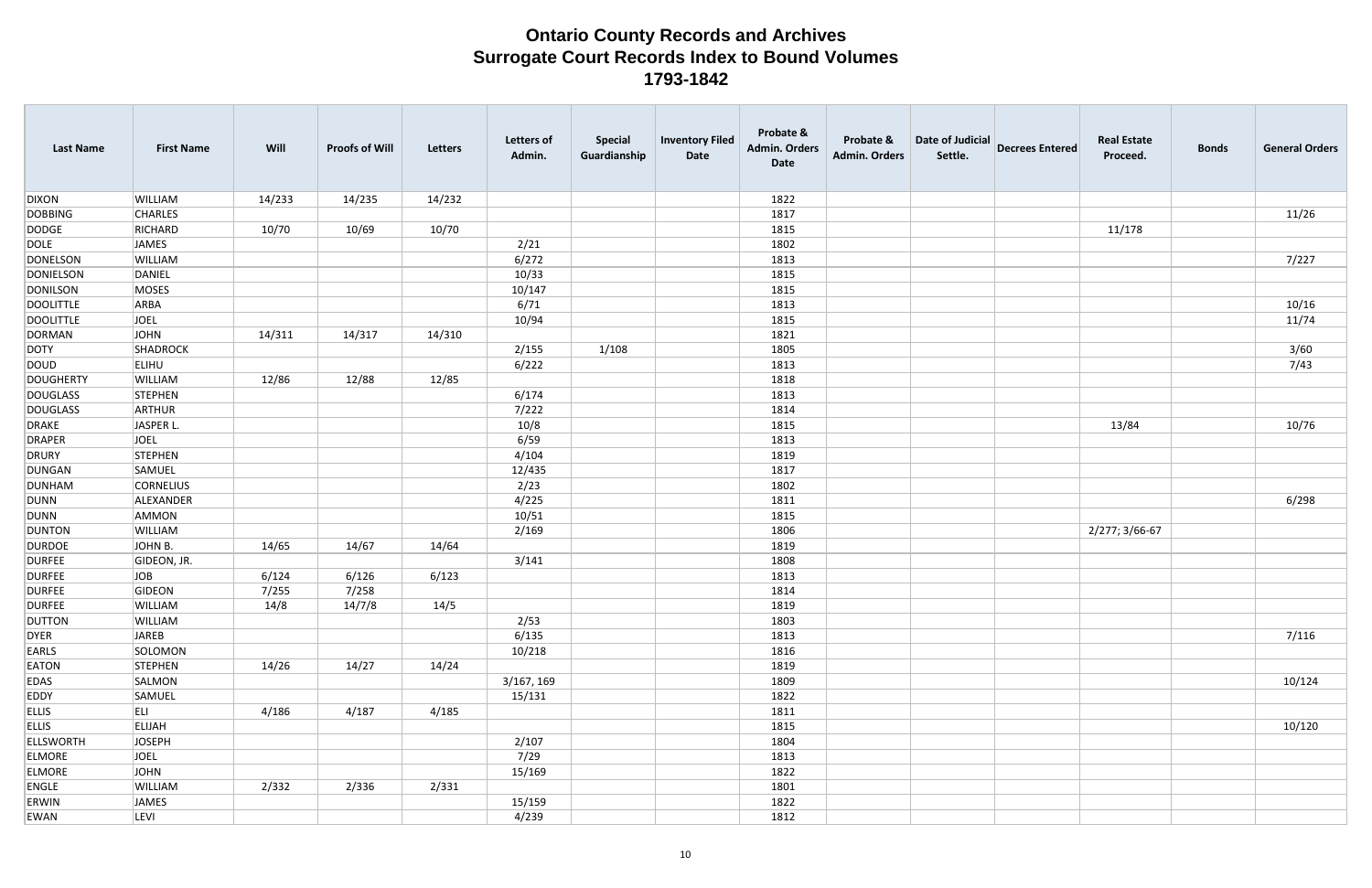# Ontario County Records and Archives
## Surrogate Court Records Index to Bound Volumes
### 1793-1842

| Last Name | First Name | Will | Proofs of Will | Letters | Letters of Admin. | Special Guardianship | Inventory Filed Date | Probate & Admin. Orders Date | Probate & Admin. Orders | Date of Judicial Settle. | Decrees Entered | Real Estate Proceed. | Bonds | General Orders |
|---|---|---|---|---|---|---|---|---|---|---|---|---|---|---|
| DIXON | WILLIAM | 14/233 | 14/235 | 14/232 | | | | 1822 | | | | | | |
| DOBBING | CHARLES | | | | | | | 1817 | | | | | | 11/26 |
| DODGE | RICHARD | 10/70 | 10/69 | 10/70 | | | | 1815 | | | | 11/178 | | |
| DOLE | JAMES | | | | 2/21 | | | 1802 | | | | | | |
| DONELSON | WILLIAM | | | | 6/272 | | | 1813 | | | | | | 7/227 |
| DONIELSON | DANIEL | | | | 10/33 | | | 1815 | | | | | | |
| DONILSON | MOSES | | | | 10/147 | | | 1815 | | | | | | |
| DOOLITTLE | ARBA | | | | 6/71 | | | 1813 | | | | | | 10/16 |
| DOOLITTLE | JOEL | | | | 10/94 | | | 1815 | | | | | | 11/74 |
| DORMAN | JOHN | 14/311 | 14/317 | 14/310 | | | | 1821 | | | | | | |
| DOTY | SHADROCK | | | | 2/155 | 1/108 | | 1805 | | | | | | 3/60 |
| DOUD | ELIHU | | | | 6/222 | | | 1813 | | | | | | 7/43 |
| DOUGHERTY | WILLIAM | 12/86 | 12/88 | 12/85 | | | | 1818 | | | | | | |
| DOUGLASS | STEPHEN | | | | 6/174 | | | 1813 | | | | | | |
| DOUGLASS | ARTHUR | | | | 7/222 | | | 1814 | | | | | | |
| DRAKE | JASPER L. | | | | 10/8 | | | 1815 | | | | 13/84 | | 10/76 |
| DRAPER | JOEL | | | | 6/59 | | | 1813 | | | | | | |
| DRURY | STEPHEN | | | | 4/104 | | | 1819 | | | | | | |
| DUNGAN | SAMUEL | | | | 12/435 | | | 1817 | | | | | | |
| DUNHAM | CORNELIUS | | | | 2/23 | | | 1802 | | | | | | |
| DUNN | ALEXANDER | | | | 4/225 | | | 1811 | | | | | | 6/298 |
| DUNN | AMMON | | | | 10/51 | | | 1815 | | | | | | |
| DUNTON | WILLIAM | | | | 2/169 | | | 1806 | | | | 2/277; 3/66-67 | | |
| DURDOE | JOHN B. | 14/65 | 14/67 | 14/64 | | | | 1819 | | | | | | |
| DURFEE | GIDEON, JR. | | | | 3/141 | | | 1808 | | | | | | |
| DURFEE | JOB | 6/124 | 6/126 | 6/123 | | | | 1813 | | | | | | |
| DURFEE | GIDEON | 7/255 | 7/258 | | | | | 1814 | | | | | | |
| DURFEE | WILLIAM | 14/8 | 14/7/8 | 14/5 | | | | 1819 | | | | | | |
| DUTTON | WILLIAM | | | | 2/53 | | | 1803 | | | | | | |
| DYER | JAREB | | | | 6/135 | | | 1813 | | | | | | 7/116 |
| EARLS | SOLOMON | | | | 10/218 | | | 1816 | | | | | | |
| EATON | STEPHEN | 14/26 | 14/27 | 14/24 | | | | 1819 | | | | | | |
| EDAS | SALMON | | | | 3/167, 169 | | | 1809 | | | | | | 10/124 |
| EDDY | SAMUEL | | | | 15/131 | | | 1822 | | | | | | |
| ELLIS | ELI | 4/186 | 4/187 | 4/185 | | | | 1811 | | | | | | |
| ELLIS | ELIJAH | | | | | | | 1815 | | | | | | 10/120 |
| ELLSWORTH | JOSEPH | | | | 2/107 | | | 1804 | | | | | | |
| ELMORE | JOEL | | | | 7/29 | | | 1813 | | | | | | |
| ELMORE | JOHN | | | | 15/169 | | | 1822 | | | | | | |
| ENGLE | WILLIAM | 2/332 | 2/336 | 2/331 | | | | 1801 | | | | | | |
| ERWIN | JAMES | | | | 15/159 | | | 1822 | | | | | | |
| EWAN | LEVI | | | | 4/239 | | | 1812 | | | | | | |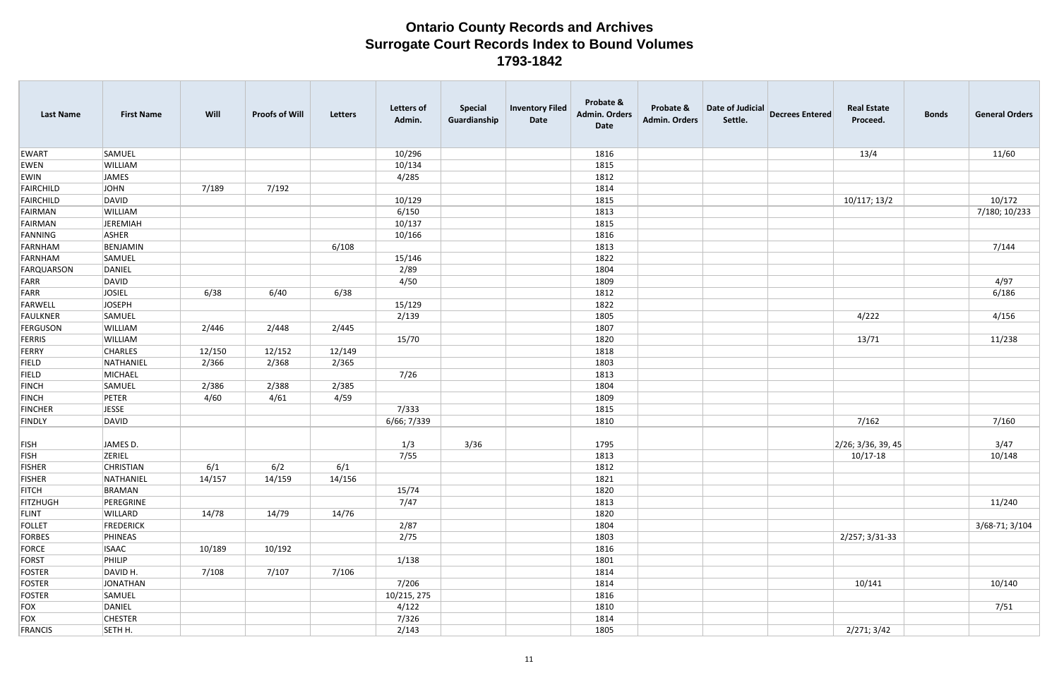# Ontario County Records and Archives
## Surrogate Court Records Index to Bound Volumes
### 1793-1842

| Last Name | First Name | Will | Proofs of Will | Letters | Letters of Admin. | Special Guardianship | Inventory Filed Date | Probate & Admin. Orders Date | Probate & Admin. Orders | Date of Judicial Settle. | Decrees Entered | Real Estate Proceed. | Bonds | General Orders |
|---|---|---|---|---|---|---|---|---|---|---|---|---|---|---|
| EWART | SAMUEL | | | | 10/296 | | | 1816 | | | | 13/4 | | 11/60 |
| EWEN | WILLIAM | | | | 10/134 | | | 1815 | | | | | | |
| EWIN | JAMES | | | | 4/285 | | | 1812 | | | | | | |
| FAIRCHILD | JOHN | 7/189 | 7/192 | | | | | 1814 | | | | | | |
| FAIRCHILD | DAVID | | | | 10/129 | | | 1815 | | | | 10/117; 13/2 | | 10/172 |
| FAIRMAN | WILLIAM | | | | 6/150 | | | 1813 | | | | | | 7/180; 10/233 |
| FAIRMAN | JEREMIAH | | | | 10/137 | | | 1815 | | | | | | |
| FANNING | ASHER | | | | 10/166 | | | 1816 | | | | | | |
| FARNHAM | BENJAMIN | | | 6/108 | | | | 1813 | | | | | | 7/144 |
| FARNHAM | SAMUEL | | | | 15/146 | | | 1822 | | | | | | |
| FARQUARSON | DANIEL | | | | 2/89 | | | 1804 | | | | | | |
| FARR | DAVID | | | | 4/50 | | | 1809 | | | | | | 4/97 |
| FARR | JOSIEL | 6/38 | 6/40 | 6/38 | | | | 1812 | | | | | | 6/186 |
| FARWELL | JOSEPH | | | | 15/129 | | | 1822 | | | | | | |
| FAULKNER | SAMUEL | | | | 2/139 | | | 1805 | | | | 4/222 | | 4/156 |
| FERGUSON | WILLIAM | 2/446 | 2/448 | 2/445 | | | | 1807 | | | | | | |
| FERRIS | WILLIAM | | | | 15/70 | | | 1820 | | | | 13/71 | | 11/238 |
| FERRY | CHARLES | 12/150 | 12/152 | 12/149 | | | | 1818 | | | | | | |
| FIELD | NATHANIEL | 2/366 | 2/368 | 2/365 | | | | 1803 | | | | | | |
| FIELD | MICHAEL | | | | 7/26 | | | 1813 | | | | | | |
| FINCH | SAMUEL | 2/386 | 2/388 | 2/385 | | | | 1804 | | | | | | |
| FINCH | PETER | 4/60 | 4/61 | 4/59 | | | | 1809 | | | | | | |
| FINCHER | JESSE | | | | 7/333 | | | 1815 | | | | | | |
| FINDLY | DAVID | | | | 6/66; 7/339 | | | 1810 | | | | 7/162 | | 7/160 |
| FISH | JAMES D. | | | | 1/3 | 3/36 | | 1795 | | | | 2/26; 3/36, 39, 45 | | 3/47 |
| FISH | ZERIEL | | | | 7/55 | | | 1813 | | | | 10/17-18 | | 10/148 |
| FISHER | CHRISTIAN | 6/1 | 6/2 | 6/1 | | | | 1812 | | | | | | |
| FISHER | NATHANIEL | 14/157 | 14/159 | 14/156 | | | | 1821 | | | | | | |
| FITCH | BRAMAN | | | | 15/74 | | | 1820 | | | | | | |
| FITZHUGH | PEREGRINE | | | | 7/47 | | | 1813 | | | | | | 11/240 |
| FLINT | WILLARD | 14/78 | 14/79 | 14/76 | | | | 1820 | | | | | | |
| FOLLET | FREDERICK | | | | 2/87 | | | 1804 | | | | | | 3/68-71; 3/104 |
| FORBES | PHINEAS | | | | 2/75 | | | 1803 | | | | 2/257; 3/31-33 | | |
| FORCE | ISAAC | 10/189 | 10/192 | | | | | 1816 | | | | | | |
| FORST | PHILIP | | | | 1/138 | | | 1801 | | | | | | |
| FOSTER | DAVID H. | 7/108 | 7/107 | 7/106 | | | | 1814 | | | | | | |
| FOSTER | JONATHAN | | | | 7/206 | | | 1814 | | | | 10/141 | | 10/140 |
| FOSTER | SAMUEL | | | | 10/215, 275 | | | 1816 | | | | | | |
| FOX | DANIEL | | | | 4/122 | | | 1810 | | | | | | 7/51 |
| FOX | CHESTER | | | | 7/326 | | | 1814 | | | | | | |
| FRANCIS | SETH H. | | | | 2/143 | | | 1805 | | | | 2/271; 3/42 | | |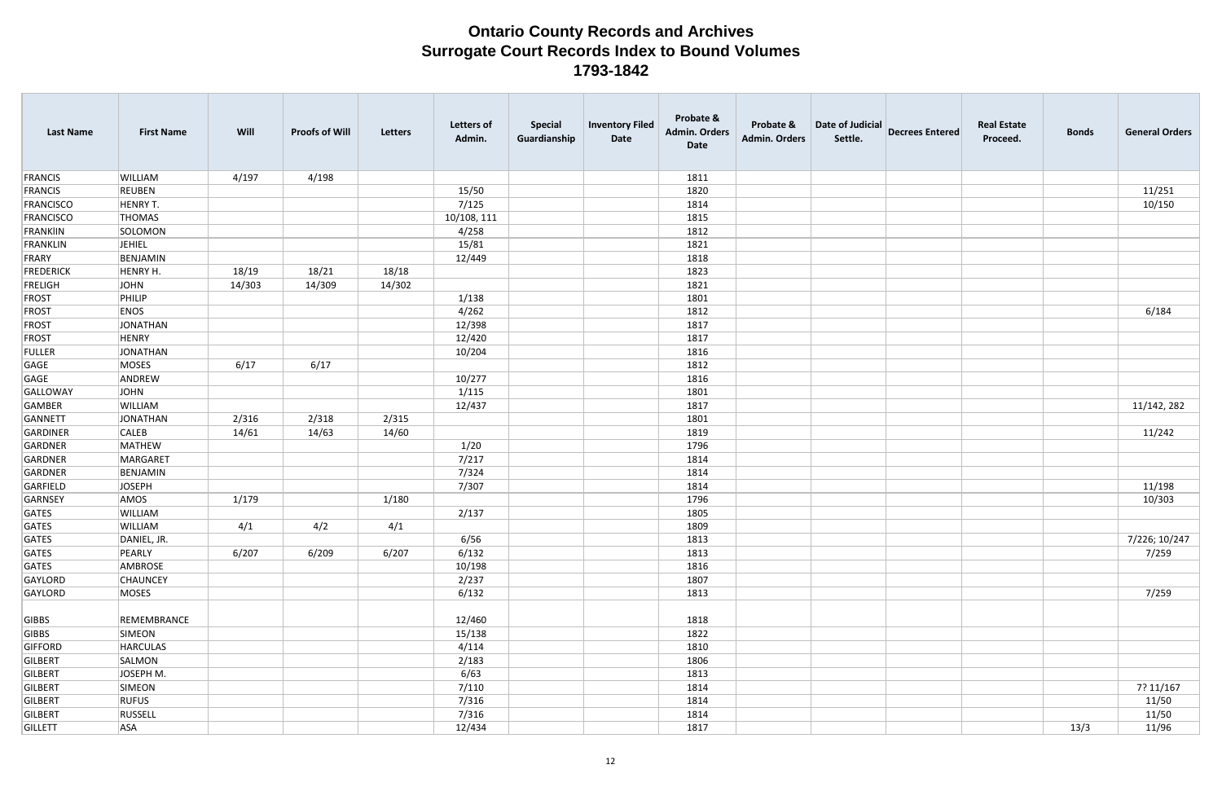# Ontario County Records and Archives
# Surrogate Court Records Index to Bound Volumes
# 1793-1842

| Last Name | First Name | Will | Proofs of Will | Letters | Letters of Admin. | Special Guardianship | Inventory Filed Date | Probate & Admin. Orders Date | Probate & Admin. Orders | Date of Judicial Settle. | Decrees Entered | Real Estate Proceed. | Bonds | General Orders |
|---|---|---|---|---|---|---|---|---|---|---|---|---|---|---|
| FRANCIS | WILLIAM | 4/197 | 4/198 | | | | | 1811 | | | | | | |
| FRANCIS | REUBEN | | | | 15/50 | | | 1820 | | | | | | 11/251 |
| FRANCISCO | HENRY T. | | | | 7/125 | | | 1814 | | | | | | 10/150 |
| FRANCISCO | THOMAS | | | | 10/108, 111 | | | 1815 | | | | | | |
| FRANKIIN | SOLOMON | | | | 4/258 | | | 1812 | | | | | | |
| FRANKLIN | JEHIEL | | | | 15/81 | | | 1821 | | | | | | |
| FRARY | BENJAMIN | | | | 12/449 | | | 1818 | | | | | | |
| FREDERICK | HENRY H. | 18/19 | 18/21 | 18/18 | | | | 1823 | | | | | | |
| FRELIGH | JOHN | 14/303 | 14/309 | 14/302 | | | | 1821 | | | | | | |
| FROST | PHILIP | | | | 1/138 | | | 1801 | | | | | | |
| FROST | ENOS | | | | 4/262 | | | 1812 | | | | | | 6/184 |
| FROST | JONATHAN | | | | 12/398 | | | 1817 | | | | | | |
| FROST | HENRY | | | | 12/420 | | | 1817 | | | | | | |
| FULLER | JONATHAN | | | | 10/204 | | | 1816 | | | | | | |
| GAGE | MOSES | 6/17 | 6/17 | | | | | 1812 | | | | | | |
| GAGE | ANDREW | | | | 10/277 | | | 1816 | | | | | | |
| GALLOWAY | JOHN | | | | 1/115 | | | 1801 | | | | | | |
| GAMBER | WILLIAM | | | | 12/437 | | | 1817 | | | | | | 11/142, 282 |
| GANNETT | JONATHAN | 2/316 | 2/318 | 2/315 | | | | 1801 | | | | | | |
| GARDINER | CALEB | 14/61 | 14/63 | 14/60 | | | | 1819 | | | | | | 11/242 |
| GARDNER | MATHEW | | | | 1/20 | | | 1796 | | | | | | |
| GARDNER | MARGARET | | | | 7/217 | | | 1814 | | | | | | |
| GARDNER | BENJAMIN | | | | 7/324 | | | 1814 | | | | | | |
| GARFIELD | JOSEPH | | | | 7/307 | | | 1814 | | | | | | 11/198 |
| GARNSEY | AMOS | 1/179 | | 1/180 | | | | 1796 | | | | | | 10/303 |
| GATES | WILLIAM | | | | 2/137 | | | 1805 | | | | | | |
| GATES | WILLIAM | 4/1 | 4/2 | 4/1 | | | | 1809 | | | | | | |
| GATES | DANIEL, JR. | | | | 6/56 | | | 1813 | | | | | | 7/226; 10/247 |
| GATES | PEARLY | 6/207 | 6/209 | 6/207 | 6/132 | | | 1813 | | | | | | 7/259 |
| GATES | AMBROSE | | | | 10/198 | | | 1816 | | | | | | |
| GAYLORD | CHAUNCEY | | | | 2/237 | | | 1807 | | | | | | |
| GAYLORD | MOSES | | | | 6/132 | | | 1813 | | | | | | 7/259 |
| GIBBS | REMEMBRANCE | | | | 12/460 | | | 1818 | | | | | | |
| GIBBS | SIMEON | | | | 15/138 | | | 1822 | | | | | | |
| GIFFORD | HARCULAS | | | | 4/114 | | | 1810 | | | | | | |
| GILBERT | SALMON | | | | 2/183 | | | 1806 | | | | | | |
| GILBERT | JOSEPH M. | | | | 6/63 | | | 1813 | | | | | | |
| GILBERT | SIMEON | | | | 7/110 | | | 1814 | | | | | | 7? 11/167 |
| GILBERT | RUFUS | | | | 7/316 | | | 1814 | | | | | | 11/50 |
| GILBERT | RUSSELL | | | | 7/316 | | | 1814 | | | | | | 11/50 |
| GILLETT | ASA | | | | 12/434 | | | 1817 | | | | | 13/3 | 11/96 |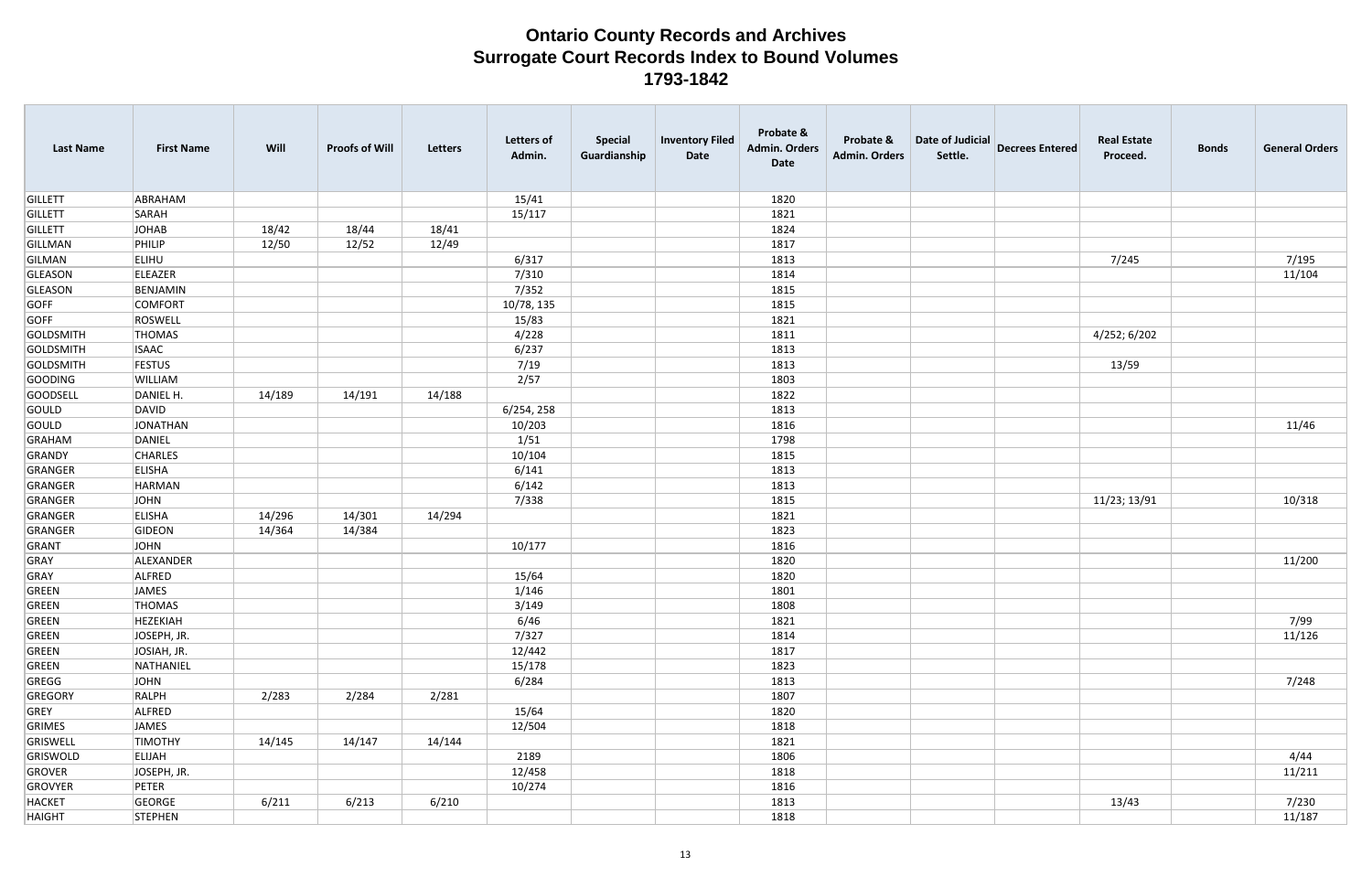# Ontario County Records and Archives
## Surrogate Court Records Index to Bound Volumes
### 1793-1842

| Last Name | First Name | Will | Proofs of Will | Letters | Letters of Admin. | Special Guardianship | Inventory Filed Date | Probate & Admin. Orders Date | Probate & Admin. Orders | Date of Judicial Settle. | Decrees Entered | Real Estate Proceed. | Bonds | General Orders |
|---|---|---|---|---|---|---|---|---|---|---|---|---|---|---|
| GILLETT | ABRAHAM | | | | 15/41 | | | 1820 | | | | | | |
| GILLETT | SARAH | | | | 15/117 | | | 1821 | | | | | | |
| GILLETT | JOHAB | 18/42 | 18/44 | 18/41 | | | | 1824 | | | | | | |
| GILLMAN | PHILIP | 12/50 | 12/52 | 12/49 | | | | 1817 | | | | | | |
| GILMAN | ELIHU | | | | 6/317 | | | 1813 | | | | 7/245 | | 7/195 |
| GLEASON | ELEAZER | | | | 7/310 | | | 1814 | | | | | | 11/104 |
| GLEASON | BENJAMIN | | | | 7/352 | | | 1815 | | | | | | |
| GOFF | COMFORT | | | | 10/78, 135 | | | 1815 | | | | | | |
| GOFF | ROSWELL | | | | 15/83 | | | 1821 | | | | | | |
| GOLDSMITH | THOMAS | | | | 4/228 | | | 1811 | | | | 4/252; 6/202 | | |
| GOLDSMITH | ISAAC | | | | 6/237 | | | 1813 | | | | | | |
| GOLDSMITH | FESTUS | | | | 7/19 | | | 1813 | | | | 13/59 | | |
| GOODING | WILLIAM | | | | 2/57 | | | 1803 | | | | | | |
| GOODSELL | DANIEL H. | 14/189 | 14/191 | 14/188 | | | | 1822 | | | | | | |
| GOULD | DAVID | | | | 6/254, 258 | | | 1813 | | | | | | |
| GOULD | JONATHAN | | | | 10/203 | | | 1816 | | | | | | 11/46 |
| GRAHAM | DANIEL | | | | 1/51 | | | 1798 | | | | | | |
| GRANDY | CHARLES | | | | 10/104 | | | 1815 | | | | | | |
| GRANGER | ELISHA | | | | 6/141 | | | 1813 | | | | | | |
| GRANGER | HARMAN | | | | 6/142 | | | 1813 | | | | | | |
| GRANGER | JOHN | | | | 7/338 | | | 1815 | | | | 11/23; 13/91 | | 10/318 |
| GRANGER | ELISHA | 14/296 | 14/301 | 14/294 | | | | 1821 | | | | | | |
| GRANGER | GIDEON | 14/364 | 14/384 | | | | | 1823 | | | | | | |
| GRANT | JOHN | | | | 10/177 | | | 1816 | | | | | | |
| GRAY | ALEXANDER | | | | | | | 1820 | | | | | | 11/200 |
| GRAY | ALFRED | | | | 15/64 | | | 1820 | | | | | | |
| GREEN | JAMES | | | | 1/146 | | | 1801 | | | | | | |
| GREEN | THOMAS | | | | 3/149 | | | 1808 | | | | | | |
| GREEN | HEZEKIAH | | | | 6/46 | | | 1821 | | | | | | 7/99 |
| GREEN | JOSEPH, JR. | | | | 7/327 | | | 1814 | | | | | | 11/126 |
| GREEN | JOSIAH, JR. | | | | 12/442 | | | 1817 | | | | | | |
| GREEN | NATHANIEL | | | | 15/178 | | | 1823 | | | | | | |
| GREGG | JOHN | | | | 6/284 | | | 1813 | | | | | | 7/248 |
| GREGORY | RALPH | 2/283 | 2/284 | 2/281 | | | | 1807 | | | | | | |
| GREY | ALFRED | | | | 15/64 | | | 1820 | | | | | | |
| GRIMES | JAMES | | | | 12/504 | | | 1818 | | | | | | |
| GRISWELL | TIMOTHY | 14/145 | 14/147 | 14/144 | | | | 1821 | | | | | | |
| GRISWOLD | ELIJAH | | | | 2189 | | | 1806 | | | | | | 4/44 |
| GROVER | JOSEPH, JR. | | | | 12/458 | | | 1818 | | | | | | 11/211 |
| GROVYER | PETER | | | | 10/274 | | | 1816 | | | | | | |
| HACKET | GEORGE | 6/211 | 6/213 | 6/210 | | | | 1813 | | | | 13/43 | | 7/230 |
| HAIGHT | STEPHEN | | | | | | | 1818 | | | | | | 11/187 |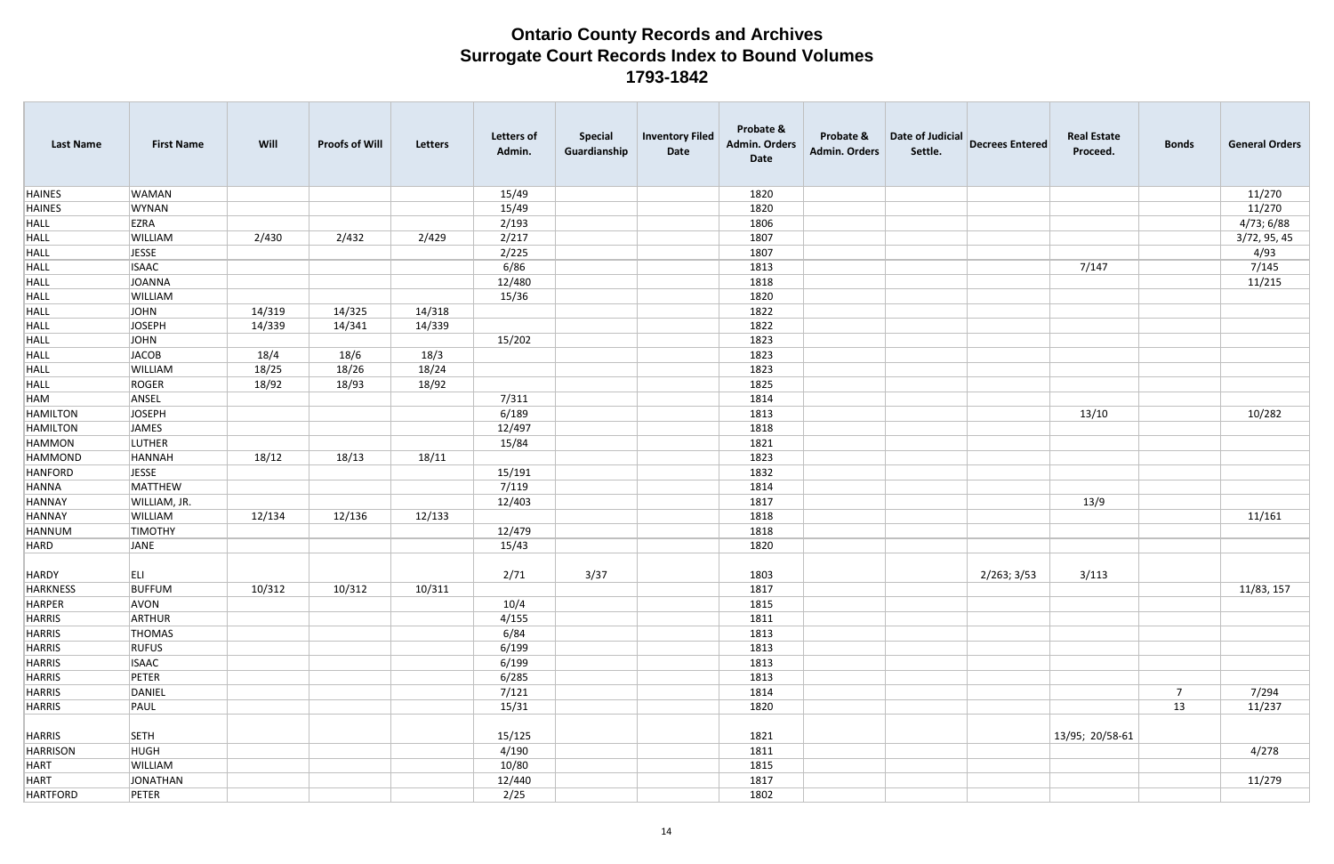# Ontario County Records and Archives
## Surrogate Court Records Index to Bound Volumes
### 1793-1842

| Last Name | First Name | Will | Proofs of Will | Letters | Letters of Admin. | Special Guardianship | Inventory Filed Date | Probate & Admin. Orders Date | Probate & Admin. Orders | Date of Judicial Settle. | Decrees Entered | Real Estate Proceed. | Bonds | General Orders |
|---|---|---|---|---|---|---|---|---|---|---|---|---|---|---|
| HAINES | WAMAN | | | | 15/49 | | | 1820 | | | | | | 11/270 |
| HAINES | WYNAN | | | | 15/49 | | | 1820 | | | | | | 11/270 |
| HALL | EZRA | | | | 2/193 | | | 1806 | | | | | | 4/73; 6/88 |
| HALL | WILLIAM | 2/430 | 2/432 | 2/429 | 2/217 | | | 1807 | | | | | | 3/72, 95, 45 |
| HALL | JESSE | | | | 2/225 | | | 1807 | | | | | | 4/93 |
| HALL | ISAAC | | | | 6/86 | | | 1813 | | | | 7/147 | | 7/145 |
| HALL | JOANNA | | | | 12/480 | | | 1818 | | | | | | 11/215 |
| HALL | WILLIAM | | | | 15/36 | | | 1820 | | | | | | |
| HALL | JOHN | 14/319 | 14/325 | 14/318 | | | | 1822 | | | | | | |
| HALL | JOSEPH | 14/339 | 14/341 | 14/339 | | | | 1822 | | | | | | |
| HALL | JOHN | | | | 15/202 | | | 1823 | | | | | | |
| HALL | JACOB | 18/4 | 18/6 | 18/3 | | | | 1823 | | | | | | |
| HALL | WILLIAM | 18/25 | 18/26 | 18/24 | | | | 1823 | | | | | | |
| HALL | ROGER | 18/92 | 18/93 | 18/92 | | | | 1825 | | | | | | |
| HAM | ANSEL | | | | 7/311 | | | 1814 | | | | | | |
| HAMILTON | JOSEPH | | | | 6/189 | | | 1813 | | | | 13/10 | | 10/282 |
| HAMILTON | JAMES | | | | 12/497 | | | 1818 | | | | | | |
| HAMMON | LUTHER | | | | 15/84 | | | 1821 | | | | | | |
| HAMMOND | HANNAH | 18/12 | 18/13 | 18/11 | | | | 1823 | | | | | | |
| HANFORD | JESSE | | | | 15/191 | | | 1832 | | | | | | |
| HANNA | MATTHEW | | | | 7/119 | | | 1814 | | | | | | |
| HANNAY | WILLIAM, JR. | | | | 12/403 | | | 1817 | | | | 13/9 | | |
| HANNAY | WILLIAM | 12/134 | 12/136 | 12/133 | | | | 1818 | | | | | | 11/161 |
| HANNUM | TIMOTHY | | | | 12/479 | | | 1818 | | | | | | |
| HARD | JANE | | | | 15/43 | | | 1820 | | | | | | |
| HARDY | ELI | | | | 2/71 | 3/37 | | 1803 | | | 2/263; 3/53 | 3/113 | | |
| HARKNESS | BUFFUM | 10/312 | 10/312 | 10/311 | | | | 1817 | | | | | | 11/83, 157 |
| HARPER | AVON | | | | 10/4 | | | 1815 | | | | | | |
| HARRIS | ARTHUR | | | | 4/155 | | | 1811 | | | | | | |
| HARRIS | THOMAS | | | | 6/84 | | | 1813 | | | | | | |
| HARRIS | RUFUS | | | | 6/199 | | | 1813 | | | | | | |
| HARRIS | ISAAC | | | | 6/199 | | | 1813 | | | | | | |
| HARRIS | PETER | | | | 6/285 | | | 1813 | | | | | | |
| HARRIS | DANIEL | | | | 7/121 | | | 1814 | | | | | 7 | 7/294 |
| HARRIS | PAUL | | | | 15/31 | | | 1820 | | | | | 13 | 11/237 |
| HARRIS | SETH | | | | 15/125 | | | 1821 | | | | 13/95; 20/58-61 | | |
| HARRISON | HUGH | | | | 4/190 | | | 1811 | | | | | | 4/278 |
| HART | WILLIAM | | | | 10/80 | | | 1815 | | | | | | |
| HART | JONATHAN | | | | 12/440 | | | 1817 | | | | | | 11/279 |
| HARTFORD | PETER | | | | 2/25 | | | 1802 | | | | | | |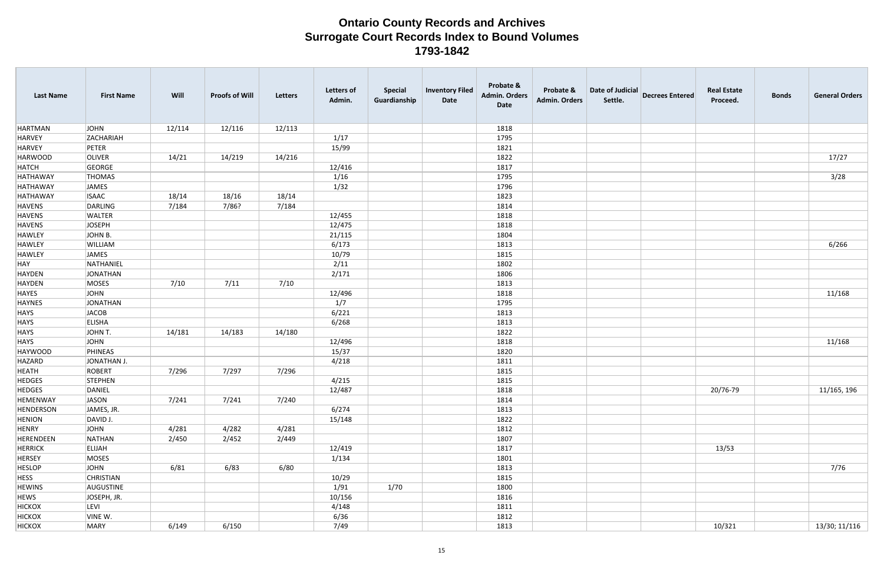# Ontario County Records and Archives
## Surrogate Court Records Index to Bound Volumes
### 1793-1842

| Last Name | First Name | Will | Proofs of Will | Letters | Letters of Admin. | Special Guardianship | Inventory Filed Date | Probate & Admin. Orders Date | Probate & Admin. Orders | Date of Judicial Settle. | Decrees Entered | Real Estate Proceed. | Bonds | General Orders |
|---|---|---|---|---|---|---|---|---|---|---|---|---|---|---|
| HARTMAN | JOHN | 12/114 | 12/116 | 12/113 | | | | 1818 | | | | | | |
| HARVEY | ZACHARIAH | | | | 1/17 | | | 1795 | | | | | | |
| HARVEY | PETER | | | | 15/99 | | | 1821 | | | | | | |
| HARWOOD | OLIVER | 14/21 | 14/219 | 14/216 | | | | 1822 | | | | | | 17/27 |
| HATCH | GEORGE | | | | 12/416 | | | 1817 | | | | | | |
| HATHAWAY | THOMAS | | | | 1/16 | | | 1795 | | | | | | 3/28 |
| HATHAWAY | JAMES | | | | 1/32 | | | 1796 | | | | | | |
| HATHAWAY | ISAAC | 18/14 | 18/16 | 18/14 | | | | 1823 | | | | | | |
| HAVENS | DARLING | 7/184 | 7/86? | 7/184 | | | | 1814 | | | | | | |
| HAVENS | WALTER | | | | 12/455 | | | 1818 | | | | | | |
| HAVENS | JOSEPH | | | | 12/475 | | | 1818 | | | | | | |
| HAWLEY | JOHN B. | | | | 21/115 | | | 1804 | | | | | | |
| HAWLEY | WILLIAM | | | | 6/173 | | | 1813 | | | | | | 6/266 |
| HAWLEY | JAMES | | | | 10/79 | | | 1815 | | | | | | |
| HAY | NATHANIEL | | | | 2/11 | | | 1802 | | | | | | |
| HAYDEN | JONATHAN | | | | 2/171 | | | 1806 | | | | | | |
| HAYDEN | MOSES | 7/10 | 7/11 | 7/10 | | | | 1813 | | | | | | |
| HAYES | JOHN | | | | 12/496 | | | 1818 | | | | | | 11/168 |
| HAYNES | JONATHAN | | | | 1/7 | | | 1795 | | | | | | |
| HAYS | JACOB | | | | 6/221 | | | 1813 | | | | | | |
| HAYS | ELISHA | | | | 6/268 | | | 1813 | | | | | | |
| HAYS | JOHN T. | 14/181 | 14/183 | 14/180 | | | | 1822 | | | | | | |
| HAYS | JOHN | | | | 12/496 | | | 1818 | | | | | | 11/168 |
| HAYWOOD | PHINEAS | | | | 15/37 | | | 1820 | | | | | | |
| HAZARD | JONATHAN J. | | | | 4/218 | | | 1811 | | | | | | |
| HEATH | ROBERT | 7/296 | 7/297 | 7/296 | | | | 1815 | | | | | | |
| HEDGES | STEPHEN | | | | 4/215 | | | 1815 | | | | | | |
| HEDGES | DANIEL | | | | 12/487 | | | 1818 | | | | 20/76-79 | | 11/165, 196 |
| HEMENWAY | JASON | 7/241 | 7/241 | 7/240 | | | | 1814 | | | | | | |
| HENDERSON | JAMES, JR. | | | | 6/274 | | | 1813 | | | | | | |
| HENION | DAVID J. | | | | 15/148 | | | 1822 | | | | | | |
| HENRY | JOHN | 4/281 | 4/282 | 4/281 | | | | 1812 | | | | | | |
| HERENDEEN | NATHAN | 2/450 | 2/452 | 2/449 | | | | 1807 | | | | | | |
| HERRICK | ELIJAH | | | | 12/419 | | | 1817 | | | | 13/53 | | |
| HERSEY | MOSES | | | | 1/134 | | | 1801 | | | | | | |
| HESLOP | JOHN | 6/81 | 6/83 | 6/80 | | | | 1813 | | | | | | 7/76 |
| HESS | CHRISTIAN | | | | 10/29 | | | 1815 | | | | | | |
| HEWINS | AUGUSTINE | | | | 1/91 | 1/70 | | 1800 | | | | | | |
| HEWS | JOSEPH, JR. | | | | 10/156 | | | 1816 | | | | | | |
| HICKOX | LEVI | | | | 4/148 | | | 1811 | | | | | | |
| HICKOX | VINE W. | | | | 6/36 | | | 1812 | | | | | | |
| HICKOX | MARY | 6/149 | 6/150 | | 7/49 | | | 1813 | | | | 10/321 | | 13/30; 11/116 |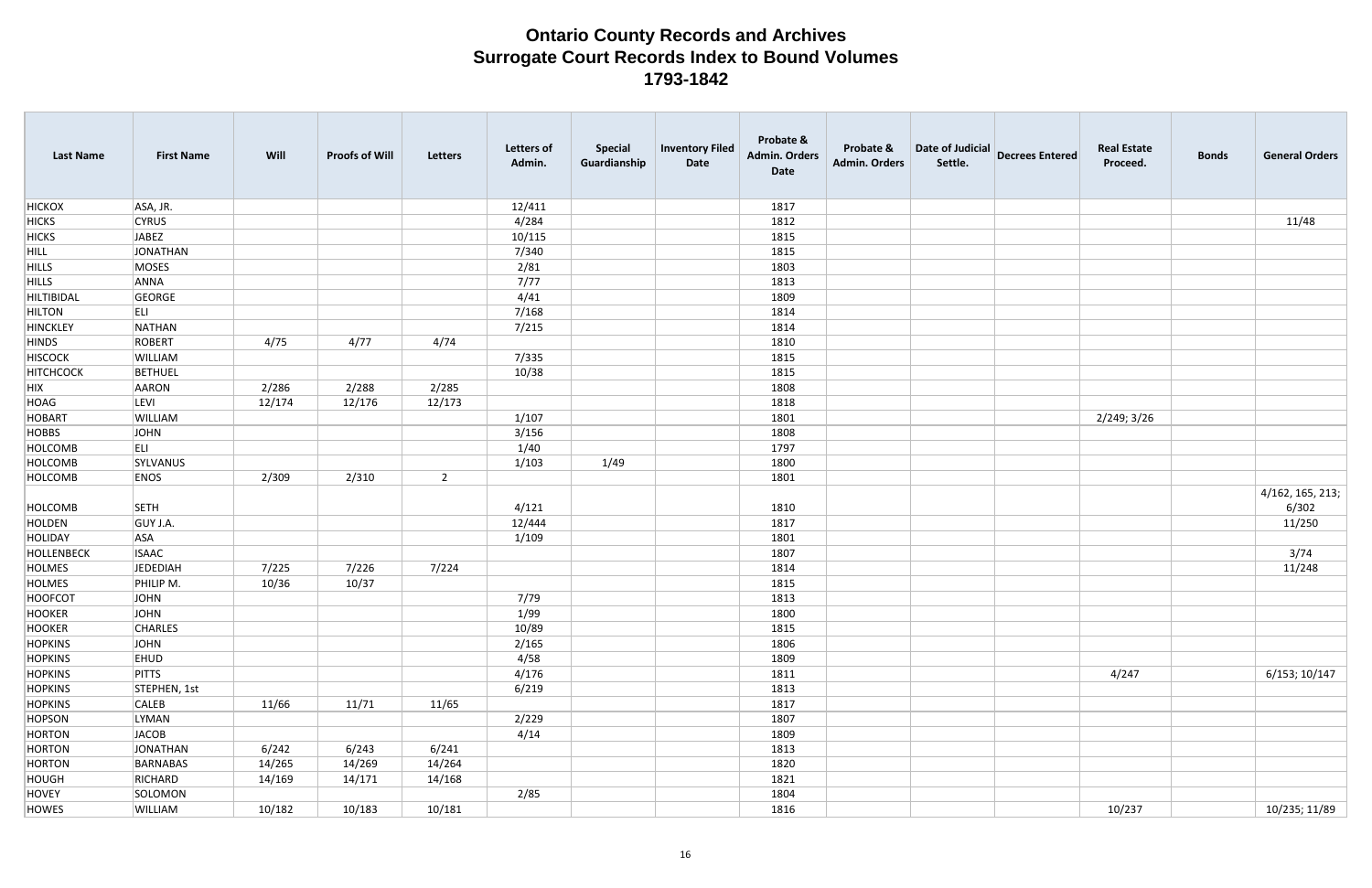# Ontario County Records and Archives
## Surrogate Court Records Index to Bound Volumes
### 1793-1842

| Last Name | First Name | Will | Proofs of Will | Letters | Letters of Admin. | Special Guardianship | Inventory Filed Date | Probate & Admin. Orders Date | Probate & Admin. Orders | Date of Judicial Settle. | Decrees Entered | Real Estate Proceed. | Bonds | General Orders |
|---|---|---|---|---|---|---|---|---|---|---|---|---|---|---|
| HICKOX | ASA, JR. | | | | 12/411 | | | 1817 | | | | | | |
| HICKS | CYRUS | | | | 4/284 | | | 1812 | | | | | | 11/48 |
| HICKS | JABEZ | | | | 10/115 | | | 1815 | | | | | | |
| HILL | JONATHAN | | | | 7/340 | | | 1815 | | | | | | |
| HILLS | MOSES | | | | 2/81 | | | 1803 | | | | | | |
| HILLS | ANNA | | | | 7/77 | | | 1813 | | | | | | |
| HILTIBIDAL | GEORGE | | | | 4/41 | | | 1809 | | | | | | |
| HILTON | ELI | | | | 7/168 | | | 1814 | | | | | | |
| HINCKLEY | NATHAN | | | | 7/215 | | | 1814 | | | | | | |
| HINDS | ROBERT | 4/75 | 4/77 | 4/74 | | | | 1810 | | | | | | |
| HISCOCK | WILLIAM | | | | 7/335 | | | 1815 | | | | | | |
| HITCHCOCK | BETHUEL | | | | 10/38 | | | 1815 | | | | | | |
| HIX | AARON | 2/286 | 2/288 | 2/285 | | | | 1808 | | | | | | |
| HOAG | LEVI | 12/174 | 12/176 | 12/173 | | | | 1818 | | | | | | |
| HOBART | WILLIAM | | | | 1/107 | | | 1801 | | | | 2/249; 3/26 | | |
| HOBBS | JOHN | | | | 3/156 | | | 1808 | | | | | | |
| HOLCOMB | ELI | | | | 1/40 | | | 1797 | | | | | | |
| HOLCOMB | SYLVANUS | | | | 1/103 | 1/49 | | 1800 | | | | | | |
| HOLCOMB | ENOS | 2/309 | 2/310 | 2 | | | | 1801 | | | | | | |
| HOLCOMB | SETH | | | | 4/121 | | | 1810 | | | | | | 4/162, 165, 213; 6/302 |
| HOLDEN | GUY J.A. | | | | 12/444 | | | 1817 | | | | | | 11/250 |
| HOLIDAY | ASA | | | | 1/109 | | | 1801 | | | | | | |
| HOLLENBECK | ISAAC | | | | | | | 1807 | | | | | | 3/74 |
| HOLMES | JEDEDIAH | 7/225 | 7/226 | 7/224 | | | | 1814 | | | | | | 11/248 |
| HOLMES | PHILIP M. | 10/36 | 10/37 | | | | | 1815 | | | | | | |
| HOOFCOT | JOHN | | | | 7/79 | | | 1813 | | | | | | |
| HOOKER | JOHN | | | | 1/99 | | | 1800 | | | | | | |
| HOOKER | CHARLES | | | | 10/89 | | | 1815 | | | | | | |
| HOPKINS | JOHN | | | | 2/165 | | | 1806 | | | | | | |
| HOPKINS | EHUD | | | | 4/58 | | | 1809 | | | | | | |
| HOPKINS | PITTS | | | | 4/176 | | | 1811 | | | | 4/247 | | 6/153; 10/147 |
| HOPKINS | STEPHEN, 1st | | | | 6/219 | | | 1813 | | | | | | |
| HOPKINS | CALEB | 11/66 | 11/71 | 11/65 | | | | 1817 | | | | | | |
| HOPSON | LYMAN | | | | 2/229 | | | 1807 | | | | | | |
| HORTON | JACOB | | | | 4/14 | | | 1809 | | | | | | |
| HORTON | JONATHAN | 6/242 | 6/243 | 6/241 | | | | 1813 | | | | | | |
| HORTON | BARNABAS | 14/265 | 14/269 | 14/264 | | | | 1820 | | | | | | |
| HOUGH | RICHARD | 14/169 | 14/171 | 14/168 | | | | 1821 | | | | | | |
| HOVEY | SOLOMON | | | | 2/85 | | | 1804 | | | | | | |
| HOWES | WILLIAM | 10/182 | 10/183 | 10/181 | | | | 1816 | | | | 10/237 | | 10/235; 11/89 |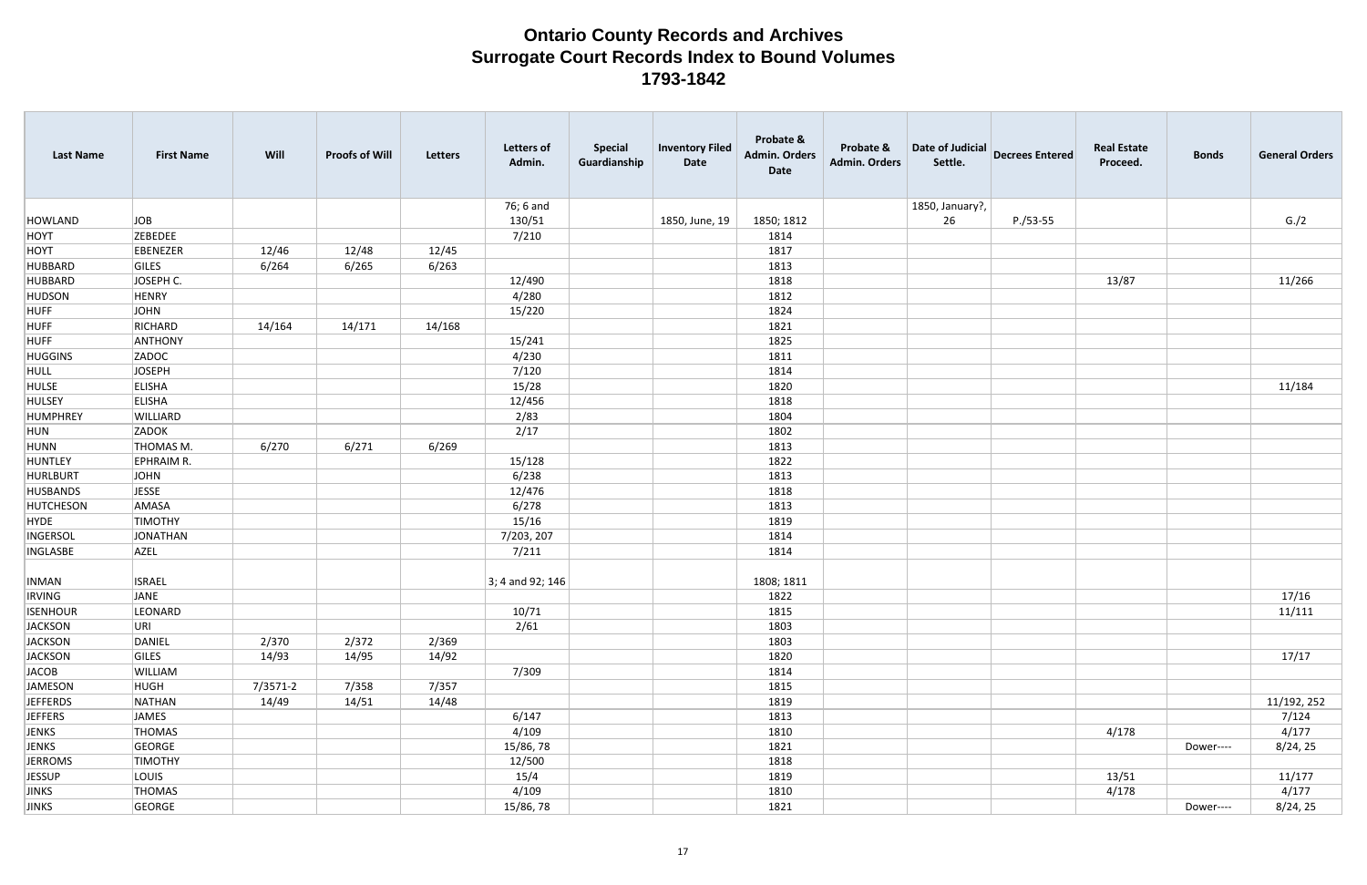# Ontario County Records and Archives
# Surrogate Court Records Index to Bound Volumes
# 1793-1842

| Last Name | First Name | Will | Proofs of Will | Letters | Letters of Admin. | Special Guardianship | Inventory Filed Date | Probate & Admin. Orders Date | Probate & Admin. Orders | Date of Judicial Settle. | Decrees Entered | Real Estate Proceed. | Bonds | General Orders |
|---|---|---|---|---|---|---|---|---|---|---|---|---|---|---|
| HOWLAND | JOB | | | | 76; 6 and 130/51 | | 1850, June, 19 | 1850; 1812 | | 1850, January?, 26 | P./53-55 | | | G./2 |
| HOYT | ZEBEDEE | | | | 7/210 | | | 1814 | | | | | | |
| HOYT | EBENEZER | 12/46 | 12/48 | 12/45 | | | | 1817 | | | | | | |
| HUBBARD | GILES | 6/264 | 6/265 | 6/263 | | | | 1813 | | | | | | |
| HUBBARD | JOSEPH C. | | | | 12/490 | | | 1818 | | | | 13/87 | | 11/266 |
| HUDSON | HENRY | | | | 4/280 | | | 1812 | | | | | | |
| HUFF | JOHN | | | | 15/220 | | | 1824 | | | | | | |
| HUFF | RICHARD | 14/164 | 14/171 | 14/168 | | | | 1821 | | | | | | |
| HUFF | ANTHONY | | | | 15/241 | | | 1825 | | | | | | |
| HUGGINS | ZADOC | | | | 4/230 | | | 1811 | | | | | | |
| HULL | JOSEPH | | | | 7/120 | | | 1814 | | | | | | |
| HULSE | ELISHA | | | | 15/28 | | | 1820 | | | | | | 11/184 |
| HULSEY | ELISHA | | | | 12/456 | | | 1818 | | | | | | |
| HUMPHREY | WILLIARD | | | | 2/83 | | | 1804 | | | | | | |
| HUN | ZADOK | | | | 2/17 | | | 1802 | | | | | | |
| HUNN | THOMAS M. | 6/270 | 6/271 | 6/269 | | | | 1813 | | | | | | |
| HUNTLEY | EPHRAIM R. | | | | 15/128 | | | 1822 | | | | | | |
| HURLBURT | JOHN | | | | 6/238 | | | 1813 | | | | | | |
| HUSBANDS | JESSE | | | | 12/476 | | | 1818 | | | | | | |
| HUTCHESON | AMASA | | | | 6/278 | | | 1813 | | | | | | |
| HYDE | TIMOTHY | | | | 15/16 | | | 1819 | | | | | | |
| INGERSOL | JONATHAN | | | | 7/203, 207 | | | 1814 | | | | | | |
| INGLASBE | AZEL | | | | 7/211 | | | 1814 | | | | | | |
| INMAN | ISRAEL | | | | 3; 4 and 92; 146 | | | 1808; 1811 | | | | | | |
| IRVING | JANE | | | | | | | 1822 | | | | | | 17/16 |
| ISENHOUR | LEONARD | | | | 10/71 | | | 1815 | | | | | | 11/111 |
| JACKSON | URI | | | | 2/61 | | | 1803 | | | | | | |
| JACKSON | DANIEL | 2/370 | 2/372 | 2/369 | | | | 1803 | | | | | | |
| JACKSON | GILES | 14/93 | 14/95 | 14/92 | | | | 1820 | | | | | | 17/17 |
| JACOB | WILLIAM | | | | 7/309 | | | 1814 | | | | | | |
| JAMESON | HUGH | 7/3571-2 | 7/358 | 7/357 | | | | 1815 | | | | | | |
| JEFFERDS | NATHAN | 14/49 | 14/51 | 14/48 | | | | 1819 | | | | | | 11/192, 252 |
| JEFFERS | JAMES | | | | 6/147 | | | 1813 | | | | | | 7/124 |
| JENKS | THOMAS | | | | 4/109 | | | 1810 | | | | 4/178 | | 4/177 |
| JENKS | GEORGE | | | | 15/86, 78 | | | 1821 | | | | | Dower---- | 8/24, 25 |
| JERROMS | TIMOTHY | | | | 12/500 | | | 1818 | | | | | | |
| JESSUP | LOUIS | | | | 15/4 | | | 1819 | | | | 13/51 | | 11/177 |
| JINKS | THOMAS | | | | 4/109 | | | 1810 | | | | 4/178 | | 4/177 |
| JINKS | GEORGE | | | | 15/86, 78 | | | 1821 | | | | | Dower---- | 8/24, 25 |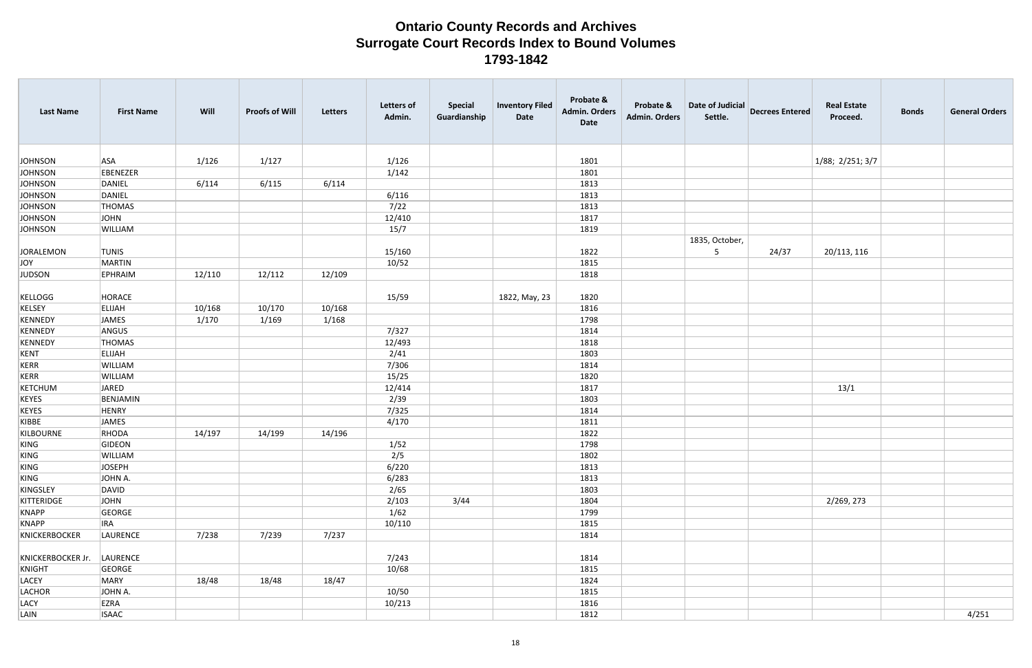# Ontario County Records and Archives
# Surrogate Court Records Index to Bound Volumes
# 1793-1842

| Last Name | First Name | Will | Proofs of Will | Letters | Letters of Admin. | Special Guardianship | Inventory Filed Date | Probate & Admin. Orders Date | Probate & Admin. Orders | Date of Judicial Settle. | Decrees Entered | Real Estate Proceed. | Bonds | General Orders |
|---|---|---|---|---|---|---|---|---|---|---|---|---|---|---|
| JOHNSON | ASA | 1/126 | 1/127 | | 1/126 | | | 1801 | | | | 1/88; 2/251; 3/7 | | |
| JOHNSON | EBENEZER | | | | 1/142 | | | 1801 | | | | | | |
| JOHNSON | DANIEL | 6/114 | 6/115 | 6/114 | | | | 1813 | | | | | | |
| JOHNSON | DANIEL | | | | 6/116 | | | 1813 | | | | | | |
| JOHNSON | THOMAS | | | | 7/22 | | | 1813 | | | | | | |
| JOHNSON | JOHN | | | | 12/410 | | | 1817 | | | | | | |
| JOHNSON | WILLIAM | | | | 15/7 | | | 1819 | | | | | | |
| JORALEMON | TUNIS | | | | 15/160 | | | 1822 | | 1835, October, 5 | 24/37 | 20/113, 116 | | |
| JOY | MARTIN | | | | 10/52 | | | 1815 | | | | | | |
| JUDSON | EPHRAIM | 12/110 | 12/112 | 12/109 | | | | 1818 | | | | | | |
| KELLOGG | HORACE | | | | 15/59 | | 1822, May, 23 | 1820 | | | | | | |
| KELSEY | ELIJAH | 10/168 | 10/170 | 10/168 | | | | 1816 | | | | | | |
| KENNEDY | JAMES | 1/170 | 1/169 | 1/168 | | | | 1798 | | | | | | |
| KENNEDY | ANGUS | | | | 7/327 | | | 1814 | | | | | | |
| KENNEDY | THOMAS | | | | 12/493 | | | 1818 | | | | | | |
| KENT | ELIJAH | | | | 2/41 | | | 1803 | | | | | | |
| KERR | WILLIAM | | | | 7/306 | | | 1814 | | | | | | |
| KERR | WILLIAM | | | | 15/25 | | | 1820 | | | | | | |
| KETCHUM | JARED | | | | 12/414 | | | 1817 | | | | 13/1 | | |
| KEYES | BENJAMIN | | | | 2/39 | | | 1803 | | | | | | |
| KEYES | HENRY | | | | 7/325 | | | 1814 | | | | | | |
| KIBBE | JAMES | | | | 4/170 | | | 1811 | | | | | | |
| KILBOURNE | RHODA | 14/197 | 14/199 | 14/196 | | | | 1822 | | | | | | |
| KING | GIDEON | | | | 1/52 | | | 1798 | | | | | | |
| KING | WILLIAM | | | | 2/5 | | | 1802 | | | | | | |
| KING | JOSEPH | | | | 6/220 | | | 1813 | | | | | | |
| KING | JOHN A. | | | | 6/283 | | | 1813 | | | | | | |
| KINGSLEY | DAVID | | | | 2/65 | | | 1803 | | | | | | |
| KITTERIDGE | JOHN | | | | 2/103 | 3/44 | | 1804 | | | | 2/269, 273 | | |
| KNAPP | GEORGE | | | | 1/62 | | | 1799 | | | | | | |
| KNAPP | IRA | | | | 10/110 | | | 1815 | | | | | | |
| KNICKERBOCKER | LAURENCE | 7/238 | 7/239 | 7/237 | | | | 1814 | | | | | | |
| KNICKERBOCKER Jr. | LAURENCE | | | | 7/243 | | | 1814 | | | | | | |
| KNIGHT | GEORGE | | | | 10/68 | | | 1815 | | | | | | |
| LACEY | MARY | 18/48 | 18/48 | 18/47 | | | | 1824 | | | | | | |
| LACHOR | JOHN A. | | | | 10/50 | | | 1815 | | | | | | |
| LACY | EZRA | | | | 10/213 | | | 1816 | | | | | | |
| LAIN | ISAAC | | | | | | | 1812 | | | | | | 4/251 |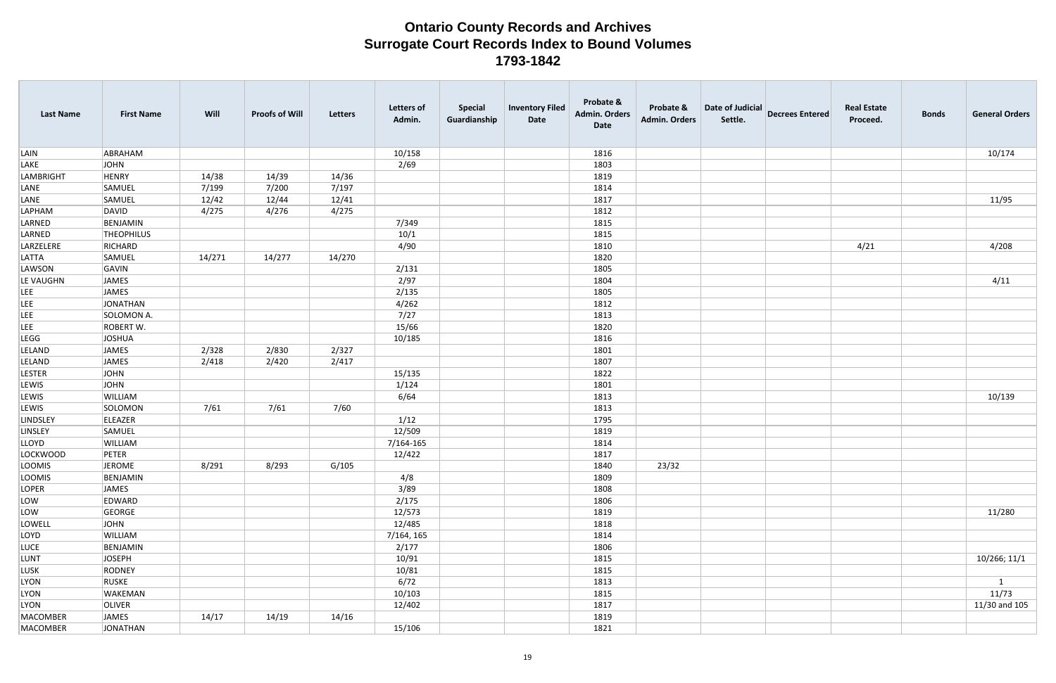# Ontario County Records and Archives
## Surrogate Court Records Index to Bound Volumes
### 1793-1842

| Last Name | First Name | Will | Proofs of Will | Letters | Letters of Admin. | Special Guardianship | Inventory Filed Date | Probate & Admin. Orders Date | Probate & Admin. Orders | Date of Judicial Settle. | Decrees Entered | Real Estate Proceed. | Bonds | General Orders |
|---|---|---|---|---|---|---|---|---|---|---|---|---|---|---|
| LAIN | ABRAHAM | | | | 10/158 | | | 1816 | | | | | | 10/174 |
| LAKE | JOHN | | | | 2/69 | | | 1803 | | | | | | |
| LAMBRIGHT | HENRY | 14/38 | 14/39 | 14/36 | | | | 1819 | | | | | | |
| LANE | SAMUEL | 7/199 | 7/200 | 7/197 | | | | 1814 | | | | | | |
| LANE | SAMUEL | 12/42 | 12/44 | 12/41 | | | | 1817 | | | | | | 11/95 |
| LAPHAM | DAVID | 4/275 | 4/276 | 4/275 | | | | 1812 | | | | | | |
| LARNED | BENJAMIN | | | | 7/349 | | | 1815 | | | | | | |
| LARNED | THEOPHILUS | | | | 10/1 | | | 1815 | | | | | | |
| LARZELERE | RICHARD | | | | 4/90 | | | 1810 | | | | 4/21 | | 4/208 |
| LATTA | SAMUEL | 14/271 | 14/277 | 14/270 | | | | 1820 | | | | | | |
| LAWSON | GAVIN | | | | 2/131 | | | 1805 | | | | | | |
| LE VAUGHN | JAMES | | | | 2/97 | | | 1804 | | | | | | 4/11 |
| LEE | JAMES | | | | 2/135 | | | 1805 | | | | | | |
| LEE | JONATHAN | | | | 4/262 | | | 1812 | | | | | | |
| LEE | SOLOMON A. | | | | 7/27 | | | 1813 | | | | | | |
| LEE | ROBERT W. | | | | 15/66 | | | 1820 | | | | | | |
| LEGG | JOSHUA | | | | 10/185 | | | 1816 | | | | | | |
| LELAND | JAMES | 2/328 | 2/830 | 2/327 | | | | 1801 | | | | | | |
| LELAND | JAMES | 2/418 | 2/420 | 2/417 | | | | 1807 | | | | | | |
| LESTER | JOHN | | | | 15/135 | | | 1822 | | | | | | |
| LEWIS | JOHN | | | | 1/124 | | | 1801 | | | | | | |
| LEWIS | WILLIAM | | | | 6/64 | | | 1813 | | | | | | 10/139 |
| LEWIS | SOLOMON | 7/61 | 7/61 | 7/60 | | | | 1813 | | | | | | |
| LINDSLEY | ELEAZER | | | | 1/12 | | | 1795 | | | | | | |
| LINSLEY | SAMUEL | | | | 12/509 | | | 1819 | | | | | | |
| LLOYD | WILLIAM | | | | 7/164-165 | | | 1814 | | | | | | |
| LOCKWOOD | PETER | | | | 12/422 | | | 1817 | | | | | | |
| LOOMIS | JEROME | 8/291 | 8/293 | G/105 | | | | 1840 | 23/32 | | | | | |
| LOOMIS | BENJAMIN | | | | 4/8 | | | 1809 | | | | | | |
| LOPER | JAMES | | | | 3/89 | | | 1808 | | | | | | |
| LOW | EDWARD | | | | 2/175 | | | 1806 | | | | | | |
| LOW | GEORGE | | | | 12/573 | | | 1819 | | | | | | 11/280 |
| LOWELL | JOHN | | | | 12/485 | | | 1818 | | | | | | |
| LOYD | WILLIAM | | | | 7/164, 165 | | | 1814 | | | | | | |
| LUCE | BENJAMIN | | | | 2/177 | | | 1806 | | | | | | |
| LUNT | JOSEPH | | | | 10/91 | | | 1815 | | | | | | 10/266; 11/1 |
| LUSK | RODNEY | | | | 10/81 | | | 1815 | | | | | | |
| LYON | RUSKE | | | | 6/72 | | | 1813 | | | | | | 1 |
| LYON | WAKEMAN | | | | 10/103 | | | 1815 | | | | | | 11/73 |
| LYON | OLIVER | | | | 12/402 | | | 1817 | | | | | | 11/30 and 105 |
| MACOMBER | JAMES | 14/17 | 14/19 | 14/16 | | | | 1819 | | | | | | |
| MACOMBER | JONATHAN | | | | 15/106 | | | 1821 | | | | | | |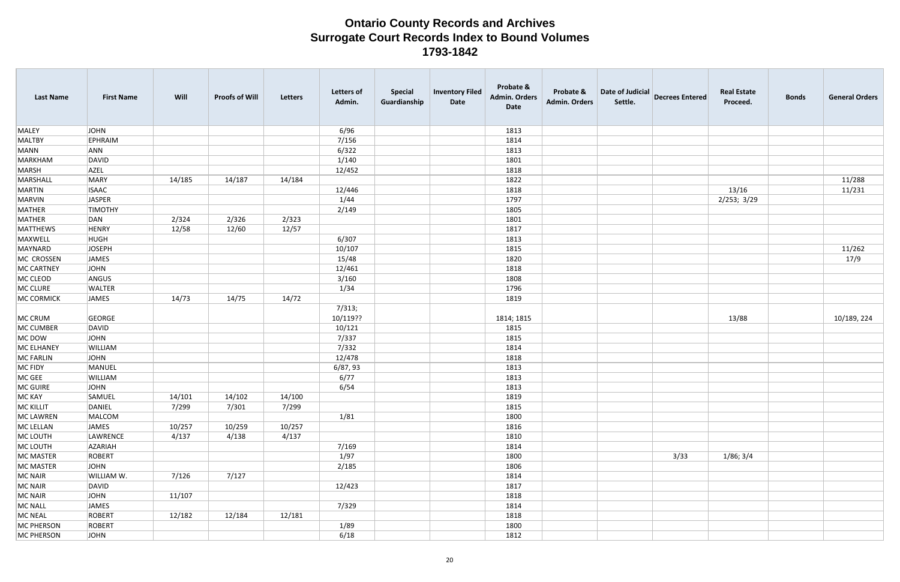# Ontario County Records and Archives
## Surrogate Court Records Index to Bound Volumes
### 1793-1842

| Last Name | First Name | Will | Proofs of Will | Letters | Letters of Admin. | Special Guardianship | Inventory Filed Date | Probate & Admin. Orders Date | Probate & Admin. Orders | Date of Judicial Settle. | Decrees Entered | Real Estate Proceed. | Bonds | General Orders |
|---|---|---|---|---|---|---|---|---|---|---|---|---|---|---|
| MALEY | JOHN | | | | 6/96 | | | 1813 | | | | | | |
| MALTBY | EPHRAIM | | | | 7/156 | | | 1814 | | | | | | |
| MANN | ANN | | | | 6/322 | | | 1813 | | | | | | |
| MARKHAM | DAVID | | | | 1/140 | | | 1801 | | | | | | |
| MARSH | AZEL | | | | 12/452 | | | 1818 | | | | | | |
| MARSHALL | MARY | 14/185 | 14/187 | 14/184 | | | | 1822 | | | | | | 11/288 |
| MARTIN | ISAAC | | | | 12/446 | | | 1818 | | | | 13/16 | | 11/231 |
| MARVIN | JASPER | | | | 1/44 | | | 1797 | | | | 2/253; 3/29 | | |
| MATHER | TIMOTHY | | | | 2/149 | | | 1805 | | | | | | |
| MATHER | DAN | 2/324 | 2/326 | 2/323 | | | | 1801 | | | | | | |
| MATTHEWS | HENRY | 12/58 | 12/60 | 12/57 | | | | 1817 | | | | | | |
| MAXWELL | HUGH | | | | 6/307 | | | 1813 | | | | | | |
| MAYNARD | JOSEPH | | | | 10/107 | | | 1815 | | | | | | 11/262 |
| MC CROSSEN | JAMES | | | | 15/48 | | | 1820 | | | | | | 17/9 |
| MC CARTNEY | JOHN | | | | 12/461 | | | 1818 | | | | | | |
| MC CLEOD | ANGUS | | | | 3/160 | | | 1808 | | | | | | |
| MC CLURE | WALTER | | | | 1/34 | | | 1796 | | | | | | |
| MC CORMICK | JAMES | 14/73 | 14/75 | 14/72 | | | | 1819 | | | | | | |
| MC CRUM | GEORGE | | | | 7/313; 10/119?? | | | 1814; 1815 | | | | 13/88 | | 10/189, 224 |
| MC CUMBER | DAVID | | | | 10/121 | | | 1815 | | | | | | |
| MC DOW | JOHN | | | | 7/337 | | | 1815 | | | | | | |
| MC ELHANEY | WILLIAM | | | | 7/332 | | | 1814 | | | | | | |
| MC FARLIN | JOHN | | | | 12/478 | | | 1818 | | | | | | |
| MC FIDY | MANUEL | | | | 6/87, 93 | | | 1813 | | | | | | |
| MC GEE | WILLIAM | | | | 6/77 | | | 1813 | | | | | | |
| MC GUIRE | JOHN | | | | 6/54 | | | 1813 | | | | | | |
| MC KAY | SAMUEL | 14/101 | 14/102 | 14/100 | | | | 1819 | | | | | | |
| MC KILLIT | DANIEL | 7/299 | 7/301 | 7/299 | | | | 1815 | | | | | | |
| MC LAWREN | MALCOM | | | | 1/81 | | | 1800 | | | | | | |
| MC LELLAN | JAMES | 10/257 | 10/259 | 10/257 | | | | 1816 | | | | | | |
| MC LOUTH | LAWRENCE | 4/137 | 4/138 | 4/137 | | | | 1810 | | | | | | |
| MC LOUTH | AZARIAH | | | | 7/169 | | | 1814 | | | | | | |
| MC MASTER | ROBERT | | | | 1/97 | | | 1800 | | | 3/33 | 1/86; 3/4 | | |
| MC MASTER | JOHN | | | | 2/185 | | | 1806 | | | | | | |
| MC NAIR | WILLIAM W. | 7/126 | 7/127 | | | | | 1814 | | | | | | |
| MC NAIR | DAVID | | | | 12/423 | | | 1817 | | | | | | |
| MC NAIR | JOHN | 11/107 | | | | | | 1818 | | | | | | |
| MC NALL | JAMES | | | | 7/329 | | | 1814 | | | | | | |
| MC NEAL | ROBERT | 12/182 | 12/184 | 12/181 | | | | 1818 | | | | | | |
| MC PHERSON | ROBERT | | | | 1/89 | | | 1800 | | | | | | |
| MC PHERSON | JOHN | | | | 6/18 | | | 1812 | | | | | | |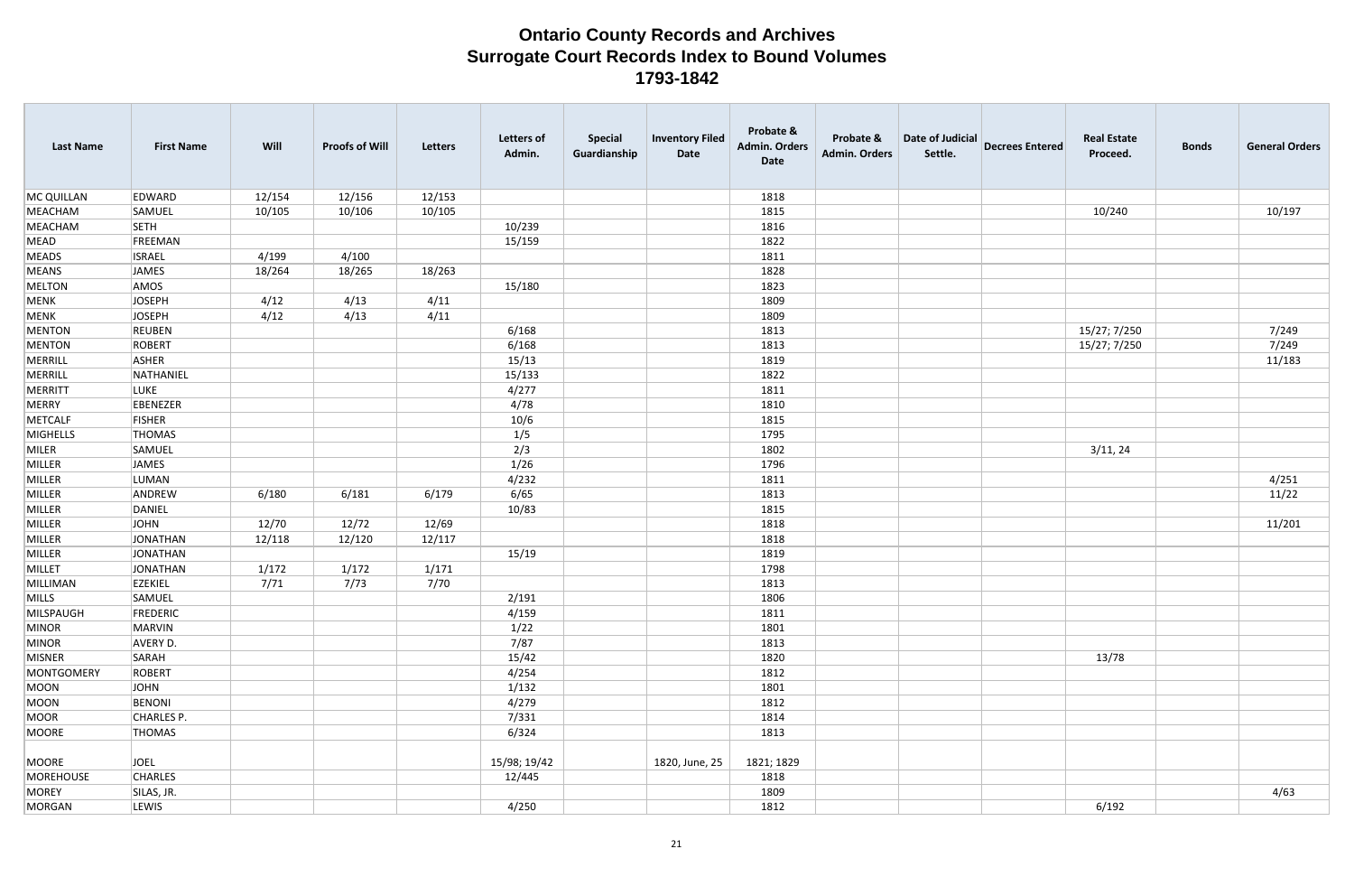# Ontario County Records and Archives
# Surrogate Court Records Index to Bound Volumes
# 1793-1842

| Last Name | First Name | Will | Proofs of Will | Letters | Letters of Admin. | Special Guardianship | Inventory Filed Date | Probate & Admin. Orders Date | Probate & Admin. Orders | Date of Judicial Settle. | Decrees Entered | Real Estate Proceed. | Bonds | General Orders |
|---|---|---|---|---|---|---|---|---|---|---|---|---|---|---|
| MC QUILLAN | EDWARD | 12/154 | 12/156 | 12/153 | | | | 1818 | | | | | | |
| MEACHAM | SAMUEL | 10/105 | 10/106 | 10/105 | | | | 1815 | | | | 10/240 | | 10/197 |
| MEACHAM | SETH | | | | 10/239 | | | 1816 | | | | | | |
| MEAD | FREEMAN | | | | 15/159 | | | 1822 | | | | | | |
| MEADS | ISRAEL | 4/199 | 4/100 | | | | | 1811 | | | | | | |
| MEANS | JAMES | 18/264 | 18/265 | 18/263 | | | | 1828 | | | | | | |
| MELTON | AMOS | | | | 15/180 | | | 1823 | | | | | | |
| MENK | JOSEPH | 4/12 | 4/13 | 4/11 | | | | 1809 | | | | | | |
| MENK | JOSEPH | 4/12 | 4/13 | 4/11 | | | | 1809 | | | | | | |
| MENTON | REUBEN | | | | 6/168 | | | 1813 | | | | 15/27; 7/250 | | 7/249 |
| MENTON | ROBERT | | | | 6/168 | | | 1813 | | | | 15/27; 7/250 | | 7/249 |
| MERRILL | ASHER | | | | 15/13 | | | 1819 | | | | | | 11/183 |
| MERRILL | NATHANIEL | | | | 15/133 | | | 1822 | | | | | | |
| MERRITT | LUKE | | | | 4/277 | | | 1811 | | | | | | |
| MERRY | EBENEZER | | | | 4/78 | | | 1810 | | | | | | |
| METCALF | FISHER | | | | 10/6 | | | 1815 | | | | | | |
| MIGHELLS | THOMAS | | | | 1/5 | | | 1795 | | | | | | |
| MILER | SAMUEL | | | | 2/3 | | | 1802 | | | | 3/11, 24 | | |
| MILLER | JAMES | | | | 1/26 | | | 1796 | | | | | | |
| MILLER | LUMAN | | | | 4/232 | | | 1811 | | | | | | 4/251 |
| MILLER | ANDREW | 6/180 | 6/181 | 6/179 | 6/65 | | | 1813 | | | | | | 11/22 |
| MILLER | DANIEL | | | | 10/83 | | | 1815 | | | | | | |
| MILLER | JOHN | 12/70 | 12/72 | 12/69 | | | | 1818 | | | | | | 11/201 |
| MILLER | JONATHAN | 12/118 | 12/120 | 12/117 | | | | 1818 | | | | | | |
| MILLER | JONATHAN | | | | 15/19 | | | 1819 | | | | | | |
| MILLET | JONATHAN | 1/172 | 1/172 | 1/171 | | | | 1798 | | | | | | |
| MILLIMAN | EZEKIEL | 7/71 | 7/73 | 7/70 | | | | 1813 | | | | | | |
| MILLS | SAMUEL | | | | 2/191 | | | 1806 | | | | | | |
| MILSPAUGH | FREDERIC | | | | 4/159 | | | 1811 | | | | | | |
| MINOR | MARVIN | | | | 1/22 | | | 1801 | | | | | | |
| MINOR | AVERY D. | | | | 7/87 | | | 1813 | | | | | | |
| MISNER | SARAH | | | | 15/42 | | | 1820 | | | | 13/78 | | |
| MONTGOMERY | ROBERT | | | | 4/254 | | | 1812 | | | | | | |
| MOON | JOHN | | | | 1/132 | | | 1801 | | | | | | |
| MOON | BENONI | | | | 4/279 | | | 1812 | | | | | | |
| MOOR | CHARLES P. | | | | 7/331 | | | 1814 | | | | | | |
| MOORE | THOMAS | | | | 6/324 | | | 1813 | | | | | | |
| MOORE | JOEL | | | | 15/98; 19/42 | | 1820, June, 25 | 1821; 1829 | | | | | | |
| MOREHOUSE | CHARLES | | | | 12/445 | | | 1818 | | | | | | |
| MOREY | SILAS, JR. | | | | | | | 1809 | | | | | | 4/63 |
| MORGAN | LEWIS | | | | 4/250 | | | 1812 | | | | 6/192 | | |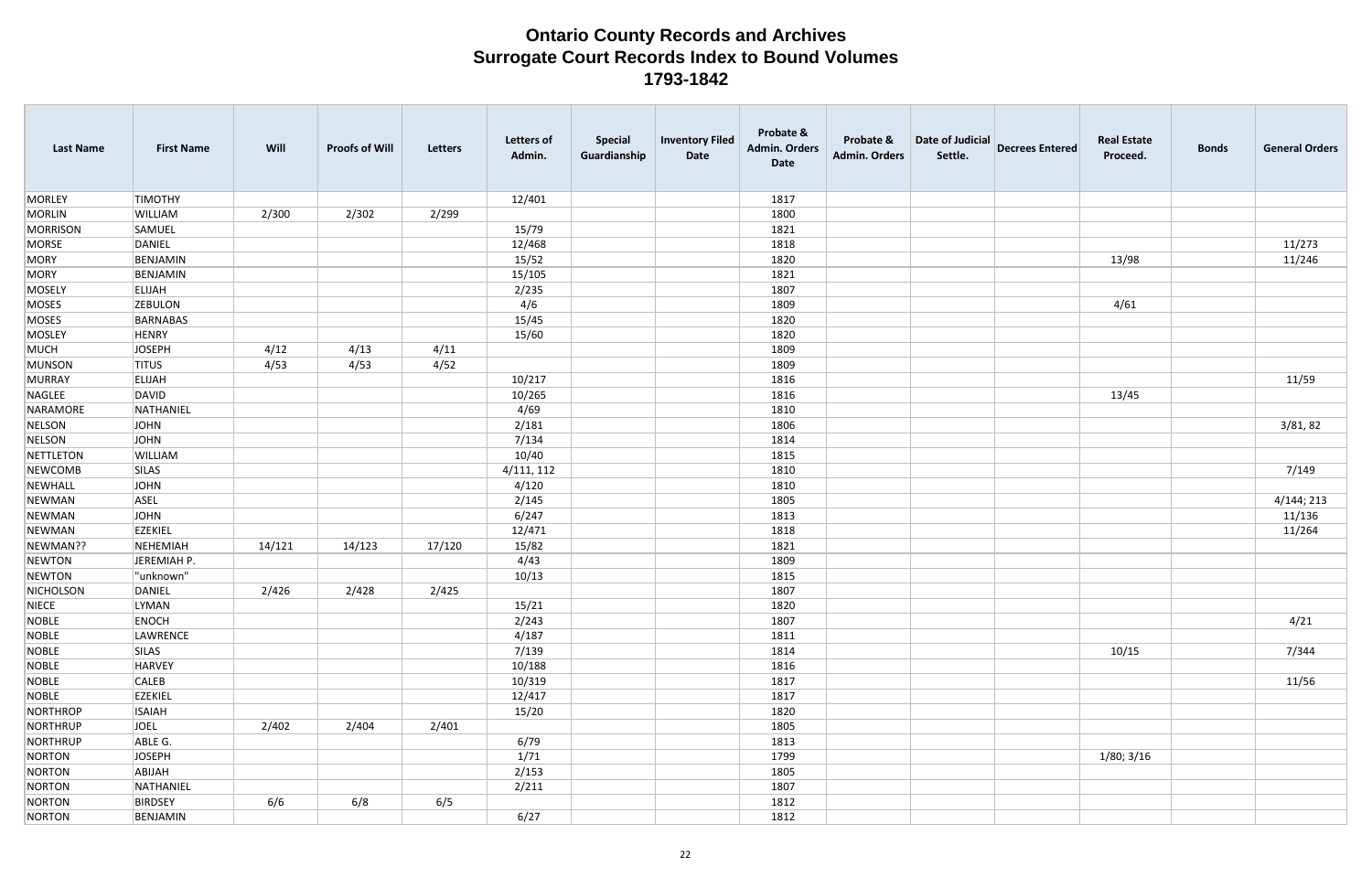# Ontario County Records and Archives
## Surrogate Court Records Index to Bound Volumes
### 1793-1842

| Last Name | First Name | Will | Proofs of Will | Letters | Letters of Admin. | Special Guardianship | Inventory Filed Date | Probate & Admin. Orders Date | Probate & Admin. Orders | Date of Judicial Settle. | Decrees Entered | Real Estate Proceed. | Bonds | General Orders |
|---|---|---|---|---|---|---|---|---|---|---|---|---|---|---|
| MORLEY | TIMOTHY | | | | 12/401 | | | 1817 | | | | | | |
| MORLIN | WILLIAM | 2/300 | 2/302 | 2/299 | | | | 1800 | | | | | | |
| MORRISON | SAMUEL | | | | 15/79 | | | 1821 | | | | | | |
| MORSE | DANIEL | | | | 12/468 | | | 1818 | | | | | | 11/273 |
| MORY | BENJAMIN | | | | 15/52 | | | 1820 | | | | 13/98 | | 11/246 |
| MORY | BENJAMIN | | | | 15/105 | | | 1821 | | | | | | |
| MOSELY | ELIJAH | | | | 2/235 | | | 1807 | | | | | | |
| MOSES | ZEBULON | | | | 4/6 | | | 1809 | | | | 4/61 | | |
| MOSES | BARNABAS | | | | 15/45 | | | 1820 | | | | | | |
| MOSLEY | HENRY | | | | 15/60 | | | 1820 | | | | | | |
| MUCH | JOSEPH | 4/12 | 4/13 | 4/11 | | | | 1809 | | | | | | |
| MUNSON | TITUS | 4/53 | 4/53 | 4/52 | | | | 1809 | | | | | | |
| MURRAY | ELIJAH | | | | 10/217 | | | 1816 | | | | | | 11/59 |
| NAGLEE | DAVID | | | | 10/265 | | | 1816 | | | | 13/45 | | |
| NARAMORE | NATHANIEL | | | | 4/69 | | | 1810 | | | | | | |
| NELSON | JOHN | | | | 2/181 | | | 1806 | | | | | | 3/81, 82 |
| NELSON | JOHN | | | | 7/134 | | | 1814 | | | | | | |
| NETTLETON | WILLIAM | | | | 10/40 | | | 1815 | | | | | | |
| NEWCOMB | SILAS | | | | 4/111, 112 | | | 1810 | | | | | | 7/149 |
| NEWHALL | JOHN | | | | 4/120 | | | 1810 | | | | | | |
| NEWMAN | ASEL | | | | 2/145 | | | 1805 | | | | | | 4/144; 213 |
| NEWMAN | JOHN | | | | 6/247 | | | 1813 | | | | | | 11/136 |
| NEWMAN | EZEKIEL | | | | 12/471 | | | 1818 | | | | | | 11/264 |
| NEWMAN?? | NEHEMIAH | 14/121 | 14/123 | 17/120 | 15/82 | | | 1821 | | | | | | |
| NEWTON | JEREMIAH P. | | | | 4/43 | | | 1809 | | | | | | |
| NEWTON | "unknown" | | | | 10/13 | | | 1815 | | | | | | |
| NICHOLSON | DANIEL | 2/426 | 2/428 | 2/425 | | | | 1807 | | | | | | |
| NIECE | LYMAN | | | | 15/21 | | | 1820 | | | | | | |
| NOBLE | ENOCH | | | | 2/243 | | | 1807 | | | | | | 4/21 |
| NOBLE | LAWRENCE | | | | 4/187 | | | 1811 | | | | | | |
| NOBLE | SILAS | | | | 7/139 | | | 1814 | | | | 10/15 | | 7/344 |
| NOBLE | HARVEY | | | | 10/188 | | | 1816 | | | | | | |
| NOBLE | CALEB | | | | 10/319 | | | 1817 | | | | | | 11/56 |
| NOBLE | EZEKIEL | | | | 12/417 | | | 1817 | | | | | | |
| NORTHROP | ISAIAH | | | | 15/20 | | | 1820 | | | | | | |
| NORTHRUP | JOEL | 2/402 | 2/404 | 2/401 | | | | 1805 | | | | | | |
| NORTHRUP | ABLE G. | | | | 6/79 | | | 1813 | | | | | | |
| NORTON | JOSEPH | | | | 1/71 | | | 1799 | | | | 1/80; 3/16 | | |
| NORTON | ABIJAH | | | | 2/153 | | | 1805 | | | | | | |
| NORTON | NATHANIEL | | | | 2/211 | | | 1807 | | | | | | |
| NORTON | BIRDSEY | 6/6 | 6/8 | 6/5 | | | | 1812 | | | | | | |
| NORTON | BENJAMIN | | | | 6/27 | | | 1812 | | | | | | |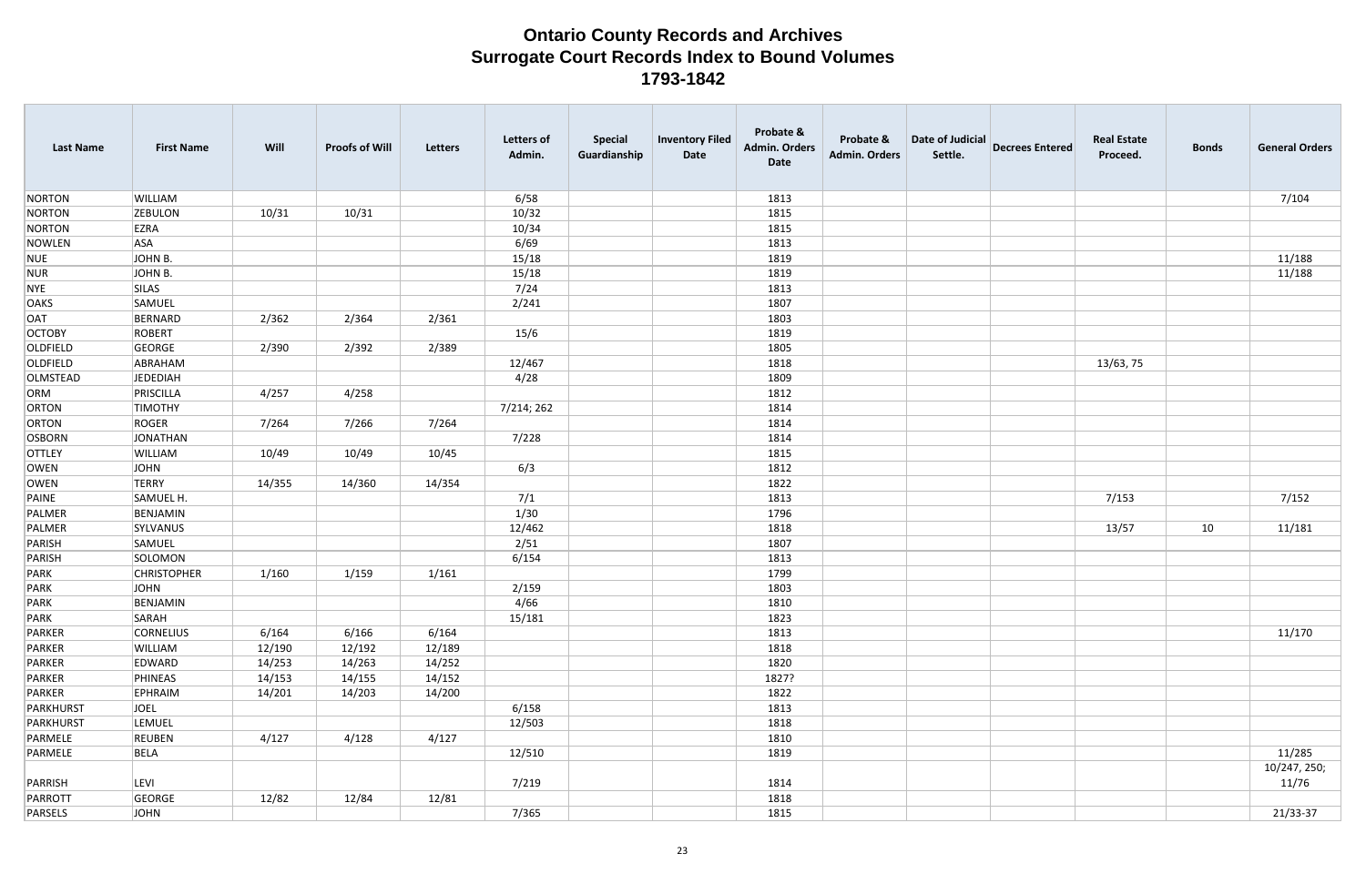# Ontario County Records and Archives
# Surrogate Court Records Index to Bound Volumes
# 1793-1842

| Last Name | First Name | Will | Proofs of Will | Letters | Letters of Admin. | Special Guardianship | Inventory Filed Date | Probate & Admin. Orders Date | Probate & Admin. Orders | Date of Judicial Settle. | Decrees Entered | Real Estate Proceed. | Bonds | General Orders |
|---|---|---|---|---|---|---|---|---|---|---|---|---|---|---|
| NORTON | WILLIAM | | | | 6/58 | | | 1813 | | | | | | 7/104 |
| NORTON | ZEBULON | 10/31 | 10/31 | | 10/32 | | | 1815 | | | | | | |
| NORTON | EZRA | | | | 10/34 | | | 1815 | | | | | | |
| NOWLEN | ASA | | | | 6/69 | | | 1813 | | | | | | |
| NUE | JOHN B. | | | | 15/18 | | | 1819 | | | | | | 11/188 |
| NUR | JOHN B. | | | | 15/18 | | | 1819 | | | | | | 11/188 |
| NYE | SILAS | | | | 7/24 | | | 1813 | | | | | | |
| OAKS | SAMUEL | | | | 2/241 | | | 1807 | | | | | | |
| OAT | BERNARD | 2/362 | 2/364 | 2/361 | | | | 1803 | | | | | | |
| OCTOBY | ROBERT | | | | 15/6 | | | 1819 | | | | | | |
| OLDFIELD | GEORGE | 2/390 | 2/392 | 2/389 | | | | 1805 | | | | | | |
| OLDFIELD | ABRAHAM | | | | 12/467 | | | 1818 | | | | 13/63, 75 | | |
| OLMSTEAD | JEDEDIAH | | | | 4/28 | | | 1809 | | | | | | |
| ORM | PRISCILLA | 4/257 | 4/258 | | | | | 1812 | | | | | | |
| ORTON | TIMOTHY | | | | 7/214; 262 | | | 1814 | | | | | | |
| ORTON | ROGER | 7/264 | 7/266 | 7/264 | | | | 1814 | | | | | | |
| OSBORN | JONATHAN | | | | 7/228 | | | 1814 | | | | | | |
| OTTLEY | WILLIAM | 10/49 | 10/49 | 10/45 | | | | 1815 | | | | | | |
| OWEN | JOHN | | | | 6/3 | | | 1812 | | | | | | |
| OWEN | TERRY | 14/355 | 14/360 | 14/354 | | | | 1822 | | | | | | |
| PAINE | SAMUEL H. | | | | 7/1 | | | 1813 | | | | 7/153 | | 7/152 |
| PALMER | BENJAMIN | | | | 1/30 | | | 1796 | | | | | | |
| PALMER | SYLVANUS | | | | 12/462 | | | 1818 | | | | 13/57 | 10 | 11/181 |
| PARISH | SAMUEL | | | | 2/51 | | | 1807 | | | | | | |
| PARISH | SOLOMON | | | | 6/154 | | | 1813 | | | | | | |
| PARK | CHRISTOPHER | 1/160 | 1/159 | 1/161 | | | | 1799 | | | | | | |
| PARK | JOHN | | | | 2/159 | | | 1803 | | | | | | |
| PARK | BENJAMIN | | | | 4/66 | | | 1810 | | | | | | |
| PARK | SARAH | | | | 15/181 | | | 1823 | | | | | | |
| PARKER | CORNELIUS | 6/164 | 6/166 | 6/164 | | | | 1813 | | | | | | 11/170 |
| PARKER | WILLIAM | 12/190 | 12/192 | 12/189 | | | | 1818 | | | | | | |
| PARKER | EDWARD | 14/253 | 14/263 | 14/252 | | | | 1820 | | | | | | |
| PARKER | PHINEAS | 14/153 | 14/155 | 14/152 | | | | 1827? | | | | | | |
| PARKER | EPHRAIM | 14/201 | 14/203 | 14/200 | | | | 1822 | | | | | | |
| PARKHURST | JOEL | | | | 6/158 | | | 1813 | | | | | | |
| PARKHURST | LEMUEL | | | | 12/503 | | | 1818 | | | | | | |
| PARMELE | REUBEN | 4/127 | 4/128 | 4/127 | | | | 1810 | | | | | | |
| PARMELE | BELA | | | | 12/510 | | | 1819 | | | | | | 11/285 |
| PARRISH | LEVI | | | | 7/219 | | | 1814 | | | | | | 10/247, 250; 11/76 |
| PARROTT | GEORGE | 12/82 | 12/84 | 12/81 | | | | 1818 | | | | | | |
| PARSELS | JOHN | | | | 7/365 | | | 1815 | | | | | | 21/33-37 |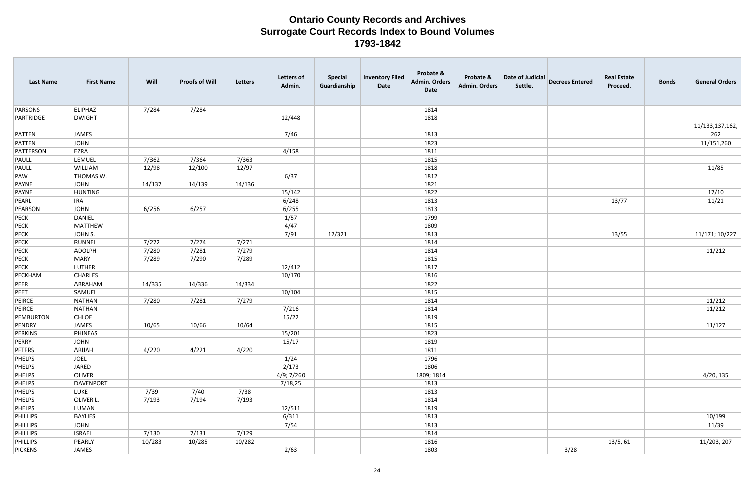# Ontario County Records and Archives
## Surrogate Court Records Index to Bound Volumes
### 1793-1842

| Last Name | First Name | Will | Proofs of Will | Letters | Letters of Admin. | Special Guardianship | Inventory Filed Date | Probate & Admin. Orders Date | Probate & Admin. Orders | Date of Judicial Settle. | Decrees Entered | Real Estate Proceed. | Bonds | General Orders |
|---|---|---|---|---|---|---|---|---|---|---|---|---|---|---|
| PARSONS | ELIPHAZ | 7/284 | 7/284 | | | | | 1814 | | | | | | |
| PARTRIDGE | DWIGHT | | | | 12/448 | | | 1818 | | | | | | |
| PATTEN | JAMES | | | | 7/46 | | | 1813 | | | | | | 11/133,137,162, 262 |
| PATTEN | JOHN | | | | | | | 1823 | | | | | | 11/151,260 |
| PATTERSON | EZRA | | | | 4/158 | | | 1811 | | | | | | |
| PAULL | LEMUEL | 7/362 | 7/364 | 7/363 | | | | 1815 | | | | | | |
| PAULL | WILLIAM | 12/98 | 12/100 | 12/97 | | | | 1818 | | | | | | 11/85 |
| PAW | THOMAS W. | | | | 6/37 | | | 1812 | | | | | | |
| PAYNE | JOHN | 14/137 | 14/139 | 14/136 | | | | 1821 | | | | | | |
| PAYNE | HUNTING | | | | 15/142 | | | 1822 | | | | | | 17/10 |
| PEARL | IRA | | | | 6/248 | | | 1813 | | | | 13/77 | | 11/21 |
| PEARSON | JOHN | 6/256 | 6/257 | | 6/255 | | | 1813 | | | | | | |
| PECK | DANIEL | | | | 1/57 | | | 1799 | | | | | | |
| PECK | MATTHEW | | | | 4/47 | | | 1809 | | | | | | |
| PECK | JOHN S. | | | | 7/91 | 12/321 | | 1813 | | | | 13/55 | | 11/171; 10/227 |
| PECK | RUNNEL | 7/272 | 7/274 | 7/271 | | | | 1814 | | | | | | |
| PECK | ADOLPH | 7/280 | 7/281 | 7/279 | | | | 1814 | | | | | | 11/212 |
| PECK | MARY | 7/289 | 7/290 | 7/289 | | | | 1815 | | | | | | |
| PECK | LUTHER | | | | 12/412 | | | 1817 | | | | | | |
| PECKHAM | CHARLES | | | | 10/170 | | | 1816 | | | | | | |
| PEER | ABRAHAM | 14/335 | 14/336 | 14/334 | | | | 1822 | | | | | | |
| PEET | SAMUEL | | | | 10/104 | | | 1815 | | | | | | |
| PEIRCE | NATHAN | 7/280 | 7/281 | 7/279 | | | | 1814 | | | | | | 11/212 |
| PEIRCE | NATHAN | | | | 7/216 | | | 1814 | | | | | | 11/212 |
| PEMBURTON | CHLOE | | | | 15/22 | | | 1819 | | | | | | |
| PENDRY | JAMES | 10/65 | 10/66 | 10/64 | | | | 1815 | | | | | | 11/127 |
| PERKINS | PHINEAS | | | | 15/201 | | | 1823 | | | | | | |
| PERRY | JOHN | | | | 15/17 | | | 1819 | | | | | | |
| PETERS | ABIJAH | 4/220 | 4/221 | 4/220 | | | | 1811 | | | | | | |
| PHELPS | JOEL | | | | 1/24 | | | 1796 | | | | | | |
| PHELPS | JARED | | | | 2/173 | | | 1806 | | | | | | |
| PHELPS | OLIVER | | | | 4/9; 7/260 | | | 1809; 1814 | | | | | | 4/20, 135 |
| PHELPS | DAVENPORT | | | | 7/18,25 | | | 1813 | | | | | | |
| PHELPS | LUKE | 7/39 | 7/40 | 7/38 | | | | 1813 | | | | | | |
| PHELPS | OLIVER L. | 7/193 | 7/194 | 7/193 | | | | 1814 | | | | | | |
| PHELPS | LUMAN | | | | 12/511 | | | 1819 | | | | | | |
| PHILLIPS | BAYLIES | | | | 6/311 | | | 1813 | | | | | | 10/199 |
| PHILLIPS | JOHN | | | | 7/54 | | | 1813 | | | | | | 11/39 |
| PHILLIPS | ISRAEL | 7/130 | 7/131 | 7/129 | | | | 1814 | | | | | | |
| PHILLIPS | PEARLY | 10/283 | 10/285 | 10/282 | | | | 1816 | | | | 13/5, 61 | | 11/203, 207 |
| PICKENS | JAMES | | | | 2/63 | | | 1803 | | | 3/28 | | | |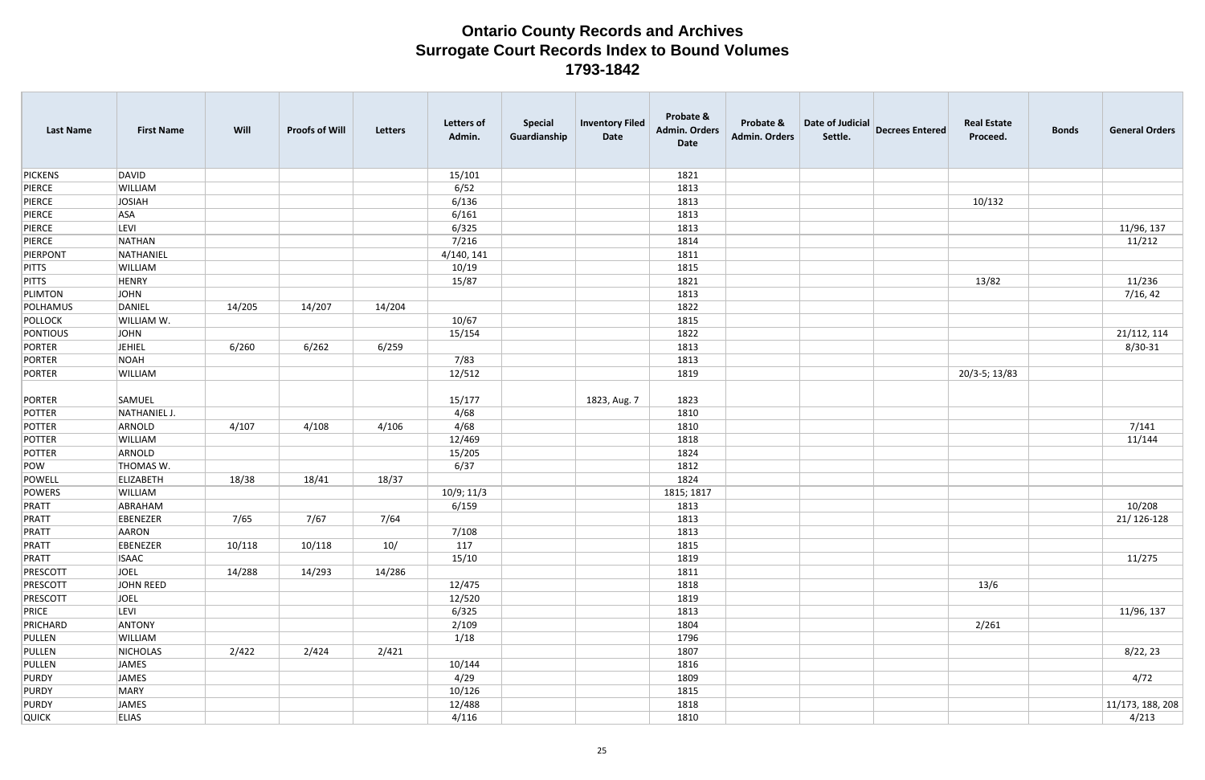# Ontario County Records and Archives
## Surrogate Court Records Index to Bound Volumes
### 1793-1842

| Last Name | First Name | Will | Proofs of Will | Letters | Letters of Admin. | Special Guardianship | Inventory Filed Date | Probate & Admin. Orders Date | Probate & Admin. Orders | Date of Judicial Settle. | Decrees Entered | Real Estate Proceed. | Bonds | General Orders |
|---|---|---|---|---|---|---|---|---|---|---|---|---|---|---|
| PICKENS | DAVID | | | | 15/101 | | | 1821 | | | | | | |
| PIERCE | WILLIAM | | | | 6/52 | | | 1813 | | | | | | |
| PIERCE | JOSIAH | | | | 6/136 | | | 1813 | | | | 10/132 | | |
| PIERCE | ASA | | | | 6/161 | | | 1813 | | | | | | |
| PIERCE | LEVI | | | | 6/325 | | | 1813 | | | | | | 11/96, 137 |
| PIERCE | NATHAN | | | | 7/216 | | | 1814 | | | | | | 11/212 |
| PIERPONT | NATHANIEL | | | | 4/140, 141 | | | 1811 | | | | | | |
| PITTS | WILLIAM | | | | 10/19 | | | 1815 | | | | | | |
| PITTS | HENRY | | | | 15/87 | | | 1821 | | | | 13/82 | | 11/236 |
| PLIMTON | JOHN | | | | | | | 1813 | | | | | | 7/16, 42 |
| POLHAMUS | DANIEL | 14/205 | 14/207 | 14/204 | | | | 1822 | | | | | | |
| POLLOCK | WILLIAM W. | | | | 10/67 | | | 1815 | | | | | | |
| PONTIOUS | JOHN | | | | 15/154 | | | 1822 | | | | | | 21/112, 114 |
| PORTER | JEHIEL | 6/260 | 6/262 | 6/259 | | | | 1813 | | | | | | 8/30-31 |
| PORTER | NOAH | | | | 7/83 | | | 1813 | | | | | | |
| PORTER | WILLIAM | | | | 12/512 | | | 1819 | | | | 20/3-5; 13/83 | | |
| PORTER | SAMUEL | | | | 15/177 | | 1823, Aug. 7 | 1823 | | | | | | |
| POTTER | NATHANIEL J. | | | | 4/68 | | | 1810 | | | | | | |
| POTTER | ARNOLD | 4/107 | 4/108 | 4/106 | 4/68 | | | 1810 | | | | | | 7/141 |
| POTTER | WILLIAM | | | | 12/469 | | | 1818 | | | | | | 11/144 |
| POTTER | ARNOLD | | | | 15/205 | | | 1824 | | | | | | |
| POW | THOMAS W. | | | | 6/37 | | | 1812 | | | | | | |
| POWELL | ELIZABETH | 18/38 | 18/41 | 18/37 | | | | 1824 | | | | | | |
| POWERS | WILLIAM | | | | 10/9; 11/3 | | | 1815; 1817 | | | | | | |
| PRATT | ABRAHAM | | | | 6/159 | | | 1813 | | | | | | 10/208 |
| PRATT | EBENEZER | 7/65 | 7/67 | 7/64 | | | | 1813 | | | | | | 21/ 126-128 |
| PRATT | AARON | | | | 7/108 | | | 1813 | | | | | | |
| PRATT | EBENEZER | 10/118 | 10/118 | 10/ | 117 | | | 1815 | | | | | | |
| PRATT | ISAAC | | | | 15/10 | | | 1819 | | | | | | 11/275 |
| PRESCOTT | JOEL | 14/288 | 14/293 | 14/286 | | | | 1811 | | | | | | |
| PRESCOTT | JOHN REED | | | | 12/475 | | | 1818 | | | | 13/6 | | |
| PRESCOTT | JOEL | | | | 12/520 | | | 1819 | | | | | | |
| PRICE | LEVI | | | | 6/325 | | | 1813 | | | | | | 11/96, 137 |
| PRICHARD | ANTONY | | | | 2/109 | | | 1804 | | | | 2/261 | | |
| PULLEN | WILLIAM | | | | 1/18 | | | 1796 | | | | | | |
| PULLEN | NICHOLAS | 2/422 | 2/424 | 2/421 | | | | 1807 | | | | | | 8/22, 23 |
| PULLEN | JAMES | | | | 10/144 | | | 1816 | | | | | | |
| PURDY | JAMES | | | | 4/29 | | | 1809 | | | | | | 4/72 |
| PURDY | MARY | | | | 10/126 | | | 1815 | | | | | | |
| PURDY | JAMES | | | | 12/488 | | | 1818 | | | | | | 11/173, 188, 208 |
| QUICK | ELIAS | | | | 4/116 | | | 1810 | | | | | | 4/213 |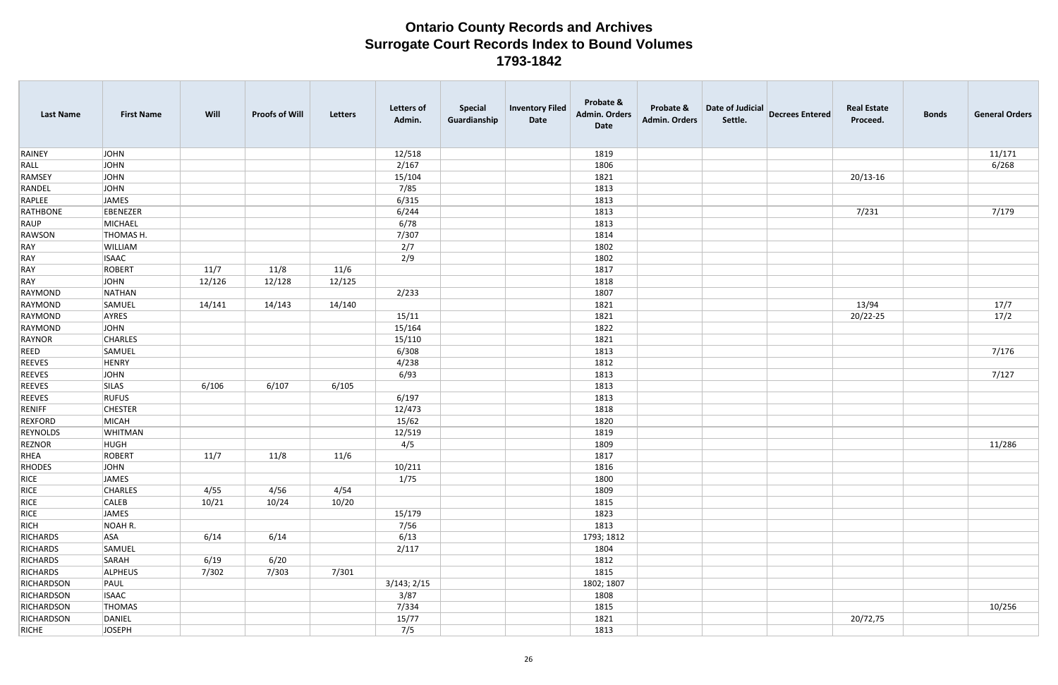# Ontario County Records and Archives
## Surrogate Court Records Index to Bound Volumes
### 1793-1842

| Last Name | First Name | Will | Proofs of Will | Letters | Letters of Admin. | Special Guardianship | Inventory Filed Date | Probate & Admin. Orders Date | Probate & Admin. Orders | Date of Judicial Settle. | Decrees Entered | Real Estate Proceed. | Bonds | General Orders |
|---|---|---|---|---|---|---|---|---|---|---|---|---|---|---|
| RAINEY | JOHN | | | | 12/518 | | | 1819 | | | | | | 11/171 |
| RALL | JOHN | | | | 2/167 | | | 1806 | | | | | | 6/268 |
| RAMSEY | JOHN | | | | 15/104 | | | 1821 | | | | 20/13-16 | | |
| RANDEL | JOHN | | | | 7/85 | | | 1813 | | | | | | |
| RAPLEE | JAMES | | | | 6/315 | | | 1813 | | | | | | |
| RATHBONE | EBENEZER | | | | 6/244 | | | 1813 | | | | 7/231 | | 7/179 |
| RAUP | MICHAEL | | | | 6/78 | | | 1813 | | | | | | |
| RAWSON | THOMAS H. | | | | 7/307 | | | 1814 | | | | | | |
| RAY | WILLIAM | | | | 2/7 | | | 1802 | | | | | | |
| RAY | ISAAC | | | | 2/9 | | | 1802 | | | | | | |
| RAY | ROBERT | 11/7 | 11/8 | 11/6 | | | | 1817 | | | | | | |
| RAY | JOHN | 12/126 | 12/128 | 12/125 | | | | 1818 | | | | | | |
| RAYMOND | NATHAN | | | | 2/233 | | | 1807 | | | | | | |
| RAYMOND | SAMUEL | 14/141 | 14/143 | 14/140 | | | | 1821 | | | | 13/94 | | 17/7 |
| RAYMOND | AYRES | | | | 15/11 | | | 1821 | | | | 20/22-25 | | 17/2 |
| RAYMOND | JOHN | | | | 15/164 | | | 1822 | | | | | | |
| RAYNOR | CHARLES | | | | 15/110 | | | 1821 | | | | | | |
| REED | SAMUEL | | | | 6/308 | | | 1813 | | | | | | 7/176 |
| REEVES | HENRY | | | | 4/238 | | | 1812 | | | | | | |
| REEVES | JOHN | | | | 6/93 | | | 1813 | | | | | | 7/127 |
| REEVES | SILAS | 6/106 | 6/107 | 6/105 | | | | 1813 | | | | | | |
| REEVES | RUFUS | | | | 6/197 | | | 1813 | | | | | | |
| RENIFF | CHESTER | | | | 12/473 | | | 1818 | | | | | | |
| REXFORD | MICAH | | | | 15/62 | | | 1820 | | | | | | |
| REYNOLDS | WHITMAN | | | | 12/519 | | | 1819 | | | | | | |
| REZNOR | HUGH | | | | 4/5 | | | 1809 | | | | | | 11/286 |
| RHEA | ROBERT | 11/7 | 11/8 | 11/6 | | | | 1817 | | | | | | |
| RHODES | JOHN | | | | 10/211 | | | 1816 | | | | | | |
| RICE | JAMES | | | | 1/75 | | | 1800 | | | | | | |
| RICE | CHARLES | 4/55 | 4/56 | 4/54 | | | | 1809 | | | | | | |
| RICE | CALEB | 10/21 | 10/24 | 10/20 | | | | 1815 | | | | | | |
| RICE | JAMES | | | | 15/179 | | | 1823 | | | | | | |
| RICH | NOAH R. | | | | 7/56 | | | 1813 | | | | | | |
| RICHARDS | ASA | 6/14 | 6/14 | | 6/13 | | | 1793; 1812 | | | | | | |
| RICHARDS | SAMUEL | | | | 2/117 | | | 1804 | | | | | | |
| RICHARDS | SARAH | 6/19 | 6/20 | | | | | 1812 | | | | | | |
| RICHARDS | ALPHEUS | 7/302 | 7/303 | 7/301 | | | | 1815 | | | | | | |
| RICHARDSON | PAUL | | | | 3/143; 2/15 | | | 1802; 1807 | | | | | | |
| RICHARDSON | ISAAC | | | | 3/87 | | | 1808 | | | | | | |
| RICHARDSON | THOMAS | | | | 7/334 | | | 1815 | | | | | | 10/256 |
| RICHARDSON | DANIEL | | | | 15/77 | | | 1821 | | | | 20/72,75 | | |
| RICHE | JOSEPH | | | | 7/5 | | | 1813 | | | | | | |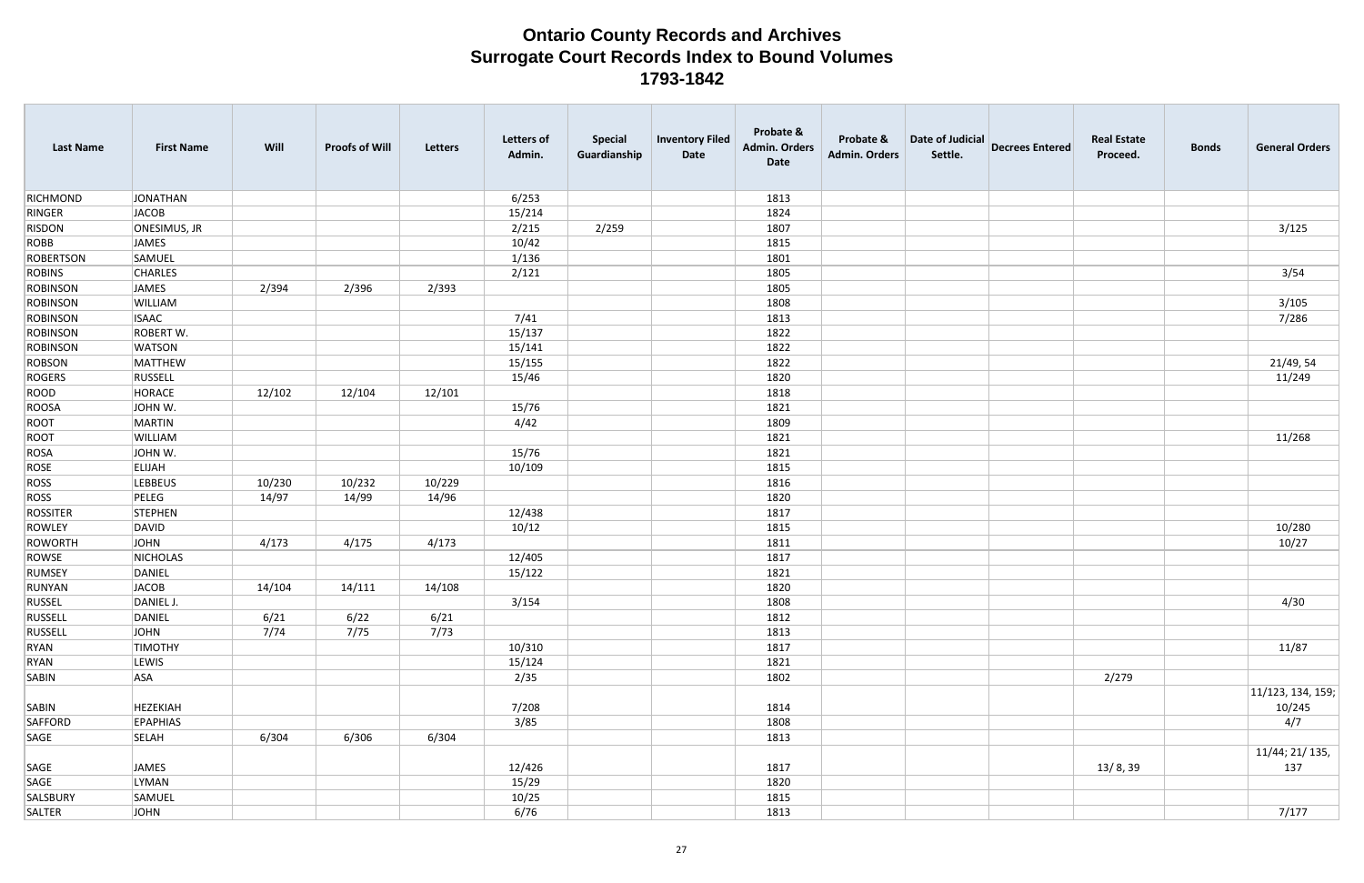# Ontario County Records and Archives
## Surrogate Court Records Index to Bound Volumes
### 1793-1842

| Last Name | First Name | Will | Proofs of Will | Letters | Letters of Admin. | Special Guardianship | Inventory Filed Date | Probate & Admin. Orders Date | Probate & Admin. Orders | Date of Judicial Settle. | Decrees Entered | Real Estate Proceed. | Bonds | General Orders |
|---|---|---|---|---|---|---|---|---|---|---|---|---|---|---|
| RICHMOND | JONATHAN | | | | 6/253 | | | 1813 | | | | | | |
| RINGER | JACOB | | | | 15/214 | | | 1824 | | | | | | |
| RISDON | ONESIMUS, JR | | | | 2/215 | 2/259 | | 1807 | | | | | | 3/125 |
| ROBB | JAMES | | | | 10/42 | | | 1815 | | | | | | |
| ROBERTSON | SAMUEL | | | | 1/136 | | | 1801 | | | | | | |
| ROBINS | CHARLES | | | | 2/121 | | | 1805 | | | | | | 3/54 |
| ROBINSON | JAMES | 2/394 | 2/396 | 2/393 | | | | 1805 | | | | | | |
| ROBINSON | WILLIAM | | | | | | | 1808 | | | | | | 3/105 |
| ROBINSON | ISAAC | | | | 7/41 | | | 1813 | | | | | | 7/286 |
| ROBINSON | ROBERT W. | | | | 15/137 | | | 1822 | | | | | | |
| ROBINSON | WATSON | | | | 15/141 | | | 1822 | | | | | | |
| ROBSON | MATTHEW | | | | 15/155 | | | 1822 | | | | | | 21/49, 54 |
| ROGERS | RUSSELL | | | | 15/46 | | | 1820 | | | | | | 11/249 |
| ROOD | HORACE | 12/102 | 12/104 | 12/101 | | | | 1818 | | | | | | |
| ROOSA | JOHN W. | | | | 15/76 | | | 1821 | | | | | | |
| ROOT | MARTIN | | | | 4/42 | | | 1809 | | | | | | |
| ROOT | WILLIAM | | | | | | | 1821 | | | | | | 11/268 |
| ROSA | JOHN W. | | | | 15/76 | | | 1821 | | | | | | |
| ROSE | ELIJAH | | | | 10/109 | | | 1815 | | | | | | |
| ROSS | LEBBEUS | 10/230 | 10/232 | 10/229 | | | | 1816 | | | | | | |
| ROSS | PELEG | 14/97 | 14/99 | 14/96 | | | | 1820 | | | | | | |
| ROSSITER | STEPHEN | | | | 12/438 | | | 1817 | | | | | | |
| ROWLEY | DAVID | | | | 10/12 | | | 1815 | | | | | | 10/280 |
| ROWORTH | JOHN | 4/173 | 4/175 | 4/173 | | | | 1811 | | | | | | 10/27 |
| ROWSE | NICHOLAS | | | | 12/405 | | | 1817 | | | | | | |
| RUMSEY | DANIEL | | | | 15/122 | | | 1821 | | | | | | |
| RUNYAN | JACOB | 14/104 | 14/111 | 14/108 | | | | 1820 | | | | | | |
| RUSSEL | DANIEL J. | | | | 3/154 | | | 1808 | | | | | | 4/30 |
| RUSSELL | DANIEL | 6/21 | 6/22 | 6/21 | | | | 1812 | | | | | | |
| RUSSELL | JOHN | 7/74 | 7/75 | 7/73 | | | | 1813 | | | | | | |
| RYAN | TIMOTHY | | | | 10/310 | | | 1817 | | | | | | 11/87 |
| RYAN | LEWIS | | | | 15/124 | | | 1821 | | | | | | |
| SABIN | ASA | | | | 2/35 | | | 1802 | | | | 2/279 | | |
| SABIN | HEZEKIAH | | | | 7/208 | | | 1814 | | | | | | 11/123, 134, 159; 10/245 |
| SAFFORD | EPAPHIAS | | | | 3/85 | | | 1808 | | | | | | 4/7 |
| SAGE | SELAH | 6/304 | 6/306 | 6/304 | | | | 1813 | | | | | | |
| SAGE | JAMES | | | | 12/426 | | | 1817 | | | | 13/ 8, 39 | | 11/44; 21/ 135, 137 |
| SAGE | LYMAN | | | | 15/29 | | | 1820 | | | | | | |
| SALSBURY | SAMUEL | | | | 10/25 | | | 1815 | | | | | | |
| SALTER | JOHN | | | | 6/76 | | | 1813 | | | | | | 7/177 |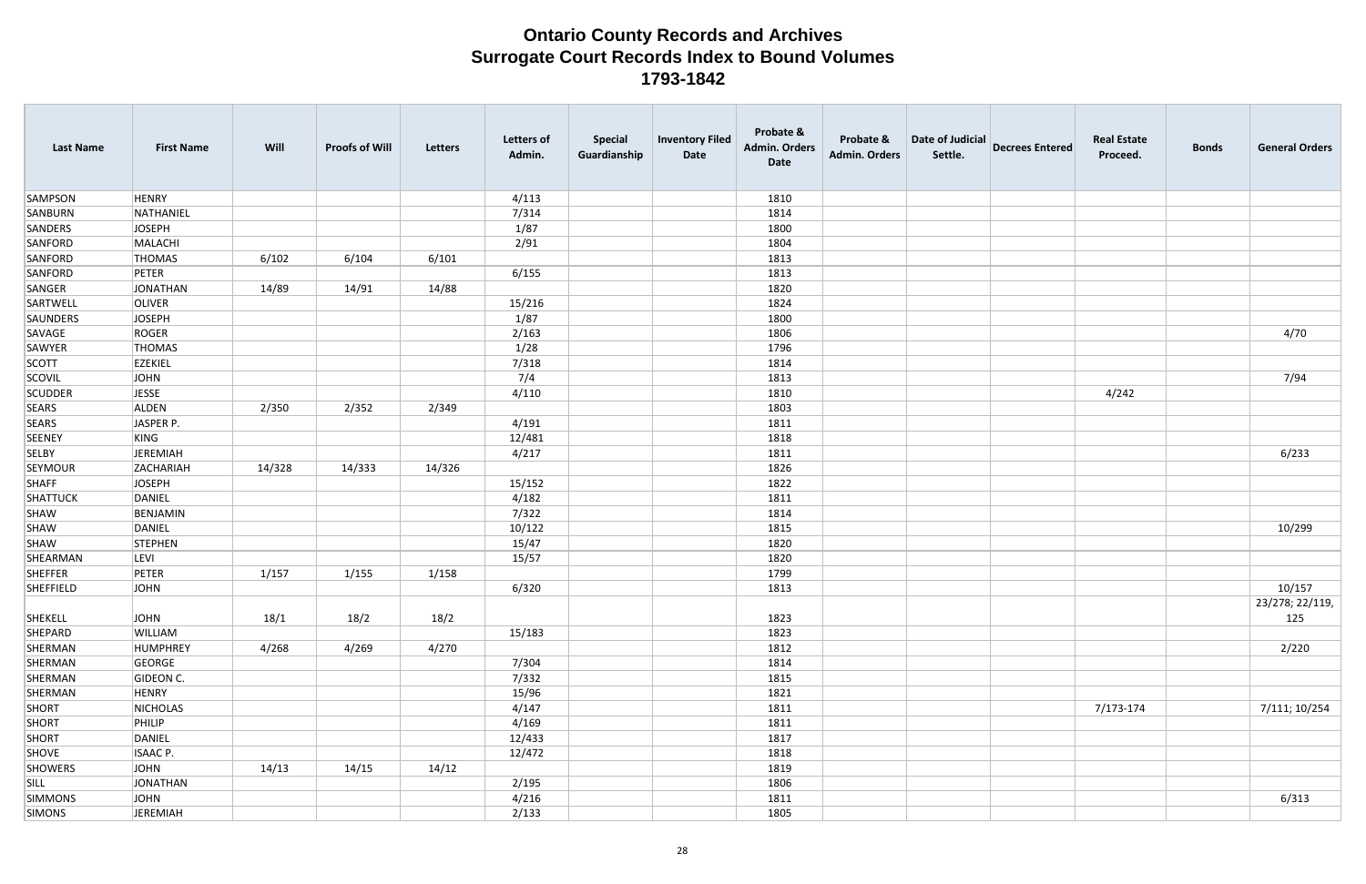# Ontario County Records and Archives
## Surrogate Court Records Index to Bound Volumes
### 1793-1842

| Last Name | First Name | Will | Proofs of Will | Letters | Letters of Admin. | Special Guardianship | Inventory Filed Date | Probate & Admin. Orders Date | Probate & Admin. Orders | Date of Judicial Settle. | Decrees Entered | Real Estate Proceed. | Bonds | General Orders |
|---|---|---|---|---|---|---|---|---|---|---|---|---|---|---|
| SAMPSON | HENRY | | | | 4/113 | | | 1810 | | | | | | |
| SANBURN | NATHANIEL | | | | 7/314 | | | 1814 | | | | | | |
| SANDERS | JOSEPH | | | | 1/87 | | | 1800 | | | | | | |
| SANFORD | MALACHI | | | | 2/91 | | | 1804 | | | | | | |
| SANFORD | THOMAS | 6/102 | 6/104 | 6/101 | | | | 1813 | | | | | | |
| SANFORD | PETER | | | | 6/155 | | | 1813 | | | | | | |
| SANGER | JONATHAN | 14/89 | 14/91 | 14/88 | | | | 1820 | | | | | | |
| SARTWELL | OLIVER | | | | 15/216 | | | 1824 | | | | | | |
| SAUNDERS | JOSEPH | | | | 1/87 | | | 1800 | | | | | | |
| SAVAGE | ROGER | | | | 2/163 | | | 1806 | | | | | | 4/70 |
| SAWYER | THOMAS | | | | 1/28 | | | 1796 | | | | | | |
| SCOTT | EZEKIEL | | | | 7/318 | | | 1814 | | | | | | |
| SCOVIL | JOHN | | | | 7/4 | | | 1813 | | | | | | 7/94 |
| SCUDDER | JESSE | | | | 4/110 | | | 1810 | | | | 4/242 | | |
| SEARS | ALDEN | 2/350 | 2/352 | 2/349 | | | | 1803 | | | | | | |
| SEARS | JASPER P. | | | | 4/191 | | | 1811 | | | | | | |
| SEENEY | KING | | | | 12/481 | | | 1818 | | | | | | |
| SELBY | JEREMIAH | | | | 4/217 | | | 1811 | | | | | | 6/233 |
| SEYMOUR | ZACHARIAH | 14/328 | 14/333 | 14/326 | | | | 1826 | | | | | | |
| SHAFF | JOSEPH | | | | 15/152 | | | 1822 | | | | | | |
| SHATTUCK | DANIEL | | | | 4/182 | | | 1811 | | | | | | |
| SHAW | BENJAMIN | | | | 7/322 | | | 1814 | | | | | | |
| SHAW | DANIEL | | | | 10/122 | | | 1815 | | | | | | 10/299 |
| SHAW | STEPHEN | | | | 15/47 | | | 1820 | | | | | | |
| SHEARMAN | LEVI | | | | 15/57 | | | 1820 | | | | | | |
| SHEFFER | PETER | 1/157 | 1/155 | 1/158 | | | | 1799 | | | | | | |
| SHEFFIELD | JOHN | | | | 6/320 | | | 1813 | | | | | | 10/157 |
| SHEKELL | JOHN | 18/1 | 18/2 | 18/2 | | | | 1823 | | | | | | 23/278; 22/119, 125 |
| SHEPARD | WILLIAM | | | | 15/183 | | | 1823 | | | | | | |
| SHERMAN | HUMPHREY | 4/268 | 4/269 | 4/270 | | | | 1812 | | | | | | 2/220 |
| SHERMAN | GEORGE | | | | 7/304 | | | 1814 | | | | | | |
| SHERMAN | GIDEON C. | | | | 7/332 | | | 1815 | | | | | | |
| SHERMAN | HENRY | | | | 15/96 | | | 1821 | | | | | | |
| SHORT | NICHOLAS | | | | 4/147 | | | 1811 | | | | 7/173-174 | | 7/111; 10/254 |
| SHORT | PHILIP | | | | 4/169 | | | 1811 | | | | | | |
| SHORT | DANIEL | | | | 12/433 | | | 1817 | | | | | | |
| SHOVE | ISAAC P. | | | | 12/472 | | | 1818 | | | | | | |
| SHOWERS | JOHN | 14/13 | 14/15 | 14/12 | | | | 1819 | | | | | | |
| SILL | JONATHAN | | | | 2/195 | | | 1806 | | | | | | |
| SIMMONS | JOHN | | | | 4/216 | | | 1811 | | | | | | 6/313 |
| SIMONS | JEREMIAH | | | | 2/133 | | | 1805 | | | | | | |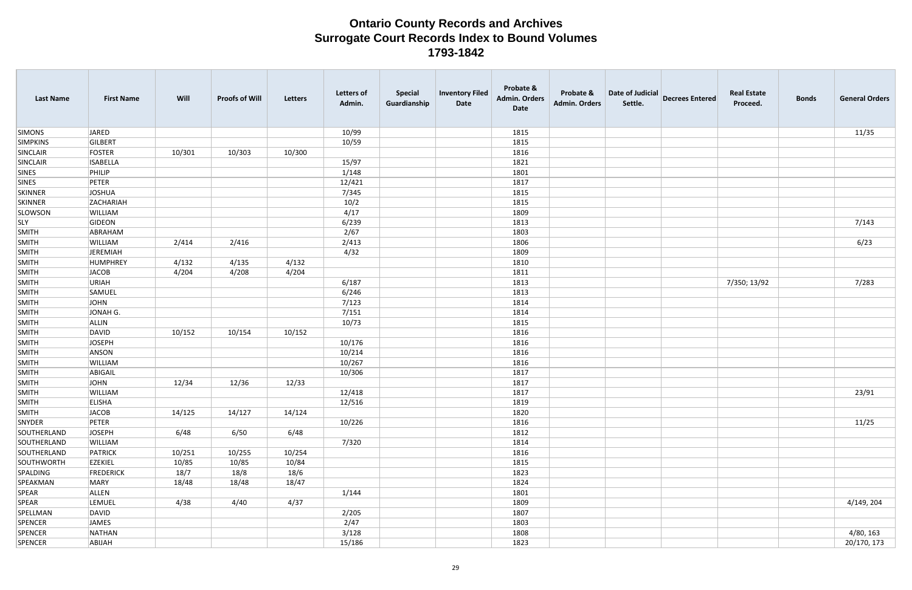# Ontario County Records and Archives
# Surrogate Court Records Index to Bound Volumes
# 1793-1842

| Last Name | First Name | Will | Proofs of Will | Letters | Letters of Admin. | Special Guardianship | Inventory Filed Date | Probate & Admin. Orders Date | Probate & Admin. Orders | Date of Judicial Settle. | Decrees Entered | Real Estate Proceed. | Bonds | General Orders |
|---|---|---|---|---|---|---|---|---|---|---|---|---|---|---|
| SIMONS | JARED | | | | 10/99 | | | 1815 | | | | | | 11/35 |
| SIMPKINS | GILBERT | | | | 10/59 | | | 1815 | | | | | | |
| SINCLAIR | FOSTER | 10/301 | 10/303 | 10/300 | | | | 1816 | | | | | | |
| SINCLAIR | ISABELLA | | | | 15/97 | | | 1821 | | | | | | |
| SINES | PHILIP | | | | 1/148 | | | 1801 | | | | | | |
| SINES | PETER | | | | 12/421 | | | 1817 | | | | | | |
| SKINNER | JOSHUA | | | | 7/345 | | | 1815 | | | | | | |
| SKINNER | ZACHARIAH | | | | 10/2 | | | 1815 | | | | | | |
| SLOWSON | WILLIAM | | | | 4/17 | | | 1809 | | | | | | |
| SLY | GIDEON | | | | 6/239 | | | 1813 | | | | | | 7/143 |
| SMITH | ABRAHAM | | | | 2/67 | | | 1803 | | | | | | |
| SMITH | WILLIAM | 2/414 | 2/416 | | 2/413 | | | 1806 | | | | | | 6/23 |
| SMITH | JEREMIAH | | | | 4/32 | | | 1809 | | | | | | |
| SMITH | HUMPHREY | 4/132 | 4/135 | 4/132 | | | | 1810 | | | | | | |
| SMITH | JACOB | 4/204 | 4/208 | 4/204 | | | | 1811 | | | | | | |
| SMITH | URIAH | | | | 6/187 | | | 1813 | | | | 7/350; 13/92 | | 7/283 |
| SMITH | SAMUEL | | | | 6/246 | | | 1813 | | | | | | |
| SMITH | JOHN | | | | 7/123 | | | 1814 | | | | | | |
| SMITH | JONAH G. | | | | 7/151 | | | 1814 | | | | | | |
| SMITH | ALLIN | | | | 10/73 | | | 1815 | | | | | | |
| SMITH | DAVID | 10/152 | 10/154 | 10/152 | | | | 1816 | | | | | | |
| SMITH | JOSEPH | | | | 10/176 | | | 1816 | | | | | | |
| SMITH | ANSON | | | | 10/214 | | | 1816 | | | | | | |
| SMITH | WILLIAM | | | | 10/267 | | | 1816 | | | | | | |
| SMITH | ABIGAIL | | | | 10/306 | | | 1817 | | | | | | |
| SMITH | JOHN | 12/34 | 12/36 | 12/33 | | | | 1817 | | | | | | |
| SMITH | WILLIAM | | | | 12/418 | | | 1817 | | | | | | 23/91 |
| SMITH | ELISHA | | | | 12/516 | | | 1819 | | | | | | |
| SMITH | JACOB | 14/125 | 14/127 | 14/124 | | | | 1820 | | | | | | |
| SNYDER | PETER | | | | 10/226 | | | 1816 | | | | | | 11/25 |
| SOUTHERLAND | JOSEPH | 6/48 | 6/50 | 6/48 | | | | 1812 | | | | | | |
| SOUTHERLAND | WILLIAM | | | | 7/320 | | | 1814 | | | | | | |
| SOUTHERLAND | PATRICK | 10/251 | 10/255 | 10/254 | | | | 1816 | | | | | | |
| SOUTHWORTH | EZEKIEL | 10/85 | 10/85 | 10/84 | | | | 1815 | | | | | | |
| SPALDING | FREDERICK | 18/7 | 18/8 | 18/6 | | | | 1823 | | | | | | |
| SPEAKMAN | MARY | 18/48 | 18/48 | 18/47 | | | | 1824 | | | | | | |
| SPEAR | ALLEN | | | | 1/144 | | | 1801 | | | | | | |
| SPEAR | LEMUEL | 4/38 | 4/40 | 4/37 | | | | 1809 | | | | | | 4/149, 204 |
| SPELLMAN | DAVID | | | | 2/205 | | | 1807 | | | | | | |
| SPENCER | JAMES | | | | 2/47 | | | 1803 | | | | | | |
| SPENCER | NATHAN | | | | 3/128 | | | 1808 | | | | | | 4/80, 163 |
| SPENCER | ABIJAH | | | | 15/186 | | | 1823 | | | | | | 20/170, 173 |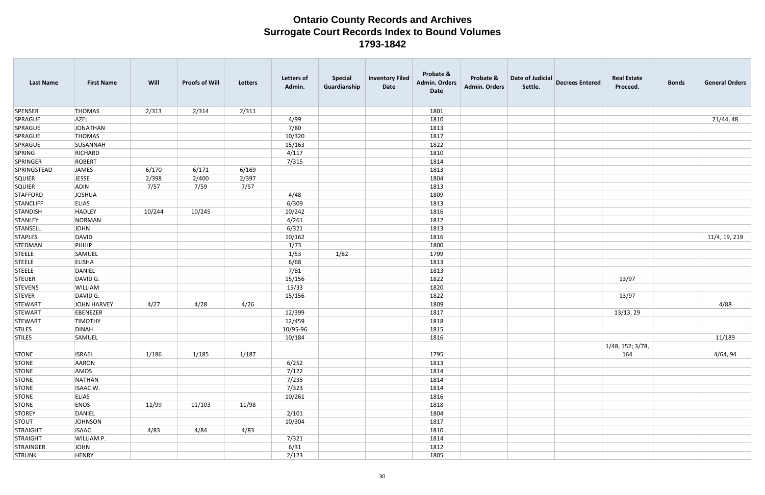# Ontario County Records and Archives
# Surrogate Court Records Index to Bound Volumes
# 1793-1842

| Last Name | First Name | Will | Proofs of Will | Letters | Letters of Admin. | Special Guardianship | Inventory Filed Date | Probate & Admin. Orders Date | Probate & Admin. Orders | Date of Judicial Settle. | Decrees Entered | Real Estate Proceed. | Bonds | General Orders |
|---|---|---|---|---|---|---|---|---|---|---|---|---|---|---|
| SPENSER | THOMAS | 2/313 | 2/314 | 2/311 | | | | 1801 | | | | | | |
| SPRAGUE | AZEL | | | | 4/99 | | | 1810 | | | | | | 21/44, 48 |
| SPRAGUE | JONATHAN | | | | 7/80 | | | 1813 | | | | | | |
| SPRAGUE | THOMAS | | | | 10/320 | | | 1817 | | | | | | |
| SPRAGUE | SUSANNAH | | | | 15/163 | | | 1822 | | | | | | |
| SPRING | RICHARD | | | | 4/117 | | | 1810 | | | | | | |
| SPRINGER | ROBERT | | | | 7/315 | | | 1814 | | | | | | |
| SPRINGSTEAD | JAMES | 6/170 | 6/171 | 6/169 | | | | 1813 | | | | | | |
| SQUIER | JESSE | 2/398 | 2/400 | 2/397 | | | | 1804 | | | | | | |
| SQUIER | ADIN | 7/57 | 7/59 | 7/57 | | | | 1813 | | | | | | |
| STAFFORD | JOSHUA | | | | 4/48 | | | 1809 | | | | | | |
| STANCLIFF | ELIAS | | | | 6/309 | | | 1813 | | | | | | |
| STANDISH | HADLEY | 10/244 | 10/245 | | 10/242 | | | 1816 | | | | | | |
| STANLEY | NORMAN | | | | 4/261 | | | 1812 | | | | | | |
| STANSELL | JOHN | | | | 6/321 | | | 1813 | | | | | | |
| STAPLES | DAVID | | | | 10/162 | | | 1816 | | | | | | 11/4, 19, 219 |
| STEDMAN | PHILIP | | | | 1/73 | | | 1800 | | | | | | |
| STEELE | SAMUEL | | | | 1/53 | 1/82 | | 1799 | | | | | | |
| STEELE | ELISHA | | | | 6/68 | | | 1813 | | | | | | |
| STEELE | DANIEL | | | | 7/81 | | | 1813 | | | | | | |
| STEUER | DAVID G. | | | | 15/156 | | | 1822 | | | | 13/97 | | |
| STEVENS | WILLIAM | | | | 15/33 | | | 1820 | | | | | | |
| STEVER | DAVID G. | | | | 15/156 | | | 1822 | | | | 13/97 | | |
| STEWART | JOHN HARVEY | 4/27 | 4/28 | 4/26 | | | | 1809 | | | | | | 4/88 |
| STEWART | EBENEZER | | | | 12/399 | | | 1817 | | | | 13/13, 29 | | |
| STEWART | TIMOTHY | | | | 12/459 | | | 1818 | | | | | | |
| STILES | DINAH | | | | 10/95-96 | | | 1815 | | | | | | |
| STILES | SAMUEL | | | | 10/184 | | | 1816 | | | | | | 11/189 |
| STONE | ISRAEL | 1/186 | 1/185 | 1/187 | | | | 1795 | | | | 1/48, 152; 3/78, 164 | | 4/64, 94 |
| STONE | AARON | | | | 6/252 | | | 1813 | | | | | | |
| STONE | AMOS | | | | 7/122 | | | 1814 | | | | | | |
| STONE | NATHAN | | | | 7/235 | | | 1814 | | | | | | |
| STONE | ISAAC W. | | | | 7/323 | | | 1814 | | | | | | |
| STONE | ELIAS | | | | 10/261 | | | 1816 | | | | | | |
| STONE | ENOS | 11/99 | 11/103 | 11/98 | | | | 1818 | | | | | | |
| STOREY | DANIEL | | | | 2/101 | | | 1804 | | | | | | |
| STOUT | JOHNSON | | | | 10/304 | | | 1817 | | | | | | |
| STRAIGHT | ISAAC | 4/83 | 4/84 | 4/83 | | | | 1810 | | | | | | |
| STRAIGHT | WILLIAM P. | | | | 7/321 | | | 1814 | | | | | | |
| STRAINGER | JOHN | | | | 6/31 | | | 1812 | | | | | | |
| STRUNK | HENRY | | | | 2/123 | | | 1805 | | | | | | |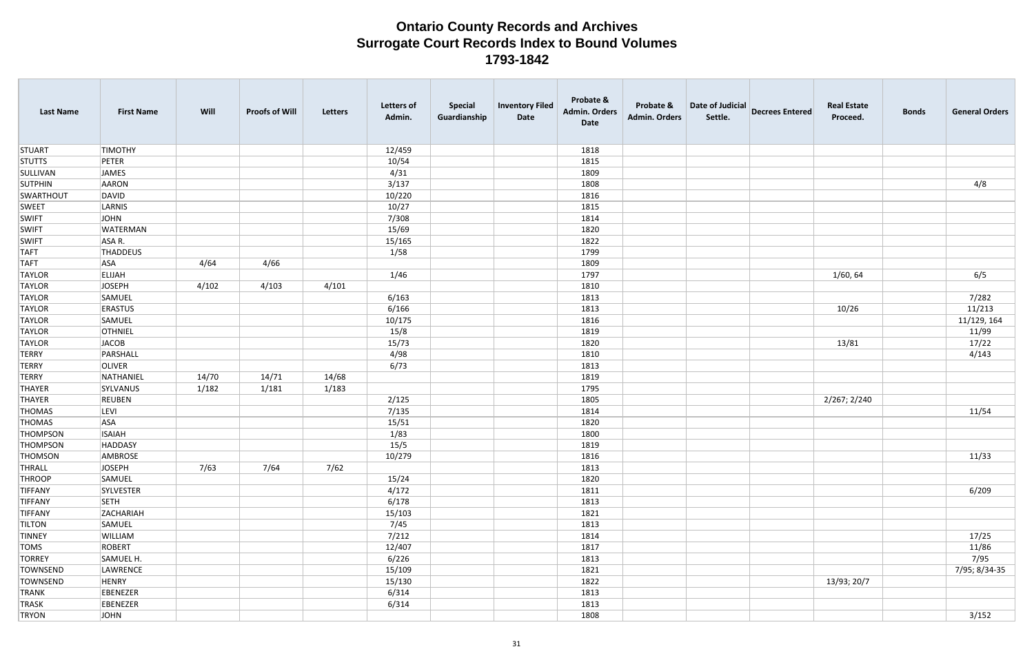# Ontario County Records and Archives
## Surrogate Court Records Index to Bound Volumes
### 1793-1842

| Last Name | First Name | Will | Proofs of Will | Letters | Letters of Admin. | Special Guardianship | Inventory Filed Date | Probate & Admin. Orders Date | Probate & Admin. Orders | Date of Judicial Settle. | Decrees Entered | Real Estate Proceed. | Bonds | General Orders |
|---|---|---|---|---|---|---|---|---|---|---|---|---|---|---|
| STUART | TIMOTHY | | | | 12/459 | | | 1818 | | | | | | |
| STUTTS | PETER | | | | 10/54 | | | 1815 | | | | | | |
| SULLIVAN | JAMES | | | | 4/31 | | | 1809 | | | | | | |
| SUTPHIN | AARON | | | | 3/137 | | | 1808 | | | | | | 4/8 |
| SWARTHOUT | DAVID | | | | 10/220 | | | 1816 | | | | | | |
| SWEET | LARNIS | | | | 10/27 | | | 1815 | | | | | | |
| SWIFT | JOHN | | | | 7/308 | | | 1814 | | | | | | |
| SWIFT | WATERMAN | | | | 15/69 | | | 1820 | | | | | | |
| SWIFT | ASA R. | | | | 15/165 | | | 1822 | | | | | | |
| TAFT | THADDEUS | | | | 1/58 | | | 1799 | | | | | | |
| TAFT | ASA | 4/64 | 4/66 | | | | | 1809 | | | | | | |
| TAYLOR | ELIJAH | | | | 1/46 | | | 1797 | | | | 1/60, 64 | | 6/5 |
| TAYLOR | JOSEPH | 4/102 | 4/103 | 4/101 | | | | 1810 | | | | | | |
| TAYLOR | SAMUEL | | | | 6/163 | | | 1813 | | | | | | 7/282 |
| TAYLOR | ERASTUS | | | | 6/166 | | | 1813 | | | | 10/26 | | 11/213 |
| TAYLOR | SAMUEL | | | | 10/175 | | | 1816 | | | | | | 11/129, 164 |
| TAYLOR | OTHNIEL | | | | 15/8 | | | 1819 | | | | | | 11/99 |
| TAYLOR | JACOB | | | | 15/73 | | | 1820 | | | | 13/81 | | 17/22 |
| TERRY | PARSHALL | | | | 4/98 | | | 1810 | | | | | | 4/143 |
| TERRY | OLIVER | | | | 6/73 | | | 1813 | | | | | | |
| TERRY | NATHANIEL | 14/70 | 14/71 | 14/68 | | | | 1819 | | | | | | |
| THAYER | SYLVANUS | 1/182 | 1/181 | 1/183 | | | | 1795 | | | | | | |
| THAYER | REUBEN | | | | 2/125 | | | 1805 | | | | 2/267; 2/240 | | |
| THOMAS | LEVI | | | | 7/135 | | | 1814 | | | | | | 11/54 |
| THOMAS | ASA | | | | 15/51 | | | 1820 | | | | | | |
| THOMPSON | ISAIAH | | | | 1/83 | | | 1800 | | | | | | |
| THOMPSON | HADDASY | | | | 15/5 | | | 1819 | | | | | | |
| THOMSON | AMBROSE | | | | 10/279 | | | 1816 | | | | | | 11/33 |
| THRALL | JOSEPH | 7/63 | 7/64 | 7/62 | | | | 1813 | | | | | | |
| THROOP | SAMUEL | | | | 15/24 | | | 1820 | | | | | | |
| TIFFANY | SYLVESTER | | | | 4/172 | | | 1811 | | | | | | 6/209 |
| TIFFANY | SETH | | | | 6/178 | | | 1813 | | | | | | |
| TIFFANY | ZACHARIAH | | | | 15/103 | | | 1821 | | | | | | |
| TILTON | SAMUEL | | | | 7/45 | | | 1813 | | | | | | |
| TINNEY | WILLIAM | | | | 7/212 | | | 1814 | | | | | | 17/25 |
| TOMS | ROBERT | | | | 12/407 | | | 1817 | | | | | | 11/86 |
| TORREY | SAMUEL H. | | | | 6/226 | | | 1813 | | | | | | 7/95 |
| TOWNSEND | LAWRENCE | | | | 15/109 | | | 1821 | | | | | | 7/95; 8/34-35 |
| TOWNSEND | HENRY | | | | 15/130 | | | 1822 | | | | 13/93; 20/7 | | |
| TRANK | EBENEZER | | | | 6/314 | | | 1813 | | | | | | |
| TRASK | EBENEZER | | | | 6/314 | | | 1813 | | | | | | |
| TRYON | JOHN | | | | | | | 1808 | | | | | | 3/152 |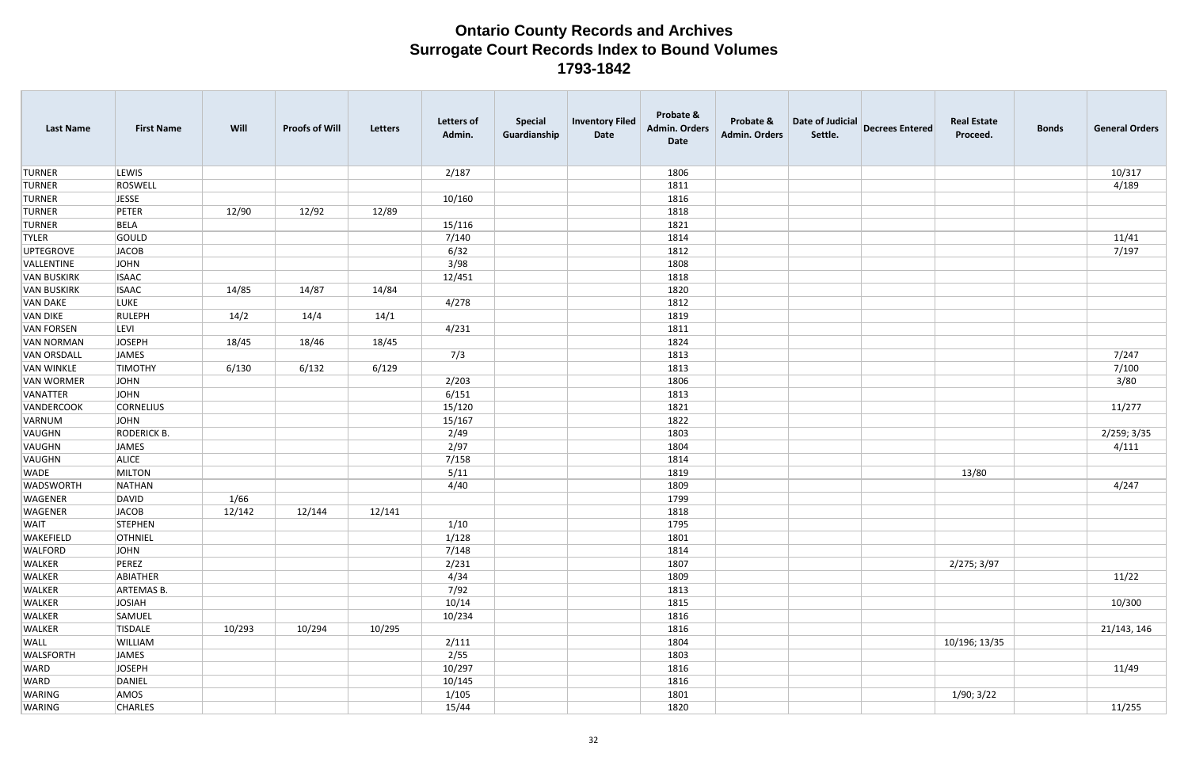# Ontario County Records and Archives
## Surrogate Court Records Index to Bound Volumes
### 1793-1842

| Last Name | First Name | Will | Proofs of Will | Letters | Letters of Admin. | Special Guardianship | Inventory Filed Date | Probate & Admin. Orders Date | Probate & Admin. Orders | Date of Judicial Settle. | Decrees Entered | Real Estate Proceed. | Bonds | General Orders |
|---|---|---|---|---|---|---|---|---|---|---|---|---|---|---|
| TURNER | LEWIS | | | | 2/187 | | | 1806 | | | | | | 10/317 |
| TURNER | ROSWELL | | | | | | | 1811 | | | | | | 4/189 |
| TURNER | JESSE | | | | 10/160 | | | 1816 | | | | | | |
| TURNER | PETER | 12/90 | 12/92 | 12/89 | | | | 1818 | | | | | | |
| TURNER | BELA | | | | 15/116 | | | 1821 | | | | | | |
| TYLER | GOULD | | | | 7/140 | | | 1814 | | | | | | 11/41 |
| UPTEGROVE | JACOB | | | | 6/32 | | | 1812 | | | | | | 7/197 |
| VALLENTINE | JOHN | | | | 3/98 | | | 1808 | | | | | | |
| VAN BUSKIRK | ISAAC | | | | 12/451 | | | 1818 | | | | | | |
| VAN BUSKIRK | ISAAC | 14/85 | 14/87 | 14/84 | | | | 1820 | | | | | | |
| VAN DAKE | LUKE | | | | 4/278 | | | 1812 | | | | | | |
| VAN DIKE | RULEPH | 14/2 | 14/4 | 14/1 | | | | 1819 | | | | | | |
| VAN FORSEN | LEVI | | | | 4/231 | | | 1811 | | | | | | |
| VAN NORMAN | JOSEPH | 18/45 | 18/46 | 18/45 | | | | 1824 | | | | | | |
| VAN ORSDALL | JAMES | | | | 7/3 | | | 1813 | | | | | | 7/247 |
| VAN WINKLE | TIMOTHY | 6/130 | 6/132 | 6/129 | | | | 1813 | | | | | | 7/100 |
| VAN WORMER | JOHN | | | | 2/203 | | | 1806 | | | | | | 3/80 |
| VANATTER | JOHN | | | | 6/151 | | | 1813 | | | | | | |
| VANDERCOOK | CORNELIUS | | | | 15/120 | | | 1821 | | | | | | 11/277 |
| VARNUM | JOHN | | | | 15/167 | | | 1822 | | | | | | |
| VAUGHN | RODERICK B. | | | | 2/49 | | | 1803 | | | | | | 2/259; 3/35 |
| VAUGHN | JAMES | | | | 2/97 | | | 1804 | | | | | | 4/111 |
| VAUGHN | ALICE | | | | 7/158 | | | 1814 | | | | | | |
| WADE | MILTON | | | | 5/11 | | | 1819 | | | | 13/80 | | |
| WADSWORTH | NATHAN | | | | 4/40 | | | 1809 | | | | | | 4/247 |
| WAGENER | DAVID | 1/66 | | | | | | 1799 | | | | | | |
| WAGENER | JACOB | 12/142 | 12/144 | 12/141 | | | | 1818 | | | | | | |
| WAIT | STEPHEN | | | | 1/10 | | | 1795 | | | | | | |
| WAKEFIELD | OTHNIEL | | | | 1/128 | | | 1801 | | | | | | |
| WALFORD | JOHN | | | | 7/148 | | | 1814 | | | | | | |
| WALKER | PEREZ | | | | 2/231 | | | 1807 | | | | 2/275; 3/97 | | |
| WALKER | ABIATHER | | | | 4/34 | | | 1809 | | | | | | 11/22 |
| WALKER | ARTEMAS B. | | | | 7/92 | | | 1813 | | | | | | |
| WALKER | JOSIAH | | | | 10/14 | | | 1815 | | | | | | 10/300 |
| WALKER | SAMUEL | | | | 10/234 | | | 1816 | | | | | | |
| WALKER | TISDALE | 10/293 | 10/294 | 10/295 | | | | 1816 | | | | | | 21/143, 146 |
| WALL | WILLIAM | | | | 2/111 | | | 1804 | | | | 10/196; 13/35 | | |
| WALSFORTH | JAMES | | | | 2/55 | | | 1803 | | | | | | |
| WARD | JOSEPH | | | | 10/297 | | | 1816 | | | | | | 11/49 |
| WARD | DANIEL | | | | 10/145 | | | 1816 | | | | | | |
| WARING | AMOS | | | | 1/105 | | | 1801 | | | | 1/90; 3/22 | | |
| WARING | CHARLES | | | | 15/44 | | | 1820 | | | | | | 11/255 |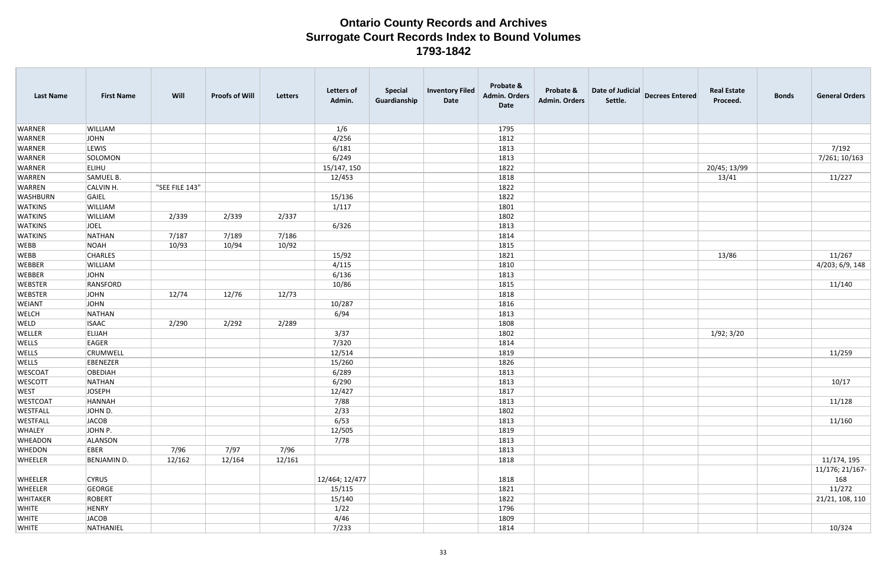# Ontario County Records and Archives
# Surrogate Court Records Index to Bound Volumes
# 1793-1842

| Last Name | First Name | Will | Proofs of Will | Letters | Letters of Admin. | Special Guardianship | Inventory Filed Date | Probate & Admin. Orders Date | Probate & Admin. Orders | Date of Judicial Settle. | Decrees Entered | Real Estate Proceed. | Bonds | General Orders |
|---|---|---|---|---|---|---|---|---|---|---|---|---|---|---|
| WARNER | WILLIAM | | | | 1/6 | | | 1795 | | | | | | |
| WARNER | JOHN | | | | 4/256 | | | 1812 | | | | | | |
| WARNER | LEWIS | | | | 6/181 | | | 1813 | | | | | | 7/192 |
| WARNER | SOLOMON | | | | 6/249 | | | 1813 | | | | | | 7/261; 10/163 |
| WARNER | ELIHU | | | | 15/147, 150 | | | 1822 | | | | 20/45; 13/99 | | |
| WARREN | SAMUEL B. | | | | 12/453 | | | 1818 | | | | 13/41 | | 11/227 |
| WARREN | CALVIN H. | "SEE FILE 143" | | | | | | 1822 | | | | | | |
| WASHBURN | GAIEL | | | | 15/136 | | | 1822 | | | | | | |
| WATKINS | WILLIAM | | | | 1/117 | | | 1801 | | | | | | |
| WATKINS | WILLIAM | 2/339 | 2/339 | 2/337 | | | | 1802 | | | | | | |
| WATKINS | JOEL | | | | 6/326 | | | 1813 | | | | | | |
| WATKINS | NATHAN | 7/187 | 7/189 | 7/186 | | | | 1814 | | | | | | |
| WEBB | NOAH | 10/93 | 10/94 | 10/92 | | | | 1815 | | | | | | |
| WEBB | CHARLES | | | | 15/92 | | | 1821 | | | | 13/86 | | 11/267 |
| WEBBER | WILLIAM | | | | 4/115 | | | 1810 | | | | | | 4/203; 6/9, 148 |
| WEBBER | JOHN | | | | 6/136 | | | 1813 | | | | | | |
| WEBSTER | RANSFORD | | | | 10/86 | | | 1815 | | | | | | 11/140 |
| WEBSTER | JOHN | 12/74 | 12/76 | 12/73 | | | | 1818 | | | | | | |
| WEIANT | JOHN | | | | 10/287 | | | 1816 | | | | | | |
| WELCH | NATHAN | | | | 6/94 | | | 1813 | | | | | | |
| WELD | ISAAC | 2/290 | 2/292 | 2/289 | | | | 1808 | | | | | | |
| WELLER | ELIJAH | | | | 3/37 | | | 1802 | | | | 1/92; 3/20 | | |
| WELLS | EAGER | | | | 7/320 | | | 1814 | | | | | | |
| WELLS | CRUMWELL | | | | 12/514 | | | 1819 | | | | | | 11/259 |
| WELLS | EBENEZER | | | | 15/260 | | | 1826 | | | | | | |
| WESCOAT | OBEDIAH | | | | 6/289 | | | 1813 | | | | | | |
| WESCOTT | NATHAN | | | | 6/290 | | | 1813 | | | | | | 10/17 |
| WEST | JOSEPH | | | | 12/427 | | | 1817 | | | | | | |
| WESTCOAT | HANNAH | | | | 7/88 | | | 1813 | | | | | | 11/128 |
| WESTFALL | JOHN D. | | | | 2/33 | | | 1802 | | | | | | |
| WESTFALL | JACOB | | | | 6/53 | | | 1813 | | | | | | 11/160 |
| WHALEY | JOHN P. | | | | 12/505 | | | 1819 | | | | | | |
| WHEADON | ALANSON | | | | 7/78 | | | 1813 | | | | | | |
| WHEDON | EBER | 7/96 | 7/97 | 7/96 | | | | 1813 | | | | | | |
| WHEELER | BENJAMIN D. | 12/162 | 12/164 | 12/161 | | | | 1818 | | | | | | 11/174, 195 |
| WHEELER | CYRUS | | | | 12/464; 12/477 | | | 1818 | | | | | | 11/176; 21/167-168 |
| WHEELER | GEORGE | | | | 15/115 | | | 1821 | | | | | | 11/272 |
| WHITAKER | ROBERT | | | | 15/140 | | | 1822 | | | | | | 21/21, 108, 110 |
| WHITE | HENRY | | | | 1/22 | | | 1796 | | | | | | |
| WHITE | JACOB | | | | 4/46 | | | 1809 | | | | | | |
| WHITE | NATHANIEL | | | | 7/233 | | | 1814 | | | | | | 10/324 |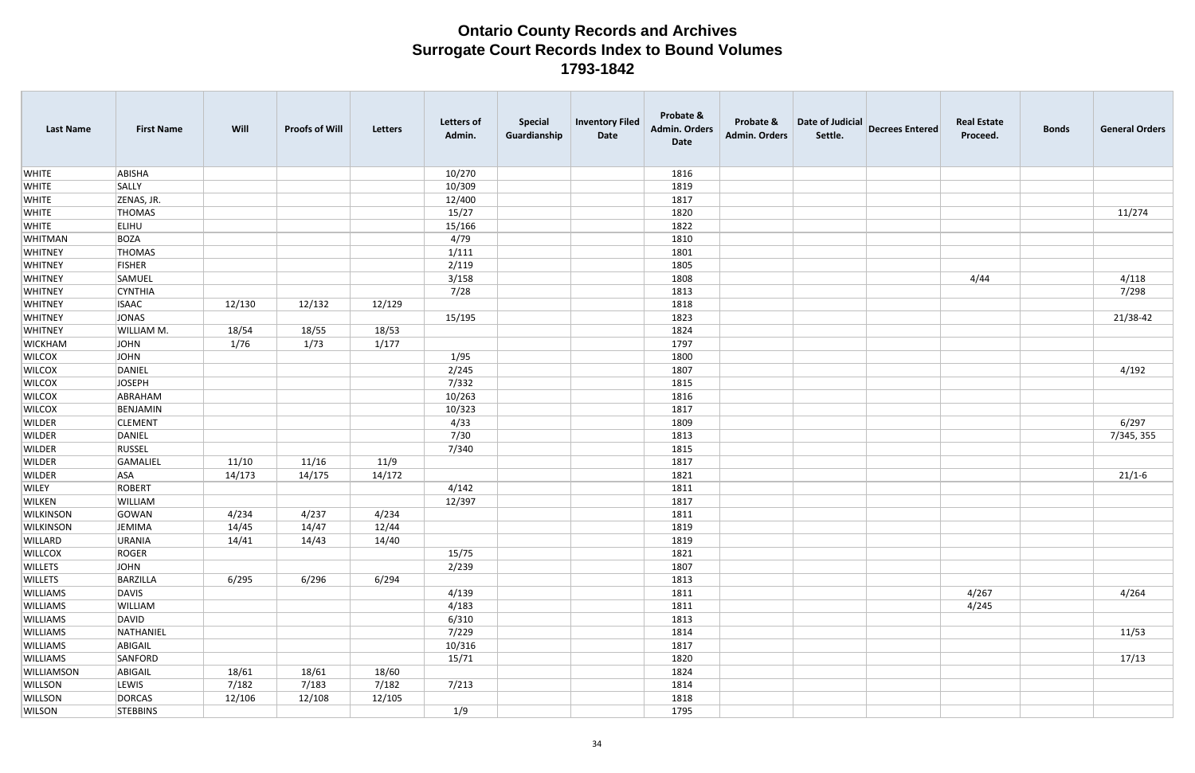# Ontario County Records and Archives
# Surrogate Court Records Index to Bound Volumes
# 1793-1842

| Last Name | First Name | Will | Proofs of Will | Letters | Letters of Admin. | Special Guardianship | Inventory Filed Date | Probate & Admin. Orders Date | Probate & Admin. Orders | Date of Judicial Settle. | Decrees Entered | Real Estate Proceed. | Bonds | General Orders |
|---|---|---|---|---|---|---|---|---|---|---|---|---|---|---|
| WHITE | ABISHA | | | | 10/270 | | | 1816 | | | | | | |
| WHITE | SALLY | | | | 10/309 | | | 1819 | | | | | | |
| WHITE | ZENAS, JR. | | | | 12/400 | | | 1817 | | | | | | |
| WHITE | THOMAS | | | | 15/27 | | | 1820 | | | | | | 11/274 |
| WHITE | ELIHU | | | | 15/166 | | | 1822 | | | | | | |
| WHITMAN | BOZA | | | | 4/79 | | | 1810 | | | | | | |
| WHITNEY | THOMAS | | | | 1/111 | | | 1801 | | | | | | |
| WHITNEY | FISHER | | | | 2/119 | | | 1805 | | | | | | |
| WHITNEY | SAMUEL | | | | 3/158 | | | 1808 | | | | 4/44 | | 4/118 |
| WHITNEY | CYNTHIA | | | | 7/28 | | | 1813 | | | | | | 7/298 |
| WHITNEY | ISAAC | 12/130 | 12/132 | 12/129 | | | | 1818 | | | | | | |
| WHITNEY | JONAS | | | | 15/195 | | | 1823 | | | | | | 21/38-42 |
| WHITNEY | WILLIAM M. | 18/54 | 18/55 | 18/53 | | | | 1824 | | | | | | |
| WICKHAM | JOHN | 1/76 | 1/73 | 1/177 | | | | 1797 | | | | | | |
| WILCOX | JOHN | | | | 1/95 | | | 1800 | | | | | | |
| WILCOX | DANIEL | | | | 2/245 | | | 1807 | | | | | | 4/192 |
| WILCOX | JOSEPH | | | | 7/332 | | | 1815 | | | | | | |
| WILCOX | ABRAHAM | | | | 10/263 | | | 1816 | | | | | | |
| WILCOX | BENJAMIN | | | | 10/323 | | | 1817 | | | | | | |
| WILDER | CLEMENT | | | | 4/33 | | | 1809 | | | | | | 6/297 |
| WILDER | DANIEL | | | | 7/30 | | | 1813 | | | | | | 7/345, 355 |
| WILDER | RUSSEL | | | | 7/340 | | | 1815 | | | | | | |
| WILDER | GAMALIEL | 11/10 | 11/16 | 11/9 | | | | 1817 | | | | | | |
| WILDER | ASA | 14/173 | 14/175 | 14/172 | | | | 1821 | | | | | | 21/1-6 |
| WILEY | ROBERT | | | | 4/142 | | | 1811 | | | | | | |
| WILKEN | WILLIAM | | | | 12/397 | | | 1817 | | | | | | |
| WILKINSON | GOWAN | 4/234 | 4/237 | 4/234 | | | | 1811 | | | | | | |
| WILKINSON | JEMIMA | 14/45 | 14/47 | 12/44 | | | | 1819 | | | | | | |
| WILLARD | URANIA | 14/41 | 14/43 | 14/40 | | | | 1819 | | | | | | |
| WILLCOX | ROGER | | | | 15/75 | | | 1821 | | | | | | |
| WILLETS | JOHN | | | | 2/239 | | | 1807 | | | | | | |
| WILLETS | BARZILLA | 6/295 | 6/296 | 6/294 | | | | 1813 | | | | | | |
| WILLIAMS | DAVIS | | | | 4/139 | | | 1811 | | | | 4/267 | | 4/264 |
| WILLIAMS | WILLIAM | | | | 4/183 | | | 1811 | | | | 4/245 | | |
| WILLIAMS | DAVID | | | | 6/310 | | | 1813 | | | | | | |
| WILLIAMS | NATHANIEL | | | | 7/229 | | | 1814 | | | | | | 11/53 |
| WILLIAMS | ABIGAIL | | | | 10/316 | | | 1817 | | | | | | |
| WILLIAMS | SANFORD | | | | 15/71 | | | 1820 | | | | | | 17/13 |
| WILLIAMSON | ABIGAIL | 18/61 | 18/61 | 18/60 | | | | 1824 | | | | | | |
| WILLSON | LEWIS | 7/182 | 7/183 | 7/182 | 7/213 | | | 1814 | | | | | | |
| WILLSON | DORCAS | 12/106 | 12/108 | 12/105 | | | | 1818 | | | | | | |
| WILSON | STEBBINS | | | | 1/9 | | | 1795 | | | | | | |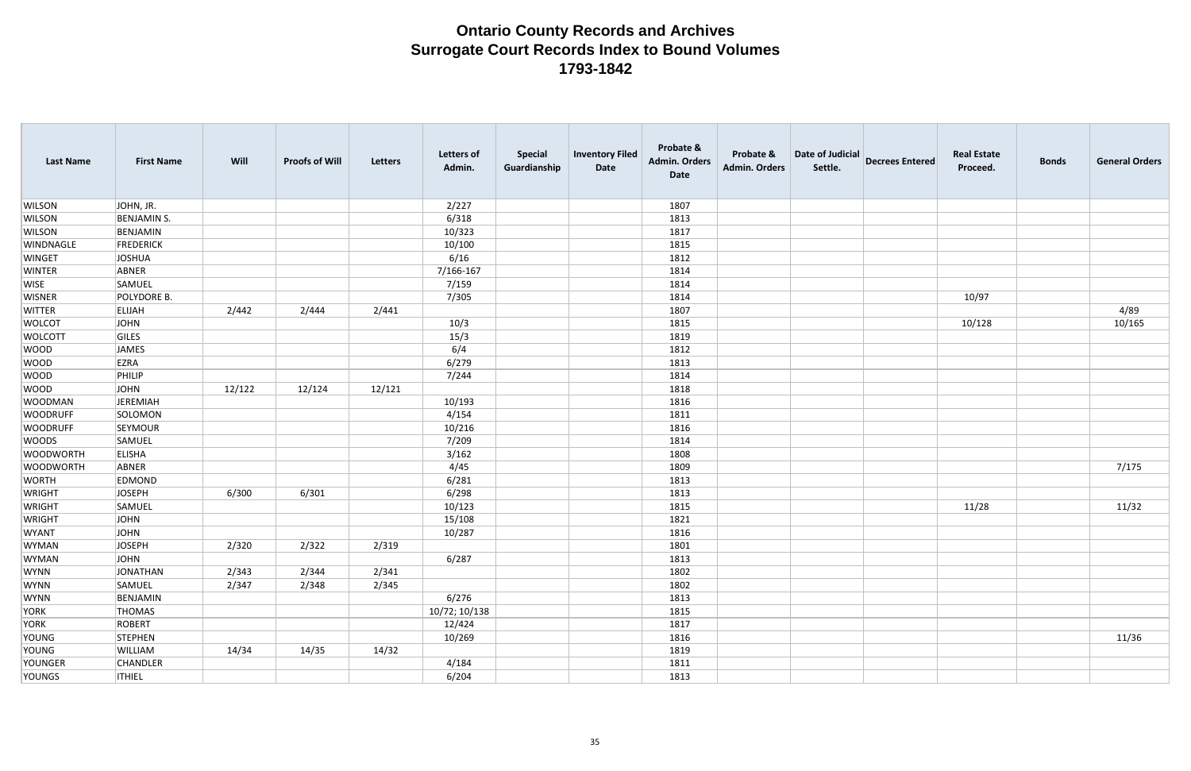# Ontario County Records and Archives
# Surrogate Court Records Index to Bound Volumes
# 1793-1842

| Last Name | First Name | Will | Proofs of Will | Letters | Letters of Admin. | Special Guardianship | Inventory Filed Date | Probate & Admin. Orders Date | Probate & Admin. Orders | Date of Judicial Settle. | Decrees Entered | Real Estate Proceed. | Bonds | General Orders |
|---|---|---|---|---|---|---|---|---|---|---|---|---|---|---|
| WILSON | JOHN, JR. | | | | 2/227 | | | 1807 | | | | | | |
| WILSON | BENJAMIN S. | | | | 6/318 | | | 1813 | | | | | | |
| WILSON | BENJAMIN | | | | 10/323 | | | 1817 | | | | | | |
| WINDNAGLE | FREDERICK | | | | 10/100 | | | 1815 | | | | | | |
| WINGET | JOSHUA | | | | 6/16 | | | 1812 | | | | | | |
| WINTER | ABNER | | | | 7/166-167 | | | 1814 | | | | | | |
| WISE | SAMUEL | | | | 7/159 | | | 1814 | | | | | | |
| WISNER | POLYDORE B. | | | | 7/305 | | | 1814 | | | | 10/97 | | |
| WITTER | ELIJAH | 2/442 | 2/444 | 2/441 | | | | 1807 | | | | | | 4/89 |
| WOLCOT | JOHN | | | | 10/3 | | | 1815 | | | | 10/128 | | 10/165 |
| WOLCOTT | GILES | | | | 15/3 | | | 1819 | | | | | | |
| WOOD | JAMES | | | | 6/4 | | | 1812 | | | | | | |
| WOOD | EZRA | | | | 6/279 | | | 1813 | | | | | | |
| WOOD | PHILIP | | | | 7/244 | | | 1814 | | | | | | |
| WOOD | JOHN | 12/122 | 12/124 | 12/121 | | | | 1818 | | | | | | |
| WOODMAN | JEREMIAH | | | | 10/193 | | | 1816 | | | | | | |
| WOODRUFF | SOLOMON | | | | 4/154 | | | 1811 | | | | | | |
| WOODRUFF | SEYMOUR | | | | 10/216 | | | 1816 | | | | | | |
| WOODS | SAMUEL | | | | 7/209 | | | 1814 | | | | | | |
| WOODWORTH | ELISHA | | | | 3/162 | | | 1808 | | | | | | |
| WOODWORTH | ABNER | | | | 4/45 | | | 1809 | | | | | | 7/175 |
| WORTH | EDMOND | | | | 6/281 | | | 1813 | | | | | | |
| WRIGHT | JOSEPH | 6/300 | 6/301 | | 6/298 | | | 1813 | | | | | | |
| WRIGHT | SAMUEL | | | | 10/123 | | | 1815 | | | | 11/28 | | 11/32 |
| WRIGHT | JOHN | | | | 15/108 | | | 1821 | | | | | | |
| WYANT | JOHN | | | | 10/287 | | | 1816 | | | | | | |
| WYMAN | JOSEPH | 2/320 | 2/322 | 2/319 | | | | 1801 | | | | | | |
| WYMAN | JOHN | | | | 6/287 | | | 1813 | | | | | | |
| WYNN | JONATHAN | 2/343 | 2/344 | 2/341 | | | | 1802 | | | | | | |
| WYNN | SAMUEL | 2/347 | 2/348 | 2/345 | | | | 1802 | | | | | | |
| WYNN | BENJAMIN | | | | 6/276 | | | 1813 | | | | | | |
| YORK | THOMAS | | | | 10/72; 10/138 | | | 1815 | | | | | | |
| YORK | ROBERT | | | | 12/424 | | | 1817 | | | | | | |
| YOUNG | STEPHEN | | | | 10/269 | | | 1816 | | | | | | 11/36 |
| YOUNG | WILLIAM | 14/34 | 14/35 | 14/32 | | | | 1819 | | | | | | |
| YOUNGER | CHANDLER | | | | 4/184 | | | 1811 | | | | | | |
| YOUNGS | ITHIEL | | | | 6/204 | | | 1813 | | | | | | |